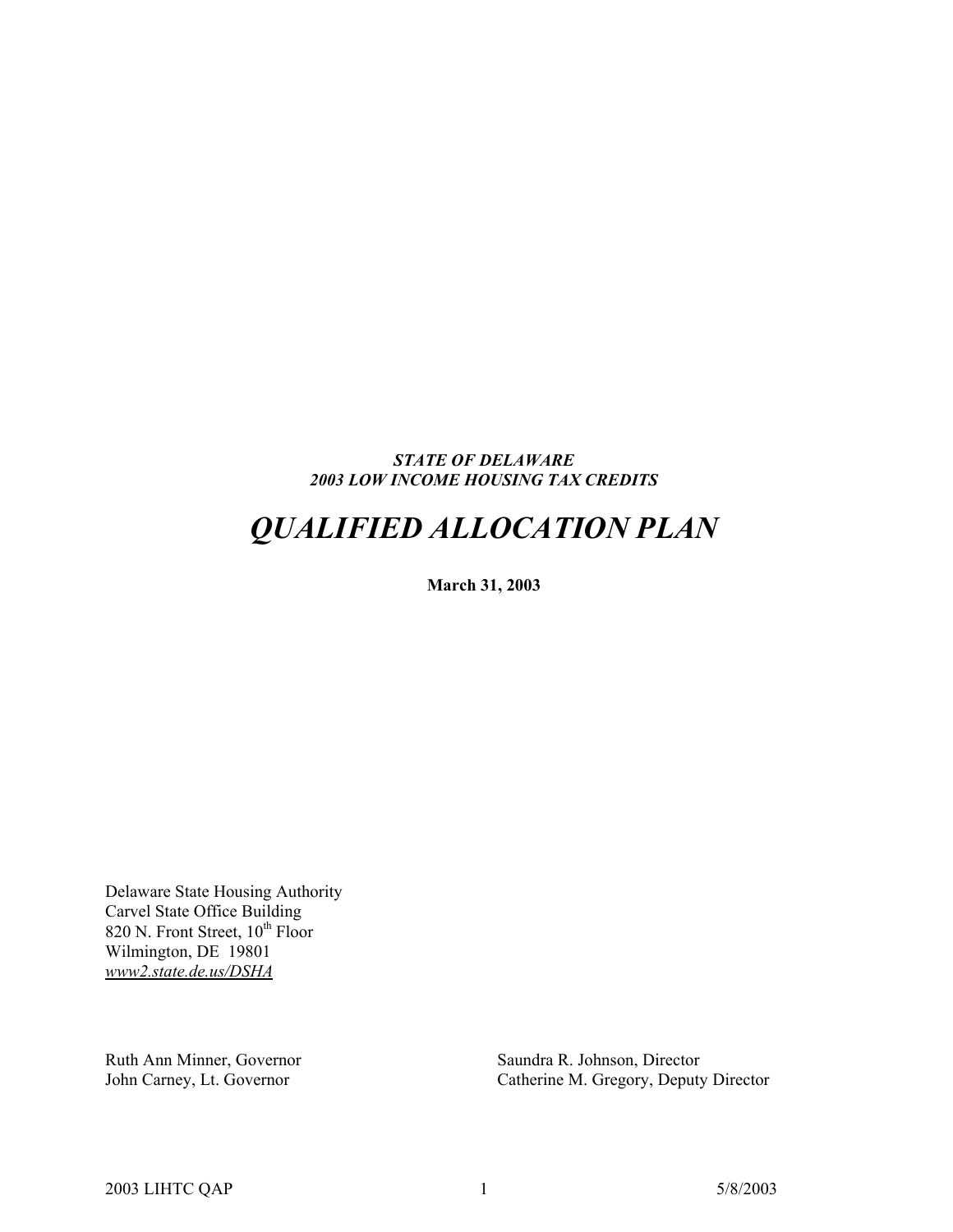***STATE OF DELAWARE***
***2003 LOW INCOME HOUSING TAX CREDITS***

# *QUALIFIED ALLOCATION PLAN*

**March 31, 2003**

Delaware State Housing Authority
Carvel State Office Building
820 N. Front Street, 10th Floor
Wilmington, DE 19801
*www2.state.de.us/DSHA*

Ruth Ann Minner, Governor
John Carney, Lt. Governor

Saundra R. Johnson, Director
Catherine M. Gregory, Deputy Director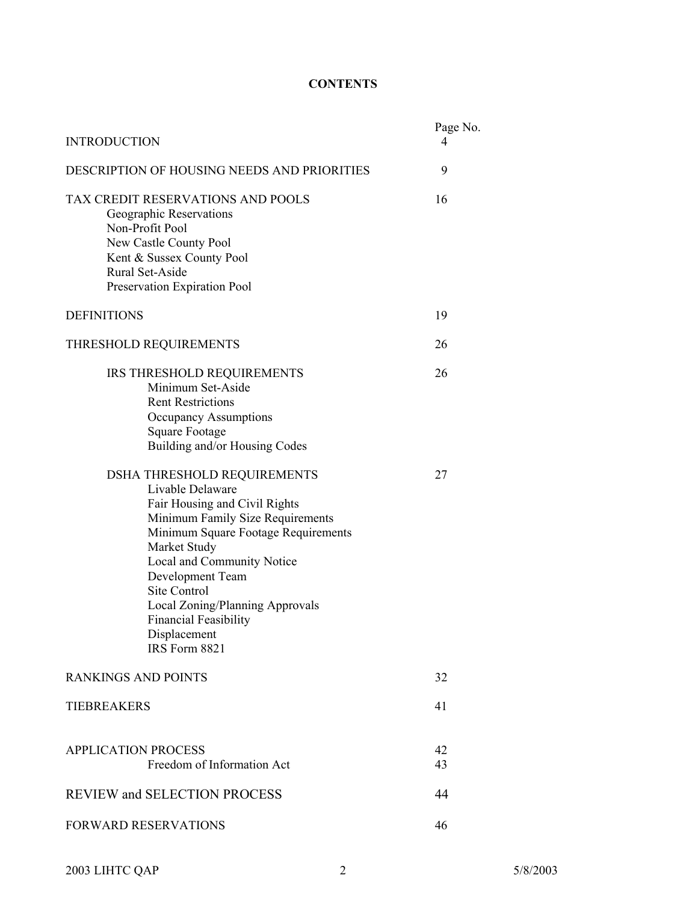# CONTENTS

| | Page No. |
|---|---|
| INTRODUCTION | 4 |
| DESCRIPTION OF HOUSING NEEDS AND PRIORITIES | 9 |
| TAX CREDIT RESERVATIONS AND POOLS | 16 |
| Geographic Reservations | |
| Non-Profit Pool | |
| New Castle County Pool | |
| Kent & Sussex County Pool | |
| Rural Set-Aside | |
| Preservation Expiration Pool | |
| DEFINITIONS | 19 |
| THRESHOLD REQUIREMENTS | 26 |
| IRS THRESHOLD REQUIREMENTS | 26 |
| Minimum Set-Aside | |
| Rent Restrictions | |
| Occupancy Assumptions | |
| Square Footage | |
| Building and/or Housing Codes | |
| DSHA THRESHOLD REQUIREMENTS | 27 |
| Livable Delaware | |
| Fair Housing and Civil Rights | |
| Minimum Family Size Requirements | |
| Minimum Square Footage Requirements | |
| Market Study | |
| Local and Community Notice | |
| Development Team | |
| Site Control | |
| Local Zoning/Planning Approvals | |
| Financial Feasibility | |
| Displacement | |
| IRS Form 8821 | |
| RANKINGS AND POINTS | 32 |
| TIEBREAKERS | 41 |
| APPLICATION PROCESS | 42 |
| Freedom of Information Act | 43 |
| REVIEW and SELECTION PROCESS | 44 |
| FORWARD RESERVATIONS | 46 |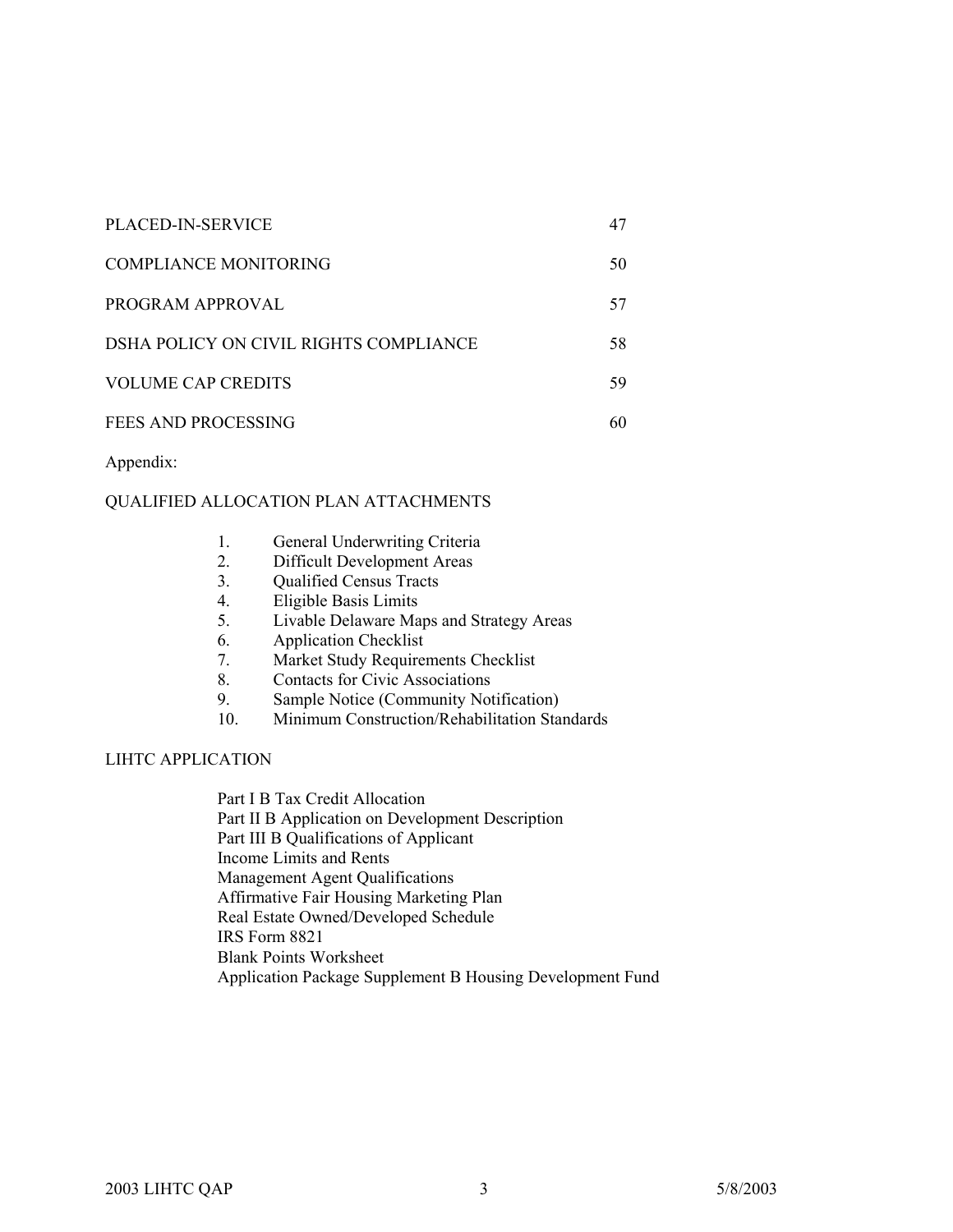| | |
|---|---|
| PLACED-IN-SERVICE | 47 |
| COMPLIANCE MONITORING | 50 |
| PROGRAM APPROVAL | 57 |
| DSHA POLICY ON CIVIL RIGHTS COMPLIANCE | 58 |
| VOLUME CAP CREDITS | 59 |
| FEES AND PROCESSING | 60 |

Appendix:

QUALIFIED ALLOCATION PLAN ATTACHMENTS

1. General Underwriting Criteria
2. Difficult Development Areas
3. Qualified Census Tracts
4. Eligible Basis Limits
5. Livable Delaware Maps and Strategy Areas
6. Application Checklist
7. Market Study Requirements Checklist
8. Contacts for Civic Associations
9. Sample Notice (Community Notification)
10. Minimum Construction/Rehabilitation Standards

LIHTC APPLICATION

Part I B Tax Credit Allocation
Part II B Application on Development Description
Part III B Qualifications of Applicant
Income Limits and Rents
Management Agent Qualifications
Affirmative Fair Housing Marketing Plan
Real Estate Owned/Developed Schedule
IRS Form 8821
Blank Points Worksheet
Application Package Supplement B Housing Development Fund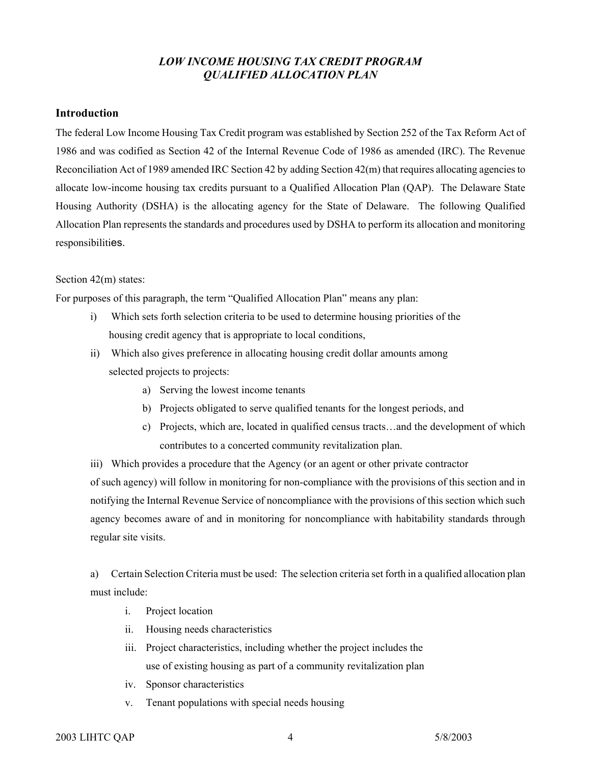***LOW INCOME HOUSING TAX CREDIT PROGRAM***
***QUALIFIED ALLOCATION PLAN***

## Introduction

The federal Low Income Housing Tax Credit program was established by Section 252 of the Tax Reform Act of 1986 and was codified as Section 42 of the Internal Revenue Code of 1986 as amended (IRC). The Revenue Reconciliation Act of 1989 amended IRC Section 42 by adding Section 42(m) that requires allocating agencies to allocate low-income housing tax credits pursuant to a Qualified Allocation Plan (QAP). The Delaware State Housing Authority (DSHA) is the allocating agency for the State of Delaware. The following Qualified Allocation Plan represents the standards and procedures used by DSHA to perform its allocation and monitoring responsibilities.

Section 42(m) states:

For purposes of this paragraph, the term "Qualified Allocation Plan" means any plan:

i) Which sets forth selection criteria to be used to determine housing priorities of the housing credit agency that is appropriate to local conditions,

ii) Which also gives preference in allocating housing credit dollar amounts among selected projects to projects:

   a) Serving the lowest income tenants
   b) Projects obligated to serve qualified tenants for the longest periods, and
   c) Projects, which are, located in qualified census tracts…and the development of which contributes to a concerted community revitalization plan.

iii) Which provides a procedure that the Agency (or an agent or other private contractor of such agency) will follow in monitoring for non-compliance with the provisions of this section and in notifying the Internal Revenue Service of noncompliance with the provisions of this section which such agency becomes aware of and in monitoring for noncompliance with habitability standards through regular site visits.

a) Certain Selection Criteria must be used: The selection criteria set forth in a qualified allocation plan must include:

   i. Project location
   ii. Housing needs characteristics
   iii. Project characteristics, including whether the project includes the use of existing housing as part of a community revitalization plan
   iv. Sponsor characteristics
   v. Tenant populations with special needs housing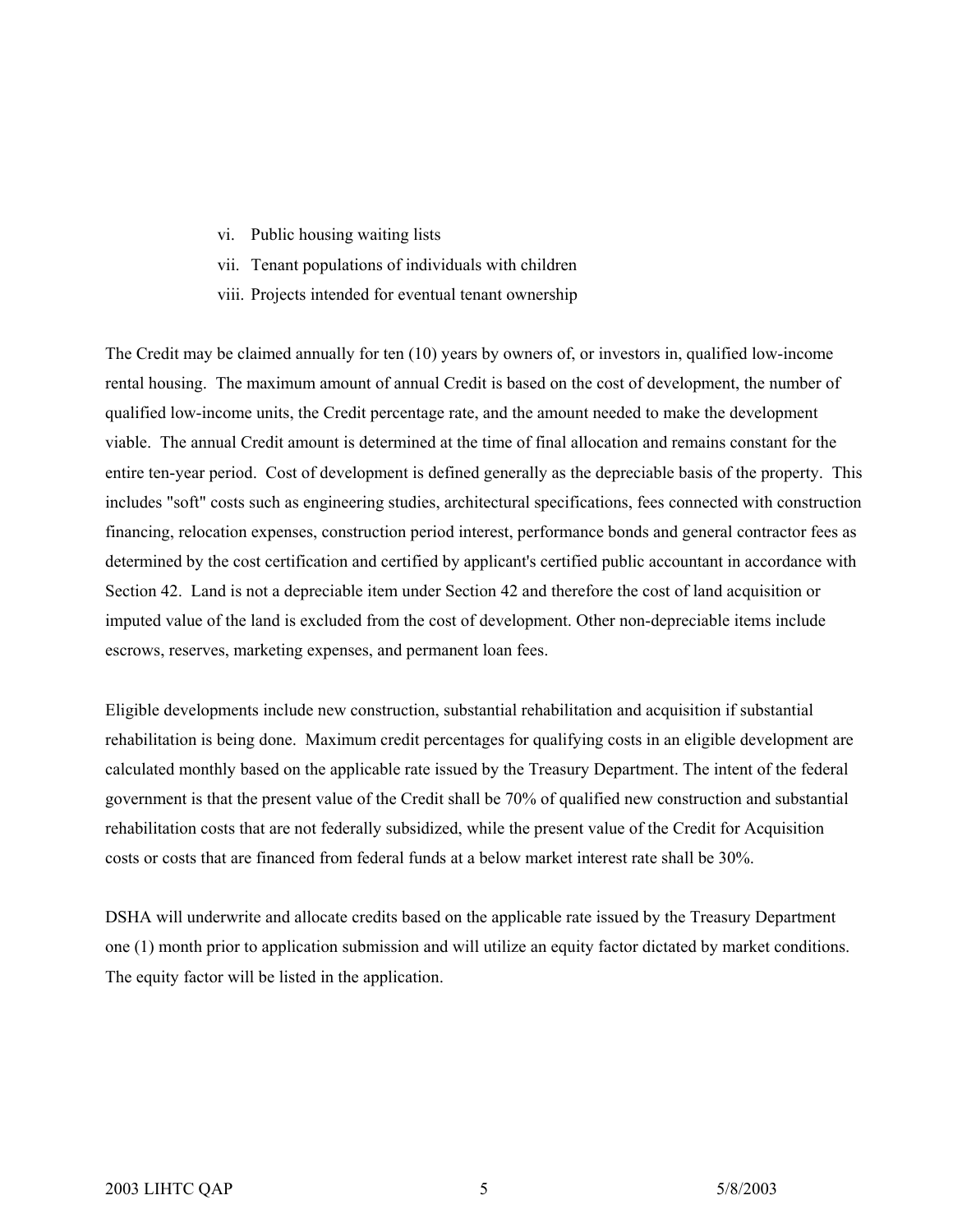vi. Public housing waiting lists

vii. Tenant populations of individuals with children

viii. Projects intended for eventual tenant ownership

The Credit may be claimed annually for ten (10) years by owners of, or investors in, qualified low-income rental housing. The maximum amount of annual Credit is based on the cost of development, the number of qualified low-income units, the Credit percentage rate, and the amount needed to make the development viable. The annual Credit amount is determined at the time of final allocation and remains constant for the entire ten-year period. Cost of development is defined generally as the depreciable basis of the property. This includes "soft" costs such as engineering studies, architectural specifications, fees connected with construction financing, relocation expenses, construction period interest, performance bonds and general contractor fees as determined by the cost certification and certified by applicant's certified public accountant in accordance with Section 42. Land is not a depreciable item under Section 42 and therefore the cost of land acquisition or imputed value of the land is excluded from the cost of development. Other non-depreciable items include escrows, reserves, marketing expenses, and permanent loan fees.

Eligible developments include new construction, substantial rehabilitation and acquisition if substantial rehabilitation is being done. Maximum credit percentages for qualifying costs in an eligible development are calculated monthly based on the applicable rate issued by the Treasury Department. The intent of the federal government is that the present value of the Credit shall be 70% of qualified new construction and substantial rehabilitation costs that are not federally subsidized, while the present value of the Credit for Acquisition costs or costs that are financed from federal funds at a below market interest rate shall be 30%.

DSHA will underwrite and allocate credits based on the applicable rate issued by the Treasury Department one (1) month prior to application submission and will utilize an equity factor dictated by market conditions. The equity factor will be listed in the application.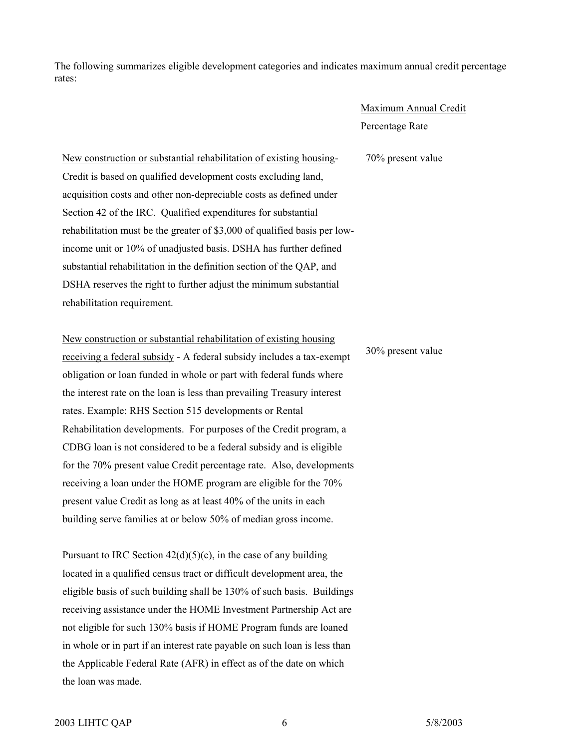The following summarizes eligible development categories and indicates maximum annual credit percentage rates:

| | Maximum Annual Credit Percentage Rate |
|---|---|
| New construction or substantial rehabilitation of existing housing- Credit is based on qualified development costs excluding land, acquisition costs and other non-depreciable costs as defined under Section 42 of the IRC. Qualified expenditures for substantial rehabilitation must be the greater of $3,000 of qualified basis per low-income unit or 10% of unadjusted basis. DSHA has further defined substantial rehabilitation in the definition section of the QAP, and DSHA reserves the right to further adjust the minimum substantial rehabilitation requirement. | 70% present value |
| New construction or substantial rehabilitation of existing housing receiving a federal subsidy - A federal subsidy includes a tax-exempt obligation or loan funded in whole or part with federal funds where the interest rate on the loan is less than prevailing Treasury interest rates. Example: RHS Section 515 developments or Rental Rehabilitation developments. For purposes of the Credit program, a CDBG loan is not considered to be a federal subsidy and is eligible for the 70% present value Credit percentage rate. Also, developments receiving a loan under the HOME program are eligible for the 70% present value Credit as long as at least 40% of the units in each building serve families at or below 50% of median gross income. | 30% present value |

Pursuant to IRC Section 42(d)(5)(c), in the case of any building located in a qualified census tract or difficult development area, the eligible basis of such building shall be 130% of such basis. Buildings receiving assistance under the HOME Investment Partnership Act are not eligible for such 130% basis if HOME Program funds are loaned in whole or in part if an interest rate payable on such loan is less than the Applicable Federal Rate (AFR) in effect as of the date on which the loan was made.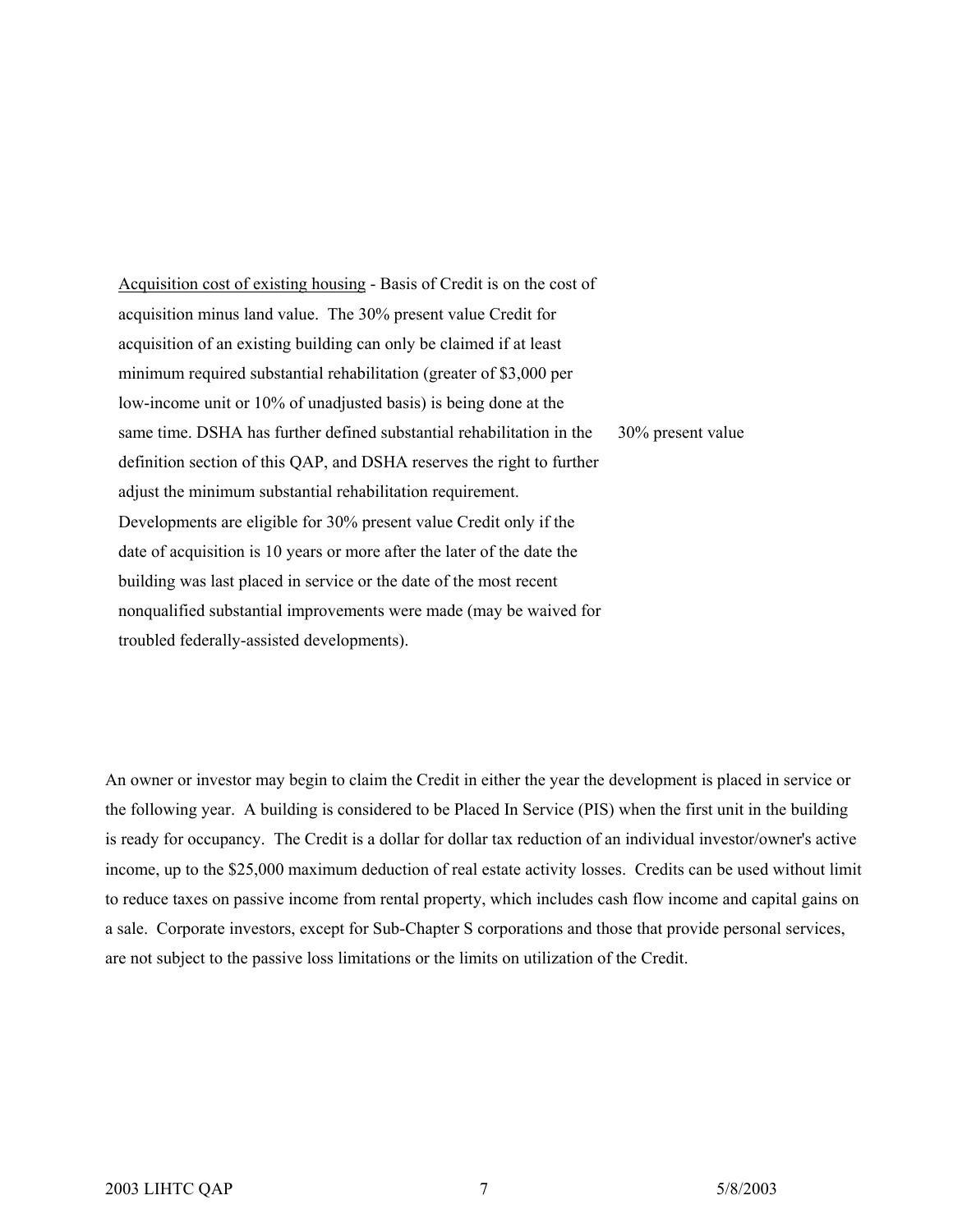<u>Acquisition cost of existing housing</u> - Basis of Credit is on the cost of acquisition minus land value. The 30% present value Credit for acquisition of an existing building can only be claimed if at least minimum required substantial rehabilitation (greater of \$3,000 per low-income unit or 10% of unadjusted basis) is being done at the same time. DSHA has further defined substantial rehabilitation in the definition section of this QAP, and DSHA reserves the right to further adjust the minimum substantial rehabilitation requirement. Developments are eligible for 30% present value Credit only if the date of acquisition is 10 years or more after the later of the date the building was last placed in service or the date of the most recent nonqualified substantial improvements were made (may be waived for troubled federally-assisted developments).

30% present value

An owner or investor may begin to claim the Credit in either the year the development is placed in service or the following year. A building is considered to be Placed In Service (PIS) when the first unit in the building is ready for occupancy. The Credit is a dollar for dollar tax reduction of an individual investor/owner's active income, up to the \$25,000 maximum deduction of real estate activity losses. Credits can be used without limit to reduce taxes on passive income from rental property, which includes cash flow income and capital gains on a sale. Corporate investors, except for Sub-Chapter S corporations and those that provide personal services, are not subject to the passive loss limitations or the limits on utilization of the Credit.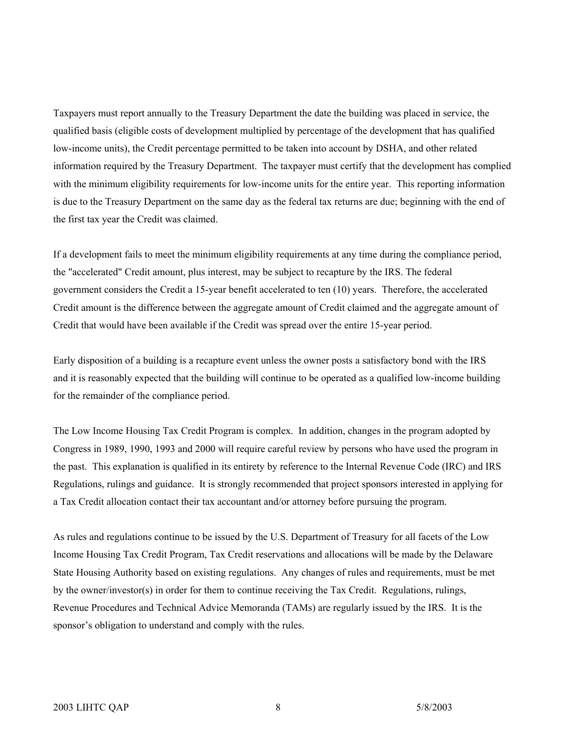Taxpayers must report annually to the Treasury Department the date the building was placed in service, the qualified basis (eligible costs of development multiplied by percentage of the development that has qualified low-income units), the Credit percentage permitted to be taken into account by DSHA, and other related information required by the Treasury Department. The taxpayer must certify that the development has complied with the minimum eligibility requirements for low-income units for the entire year. This reporting information is due to the Treasury Department on the same day as the federal tax returns are due; beginning with the end of the first tax year the Credit was claimed.

If a development fails to meet the minimum eligibility requirements at any time during the compliance period, the "accelerated" Credit amount, plus interest, may be subject to recapture by the IRS. The federal government considers the Credit a 15-year benefit accelerated to ten (10) years. Therefore, the accelerated Credit amount is the difference between the aggregate amount of Credit claimed and the aggregate amount of Credit that would have been available if the Credit was spread over the entire 15-year period.

Early disposition of a building is a recapture event unless the owner posts a satisfactory bond with the IRS and it is reasonably expected that the building will continue to be operated as a qualified low-income building for the remainder of the compliance period.

The Low Income Housing Tax Credit Program is complex. In addition, changes in the program adopted by Congress in 1989, 1990, 1993 and 2000 will require careful review by persons who have used the program in the past. This explanation is qualified in its entirety by reference to the Internal Revenue Code (IRC) and IRS Regulations, rulings and guidance. It is strongly recommended that project sponsors interested in applying for a Tax Credit allocation contact their tax accountant and/or attorney before pursuing the program.

As rules and regulations continue to be issued by the U.S. Department of Treasury for all facets of the Low Income Housing Tax Credit Program, Tax Credit reservations and allocations will be made by the Delaware State Housing Authority based on existing regulations. Any changes of rules and requirements, must be met by the owner/investor(s) in order for them to continue receiving the Tax Credit. Regulations, rulings, Revenue Procedures and Technical Advice Memoranda (TAMs) are regularly issued by the IRS. It is the sponsor's obligation to understand and comply with the rules.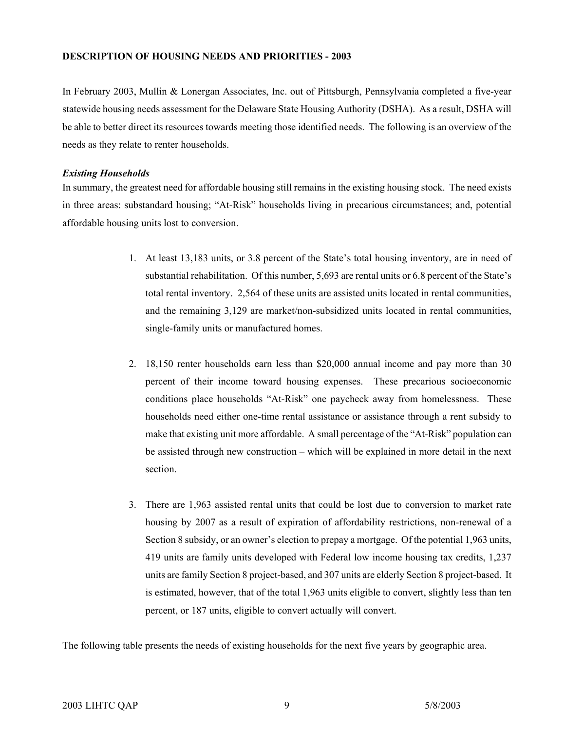**DESCRIPTION OF HOUSING NEEDS AND PRIORITIES - 2003**

In February 2003, Mullin & Lonergan Associates, Inc. out of Pittsburgh, Pennsylvania completed a five-year statewide housing needs assessment for the Delaware State Housing Authority (DSHA). As a result, DSHA will be able to better direct its resources towards meeting those identified needs. The following is an overview of the needs as they relate to renter households.

***Existing Households***

In summary, the greatest need for affordable housing still remains in the existing housing stock. The need exists in three areas: substandard housing; "At-Risk" households living in precarious circumstances; and, potential affordable housing units lost to conversion.

1. At least 13,183 units, or 3.8 percent of the State's total housing inventory, are in need of substantial rehabilitation. Of this number, 5,693 are rental units or 6.8 percent of the State's total rental inventory. 2,564 of these units are assisted units located in rental communities, and the remaining 3,129 are market/non-subsidized units located in rental communities, single-family units or manufactured homes.

2. 18,150 renter households earn less than $20,000 annual income and pay more than 30 percent of their income toward housing expenses. These precarious socioeconomic conditions place households "At-Risk" one paycheck away from homelessness. These households need either one-time rental assistance or assistance through a rent subsidy to make that existing unit more affordable. A small percentage of the "At-Risk" population can be assisted through new construction – which will be explained in more detail in the next section.

3. There are 1,963 assisted rental units that could be lost due to conversion to market rate housing by 2007 as a result of expiration of affordability restrictions, non-renewal of a Section 8 subsidy, or an owner's election to prepay a mortgage. Of the potential 1,963 units, 419 units are family units developed with Federal low income housing tax credits, 1,237 units are family Section 8 project-based, and 307 units are elderly Section 8 project-based. It is estimated, however, that of the total 1,963 units eligible to convert, slightly less than ten percent, or 187 units, eligible to convert actually will convert.

The following table presents the needs of existing households for the next five years by geographic area.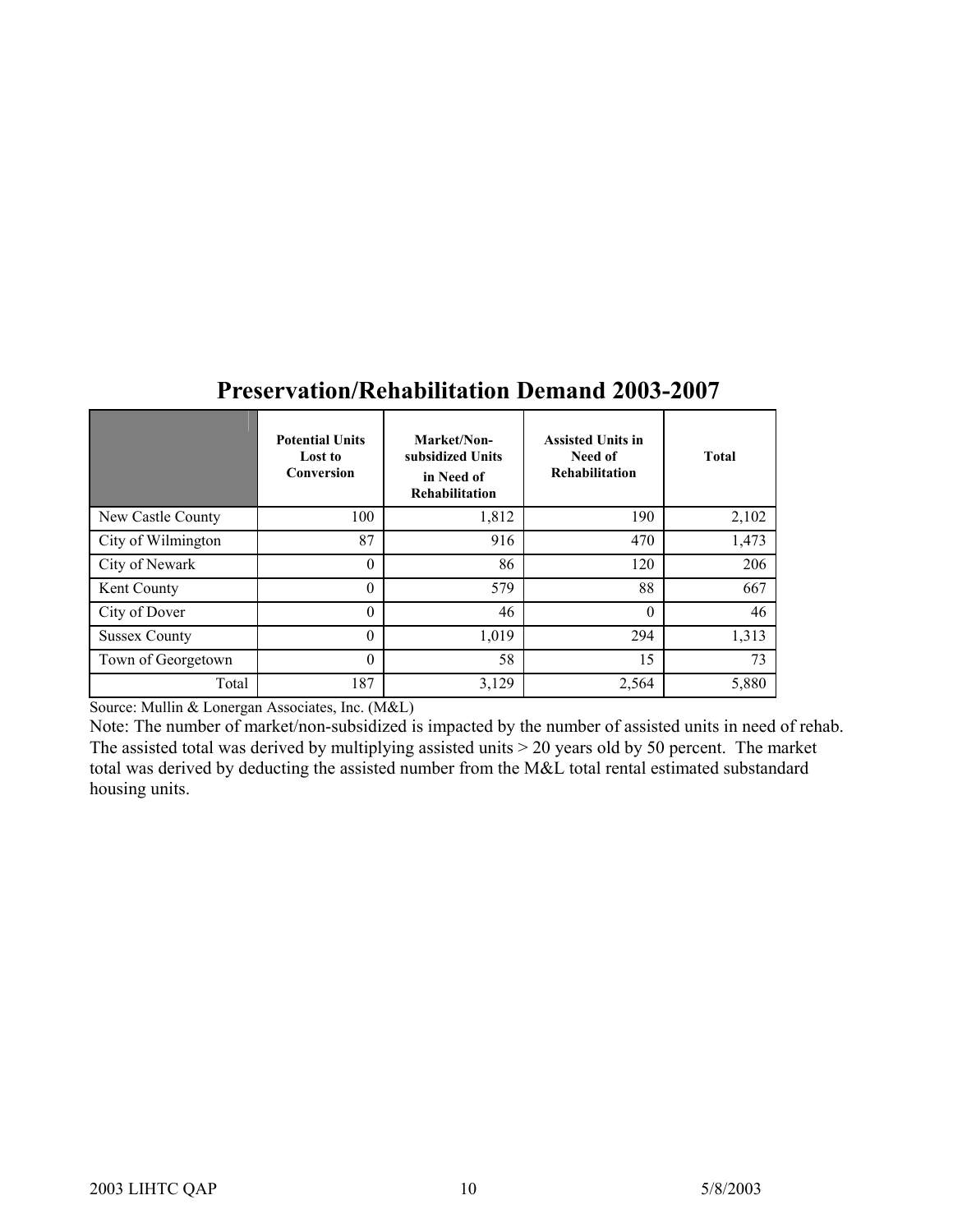## Preservation/Rehabilitation Demand 2003-2007

| | Potential Units Lost to Conversion | Market/Non-subsidized Units in Need of Rehabilitation | Assisted Units in Need of Rehabilitation | Total |
|---|---|---|---|---|
| New Castle County | 100 | 1,812 | 190 | 2,102 |
| City of Wilmington | 87 | 916 | 470 | 1,473 |
| City of Newark | 0 | 86 | 120 | 206 |
| Kent County | 0 | 579 | 88 | 667 |
| City of Dover | 0 | 46 | 0 | 46 |
| Sussex County | 0 | 1,019 | 294 | 1,313 |
| Town of Georgetown | 0 | 58 | 15 | 73 |
| Total | 187 | 3,129 | 2,564 | 5,880 |

Source: Mullin & Lonergan Associates, Inc. (M&L)

Note: The number of market/non-subsidized is impacted by the number of assisted units in need of rehab. The assisted total was derived by multiplying assisted units > 20 years old by 50 percent. The market total was derived by deducting the assisted number from the M&L total rental estimated substandard housing units.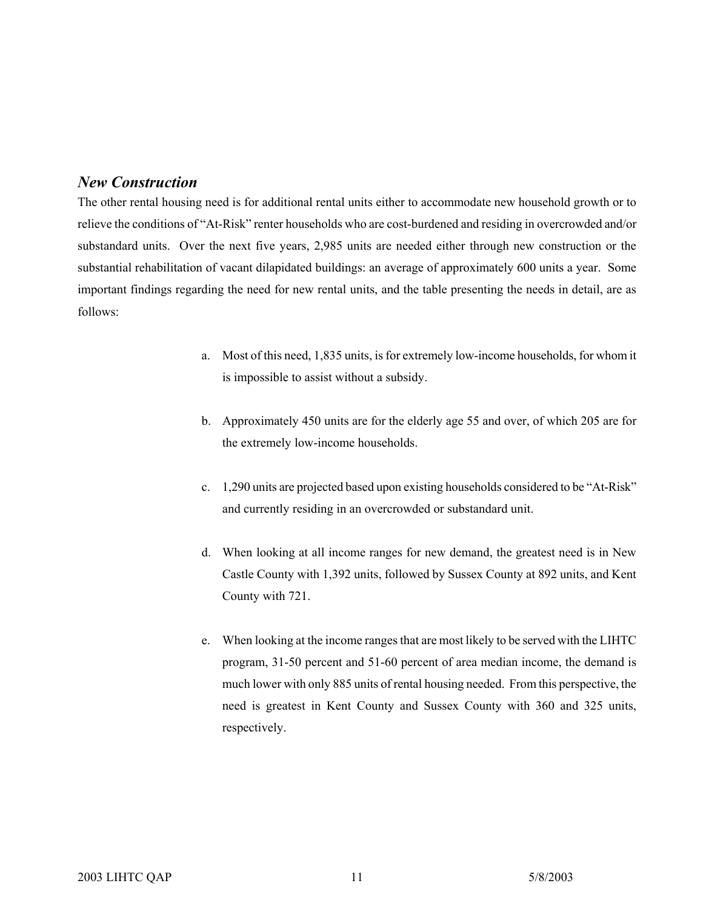### *New Construction*

The other rental housing need is for additional rental units either to accommodate new household growth or to relieve the conditions of "At-Risk" renter households who are cost-burdened and residing in overcrowded and/or substandard units. Over the next five years, 2,985 units are needed either through new construction or the substantial rehabilitation of vacant dilapidated buildings: an average of approximately 600 units a year. Some important findings regarding the need for new rental units, and the table presenting the needs in detail, are as follows:

a. Most of this need, 1,835 units, is for extremely low-income households, for whom it is impossible to assist without a subsidy.

b. Approximately 450 units are for the elderly age 55 and over, of which 205 are for the extremely low-income households.

c. 1,290 units are projected based upon existing households considered to be "At-Risk" and currently residing in an overcrowded or substandard unit.

d. When looking at all income ranges for new demand, the greatest need is in New Castle County with 1,392 units, followed by Sussex County at 892 units, and Kent County with 721.

e. When looking at the income ranges that are most likely to be served with the LIHTC program, 31-50 percent and 51-60 percent of area median income, the demand is much lower with only 885 units of rental housing needed. From this perspective, the need is greatest in Kent County and Sussex County with 360 and 325 units, respectively.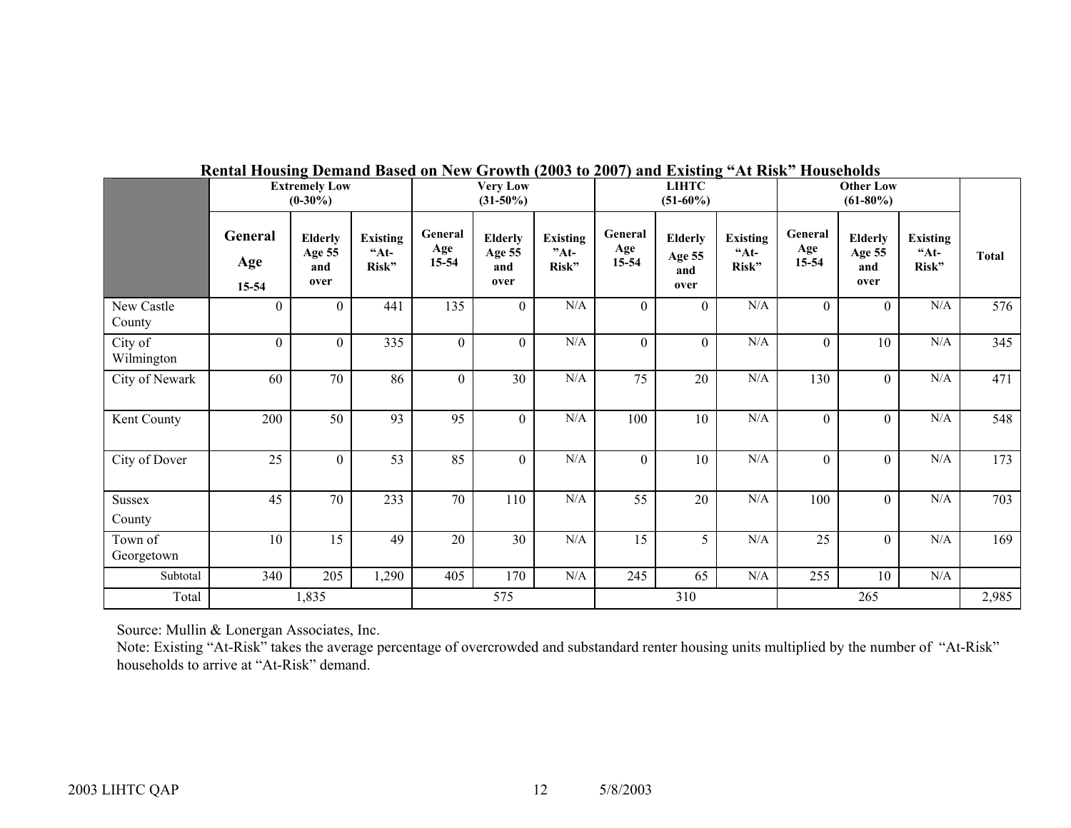**Rental Housing Demand Based on New Growth (2003 to 2007) and Existing "At Risk" Households**

| | Extremely Low (0-30%) | | | Very Low (31-50%) | | | LIHTC (51-60%) | | | Other Low (61-80%) | | | |
|---|---|---|---|---|---|---|---|---|---|---|---|---|---|
| | General Age 15-54 | Elderly Age 55 and over | Existing "At-Risk" | General Age 15-54 | Elderly Age 55 and over | Existing "At-Risk" | General Age 15-54 | Elderly Age 55 and over | Existing "At-Risk" | General Age 15-54 | Elderly Age 55 and over | Existing "At-Risk" | Total |
| New Castle County | 0 | 0 | 441 | 135 | 0 | N/A | 0 | 0 | N/A | 0 | 0 | N/A | 576 |
| City of Wilmington | 0 | 0 | 335 | 0 | 0 | N/A | 0 | 0 | N/A | 0 | 10 | N/A | 345 |
| City of Newark | 60 | 70 | 86 | 0 | 30 | N/A | 75 | 20 | N/A | 130 | 0 | N/A | 471 |
| Kent County | 200 | 50 | 93 | 95 | 0 | N/A | 100 | 10 | N/A | 0 | 0 | N/A | 548 |
| City of Dover | 25 | 0 | 53 | 85 | 0 | N/A | 0 | 10 | N/A | 0 | 0 | N/A | 173 |
| Sussex County | 45 | 70 | 233 | 70 | 110 | N/A | 55 | 20 | N/A | 100 | 0 | N/A | 703 |
| Town of Georgetown | 10 | 15 | 49 | 20 | 30 | N/A | 15 | 5 | N/A | 25 | 0 | N/A | 169 |
| Subtotal | 340 | 205 | 1,290 | 405 | 170 | N/A | 245 | 65 | N/A | 255 | 10 | N/A | |
| Total | 1,835 | | | 575 | | | 310 | | | 265 | | | 2,985 |

Source: Mullin & Lonergan Associates, Inc.

Note: Existing "At-Risk" takes the average percentage of overcrowded and substandard renter housing units multiplied by the number of "At-Risk" households to arrive at "At-Risk" demand.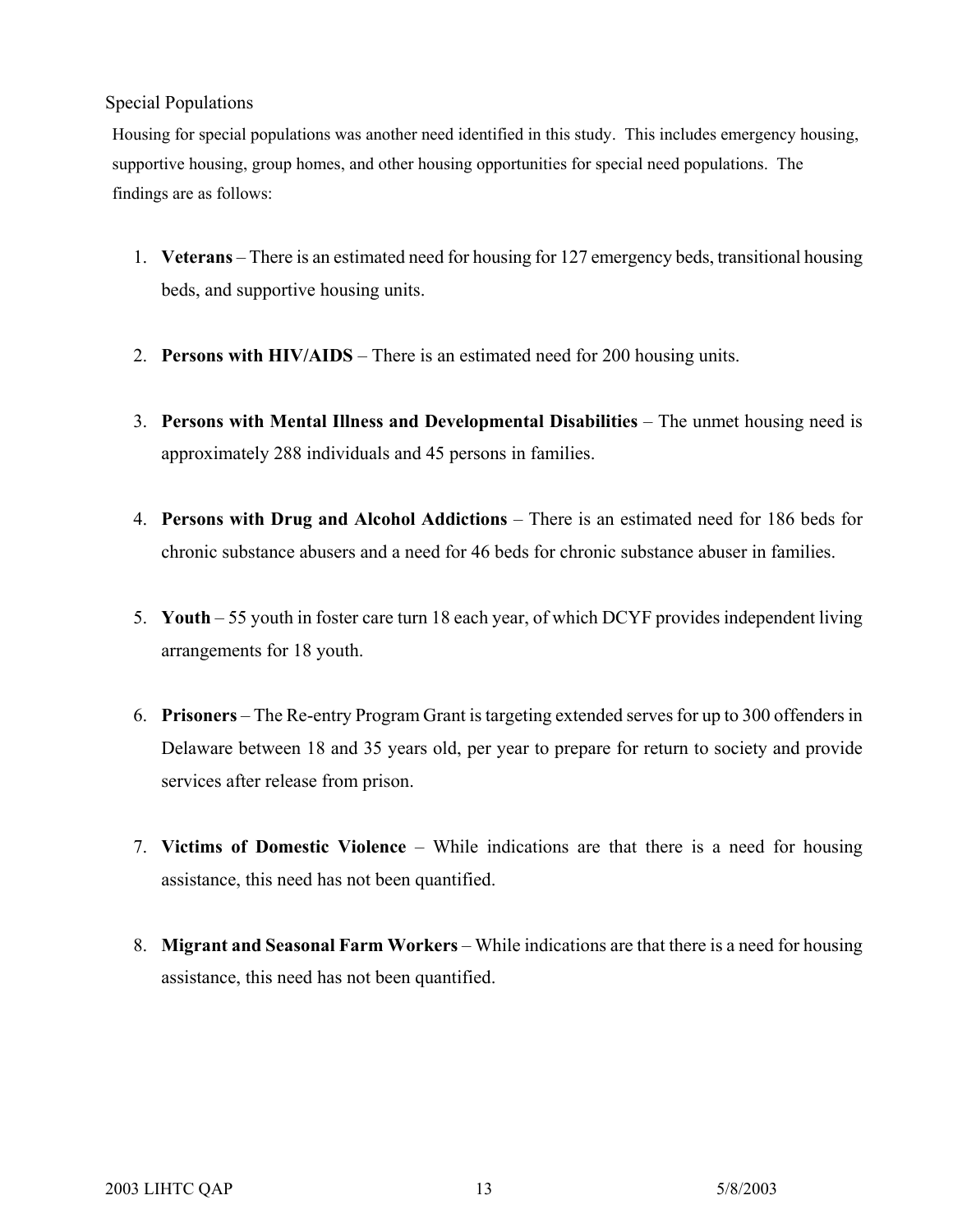Special Populations

Housing for special populations was another need identified in this study. This includes emergency housing, supportive housing, group homes, and other housing opportunities for special need populations. The findings are as follows:

1. **Veterans** – There is an estimated need for housing for 127 emergency beds, transitional housing beds, and supportive housing units.

2. **Persons with HIV/AIDS** – There is an estimated need for 200 housing units.

3. **Persons with Mental Illness and Developmental Disabilities** – The unmet housing need is approximately 288 individuals and 45 persons in families.

4. **Persons with Drug and Alcohol Addictions** – There is an estimated need for 186 beds for chronic substance abusers and a need for 46 beds for chronic substance abuser in families.

5. **Youth** – 55 youth in foster care turn 18 each year, of which DCYF provides independent living arrangements for 18 youth.

6. **Prisoners** – The Re-entry Program Grant is targeting extended serves for up to 300 offenders in Delaware between 18 and 35 years old, per year to prepare for return to society and provide services after release from prison.

7. **Victims of Domestic Violence** – While indications are that there is a need for housing assistance, this need has not been quantified.

8. **Migrant and Seasonal Farm Workers** – While indications are that there is a need for housing assistance, this need has not been quantified.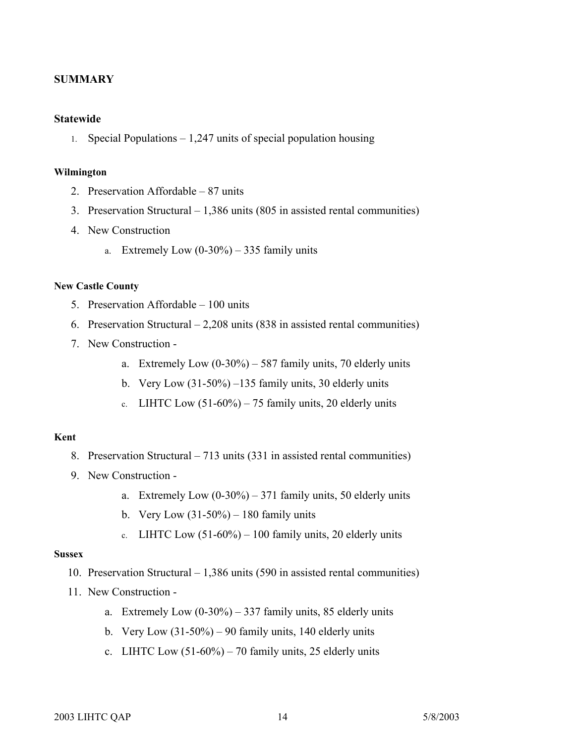## SUMMARY

### Statewide

1. Special Populations – 1,247 units of special population housing

#### Wilmington

2. Preservation Affordable – 87 units
3. Preservation Structural – 1,386 units (805 in assisted rental communities)
4. New Construction
   a. Extremely Low (0-30%) – 335 family units

#### New Castle County

5. Preservation Affordable – 100 units
6. Preservation Structural – 2,208 units (838 in assisted rental communities)
7. New Construction -
   a. Extremely Low (0-30%) – 587 family units, 70 elderly units
   b. Very Low (31-50%) –135 family units, 30 elderly units
   c. LIHTC Low (51-60%) – 75 family units, 20 elderly units

#### Kent

8. Preservation Structural – 713 units (331 in assisted rental communities)
9. New Construction -
   a. Extremely Low (0-30%) – 371 family units, 50 elderly units
   b. Very Low (31-50%) – 180 family units
   c. LIHTC Low (51-60%) – 100 family units, 20 elderly units

#### Sussex

10. Preservation Structural – 1,386 units (590 in assisted rental communities)
11. New Construction -
    a. Extremely Low (0-30%) – 337 family units, 85 elderly units
    b. Very Low (31-50%) – 90 family units, 140 elderly units
    c. LIHTC Low (51-60%) – 70 family units, 25 elderly units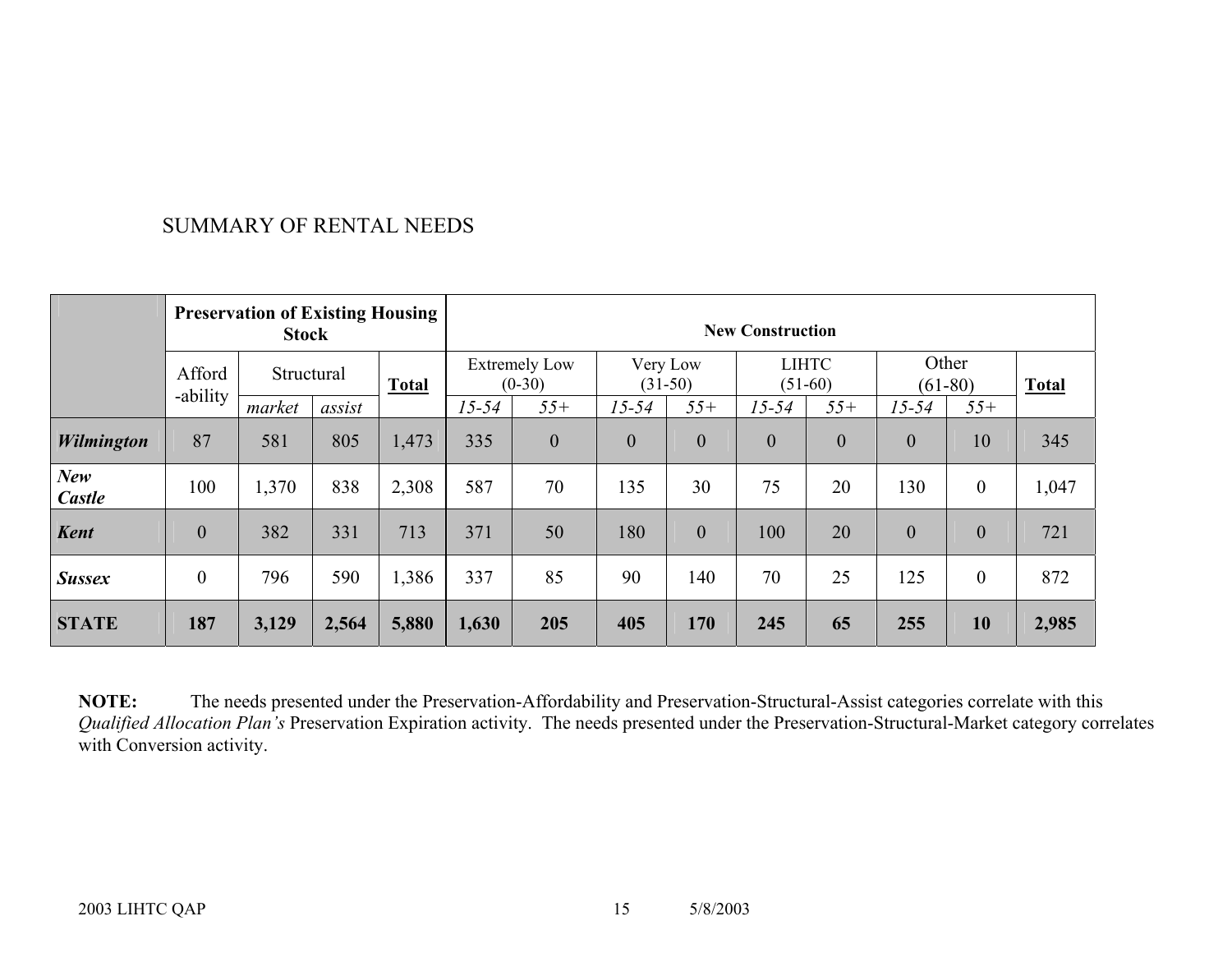## SUMMARY OF RENTAL NEEDS

| | Preservation of Existing Housing Stock | | | | New Construction | | | | | | | | |
|---|---|---|---|---|---|---|---|---|---|---|---|---|---|
| | Afford -ability | Structural | | **Total** | Extremely Low (0-30) | | Very Low (31-50) | | LIHTC (51-60) | | Other (61-80) | | **Total** |
| | | *market* | *assist* | | *15-54* | *55+* | *15-54* | *55+* | *15-54* | *55+* | *15-54* | *55+* | |
| ***Wilmington*** | 87 | 581 | 805 | 1,473 | 335 | 0 | 0 | 0 | 0 | 0 | 0 | 10 | 345 |
| ***New Castle*** | 100 | 1,370 | 838 | 2,308 | 587 | 70 | 135 | 30 | 75 | 20 | 130 | 0 | 1,047 |
| ***Kent*** | 0 | 382 | 331 | 713 | 371 | 50 | 180 | 0 | 100 | 20 | 0 | 0 | 721 |
| ***Sussex*** | 0 | 796 | 590 | 1,386 | 337 | 85 | 90 | 140 | 70 | 25 | 125 | 0 | 872 |
| **STATE** | **187** | **3,129** | **2,564** | **5,880** | **1,630** | **205** | **405** | **170** | **245** | **65** | **255** | **10** | **2,985** |

**NOTE:** The needs presented under the Preservation-Affordability and Preservation-Structural-Assist categories correlate with this *Qualified Allocation Plan's* Preservation Expiration activity. The needs presented under the Preservation-Structural-Market category correlates with Conversion activity.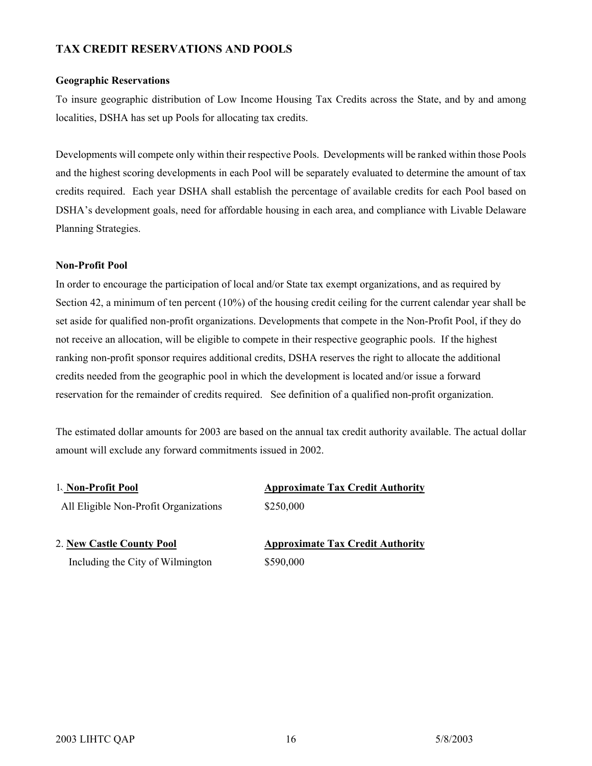## TAX CREDIT RESERVATIONS AND POOLS

### Geographic Reservations

To insure geographic distribution of Low Income Housing Tax Credits across the State, and by and among localities, DSHA has set up Pools for allocating tax credits.

Developments will compete only within their respective Pools. Developments will be ranked within those Pools and the highest scoring developments in each Pool will be separately evaluated to determine the amount of tax credits required. Each year DSHA shall establish the percentage of available credits for each Pool based on DSHA's development goals, need for affordable housing in each area, and compliance with Livable Delaware Planning Strategies.

### Non-Profit Pool

In order to encourage the participation of local and/or State tax exempt organizations, and as required by Section 42, a minimum of ten percent (10%) of the housing credit ceiling for the current calendar year shall be set aside for qualified non-profit organizations. Developments that compete in the Non-Profit Pool, if they do not receive an allocation, will be eligible to compete in their respective geographic pools. If the highest ranking non-profit sponsor requires additional credits, DSHA reserves the right to allocate the additional credits needed from the geographic pool in which the development is located and/or issue a forward reservation for the remainder of credits required. See definition of a qualified non-profit organization.

The estimated dollar amounts for 2003 are based on the annual tax credit authority available. The actual dollar amount will exclude any forward commitments issued in 2002.

| 1. **Non-Profit Pool** | **Approximate Tax Credit Authority** |
|---|---|
| All Eligible Non-Profit Organizations | $250,000 |

| 2. **New Castle County Pool** | **Approximate Tax Credit Authority** |
|---|---|
| Including the City of Wilmington | $590,000 |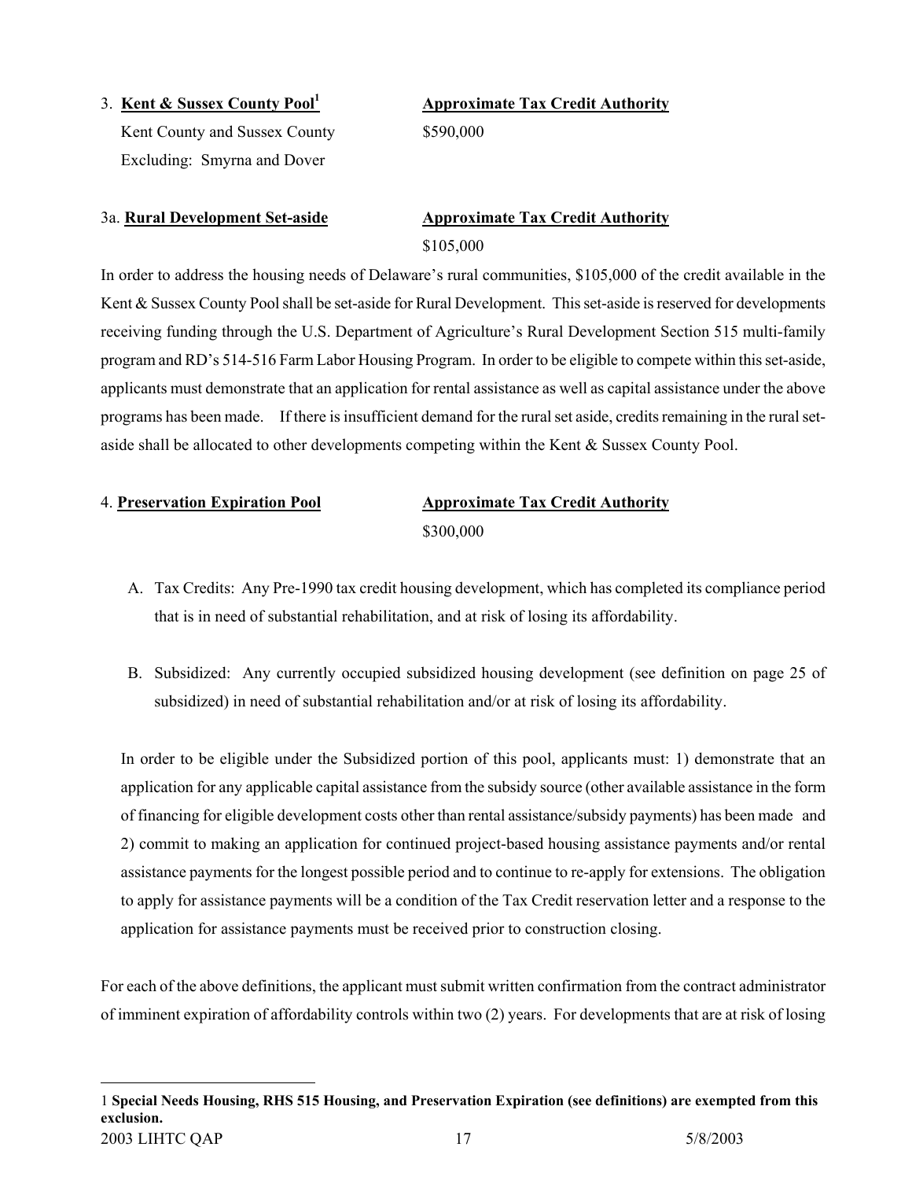3. **Kent & Sussex County Pool**[1] **Approximate Tax Credit Authority**

Kent County and Sussex County $590,000

Excluding: Smyrna and Dover

3a. **Rural Development Set-aside** **Approximate Tax Credit Authority**

$105,000

In order to address the housing needs of Delaware's rural communities, $105,000 of the credit available in the Kent & Sussex County Pool shall be set-aside for Rural Development. This set-aside is reserved for developments receiving funding through the U.S. Department of Agriculture's Rural Development Section 515 multi-family program and RD's 514-516 Farm Labor Housing Program. In order to be eligible to compete within this set-aside, applicants must demonstrate that an application for rental assistance as well as capital assistance under the above programs has been made. If there is insufficient demand for the rural set aside, credits remaining in the rural set-aside shall be allocated to other developments competing within the Kent & Sussex County Pool.

4. **Preservation Expiration Pool** **Approximate Tax Credit Authority**

$300,000

A. Tax Credits: Any Pre-1990 tax credit housing development, which has completed its compliance period that is in need of substantial rehabilitation, and at risk of losing its affordability.

B. Subsidized: Any currently occupied subsidized housing development (see definition on page 25 of subsidized) in need of substantial rehabilitation and/or at risk of losing its affordability.

In order to be eligible under the Subsidized portion of this pool, applicants must: 1) demonstrate that an application for any applicable capital assistance from the subsidy source (other available assistance in the form of financing for eligible development costs other than rental assistance/subsidy payments) has been made and 2) commit to making an application for continued project-based housing assistance payments and/or rental assistance payments for the longest possible period and to continue to re-apply for extensions. The obligation to apply for assistance payments will be a condition of the Tax Credit reservation letter and a response to the application for assistance payments must be received prior to construction closing.

For each of the above definitions, the applicant must submit written confirmation from the contract administrator of imminent expiration of affordability controls within two (2) years. For developments that are at risk of losing

---

[1] **Special Needs Housing, RHS 515 Housing, and Preservation Expiration (see definitions) are exempted from this exclusion.**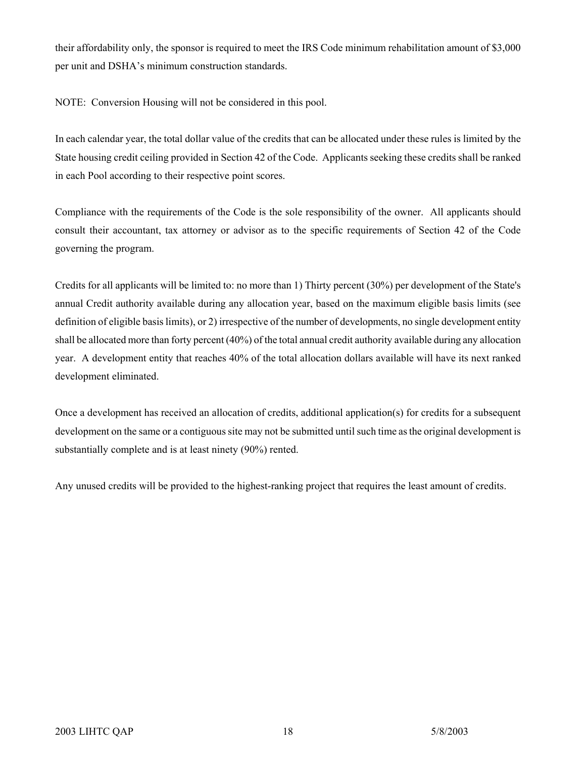their affordability only, the sponsor is required to meet the IRS Code minimum rehabilitation amount of $3,000 per unit and DSHA's minimum construction standards.

NOTE: Conversion Housing will not be considered in this pool.

In each calendar year, the total dollar value of the credits that can be allocated under these rules is limited by the State housing credit ceiling provided in Section 42 of the Code. Applicants seeking these credits shall be ranked in each Pool according to their respective point scores.

Compliance with the requirements of the Code is the sole responsibility of the owner. All applicants should consult their accountant, tax attorney or advisor as to the specific requirements of Section 42 of the Code governing the program.

Credits for all applicants will be limited to: no more than 1) Thirty percent (30%) per development of the State's annual Credit authority available during any allocation year, based on the maximum eligible basis limits (see definition of eligible basis limits), or 2) irrespective of the number of developments, no single development entity shall be allocated more than forty percent (40%) of the total annual credit authority available during any allocation year. A development entity that reaches 40% of the total allocation dollars available will have its next ranked development eliminated.

Once a development has received an allocation of credits, additional application(s) for credits for a subsequent development on the same or a contiguous site may not be submitted until such time as the original development is substantially complete and is at least ninety (90%) rented.

Any unused credits will be provided to the highest-ranking project that requires the least amount of credits.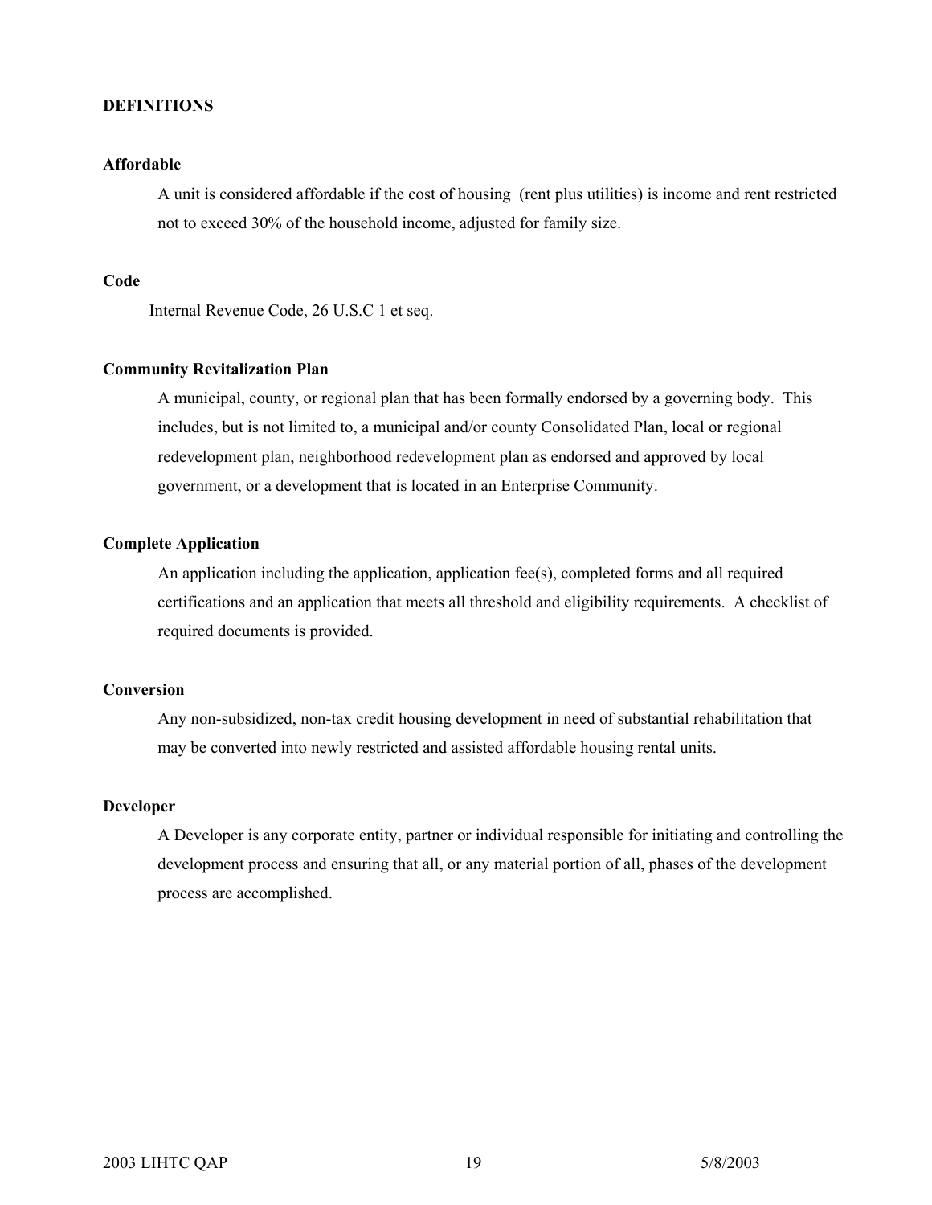# DEFINITIONS

**Affordable**

A unit is considered affordable if the cost of housing (rent plus utilities) is income and rent restricted not to exceed 30% of the household income, adjusted for family size.

**Code**

Internal Revenue Code, 26 U.S.C 1 et seq.

**Community Revitalization Plan**

A municipal, county, or regional plan that has been formally endorsed by a governing body. This includes, but is not limited to, a municipal and/or county Consolidated Plan, local or regional redevelopment plan, neighborhood redevelopment plan as endorsed and approved by local government, or a development that is located in an Enterprise Community.

**Complete Application**

An application including the application, application fee(s), completed forms and all required certifications and an application that meets all threshold and eligibility requirements. A checklist of required documents is provided.

**Conversion**

Any non-subsidized, non-tax credit housing development in need of substantial rehabilitation that may be converted into newly restricted and assisted affordable housing rental units.

**Developer**

A Developer is any corporate entity, partner or individual responsible for initiating and controlling the development process and ensuring that all, or any material portion of all, phases of the development process are accomplished.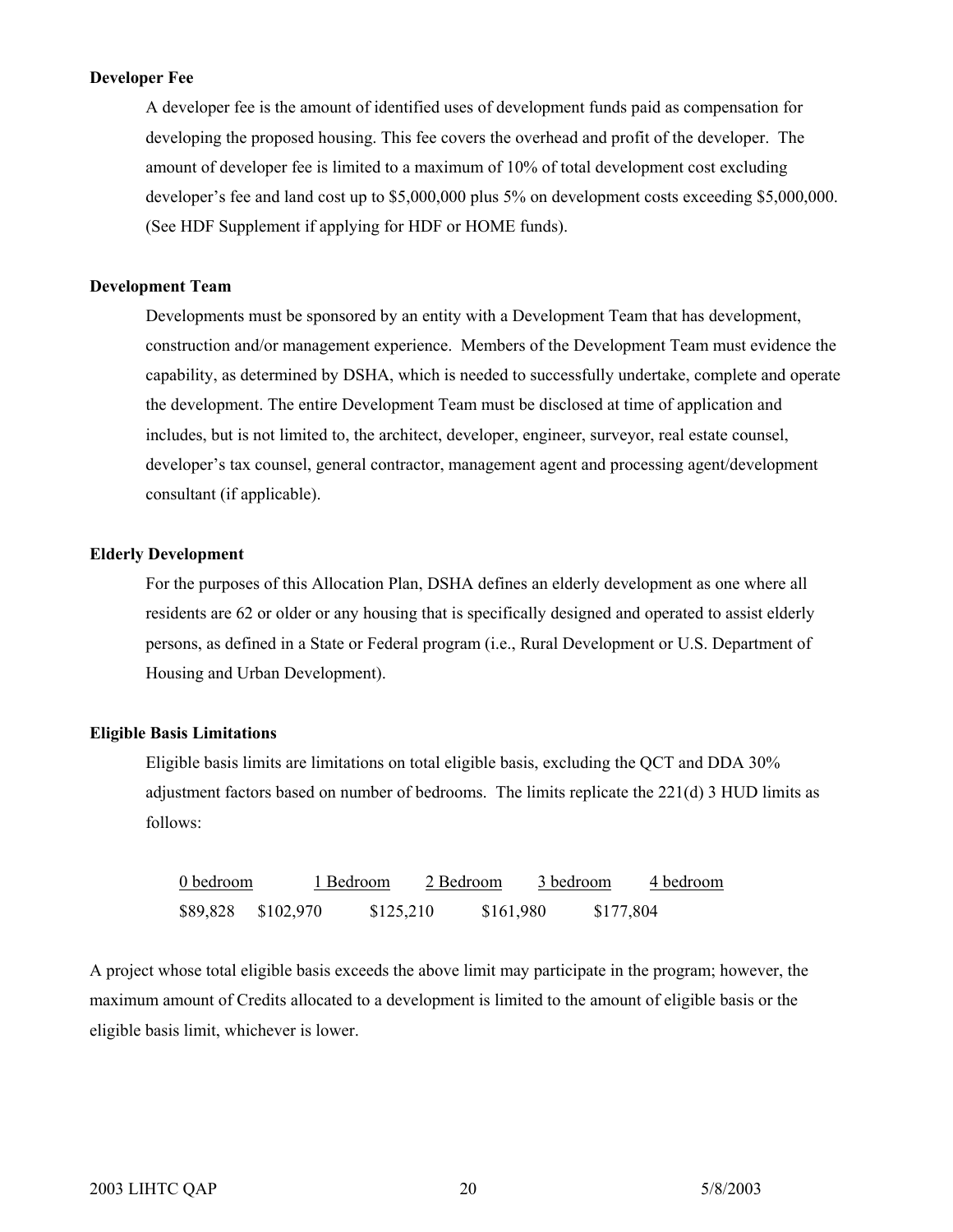**Developer Fee**

A developer fee is the amount of identified uses of development funds paid as compensation for developing the proposed housing. This fee covers the overhead and profit of the developer. The amount of developer fee is limited to a maximum of 10% of total development cost excluding developer's fee and land cost up to $5,000,000 plus 5% on development costs exceeding $5,000,000. (See HDF Supplement if applying for HDF or HOME funds).

**Development Team**

Developments must be sponsored by an entity with a Development Team that has development, construction and/or management experience. Members of the Development Team must evidence the capability, as determined by DSHA, which is needed to successfully undertake, complete and operate the development. The entire Development Team must be disclosed at time of application and includes, but is not limited to, the architect, developer, engineer, surveyor, real estate counsel, developer's tax counsel, general contractor, management agent and processing agent/development consultant (if applicable).

**Elderly Development**

For the purposes of this Allocation Plan, DSHA defines an elderly development as one where all residents are 62 or older or any housing that is specifically designed and operated to assist elderly persons, as defined in a State or Federal program (i.e., Rural Development or U.S. Department of Housing and Urban Development).

**Eligible Basis Limitations**

Eligible basis limits are limitations on total eligible basis, excluding the QCT and DDA 30% adjustment factors based on number of bedrooms. The limits replicate the 221(d) 3 HUD limits as follows:

| 0 bedroom | 1 Bedroom | 2 Bedroom | 3 bedroom | 4 bedroom |
|---|---|---|---|---|
| $89,828 | $102,970 | $125,210 | $161,980 | $177,804 |

A project whose total eligible basis exceeds the above limit may participate in the program; however, the maximum amount of Credits allocated to a development is limited to the amount of eligible basis or the eligible basis limit, whichever is lower.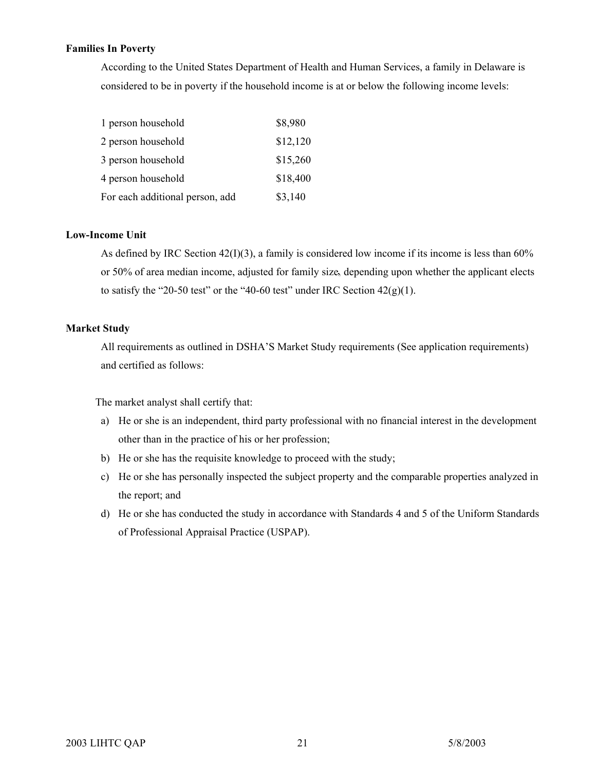**Families In Poverty**

According to the United States Department of Health and Human Services, a family in Delaware is considered to be in poverty if the household income is at or below the following income levels:

| | |
|---|---|
| 1 person household | $8,980 |
| 2 person household | $12,120 |
| 3 person household | $15,260 |
| 4 person household | $18,400 |
| For each additional person, add | $3,140 |

**Low-Income Unit**

As defined by IRC Section 42(I)(3), a family is considered low income if its income is less than 60% or 50% of area median income, adjusted for family size, depending upon whether the applicant elects to satisfy the "20-50 test" or the "40-60 test" under IRC Section 42(g)(1).

**Market Study**

All requirements as outlined in DSHA'S Market Study requirements (See application requirements) and certified as follows:

The market analyst shall certify that:

a) He or she is an independent, third party professional with no financial interest in the development other than in the practice of his or her profession;
b) He or she has the requisite knowledge to proceed with the study;
c) He or she has personally inspected the subject property and the comparable properties analyzed in the report; and
d) He or she has conducted the study in accordance with Standards 4 and 5 of the Uniform Standards of Professional Appraisal Practice (USPAP).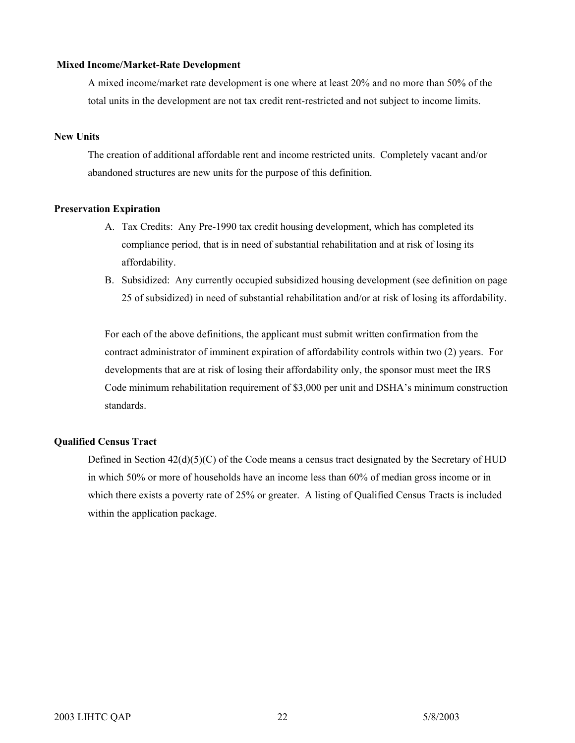**Mixed Income/Market-Rate Development**

A mixed income/market rate development is one where at least 20% and no more than 50% of the total units in the development are not tax credit rent-restricted and not subject to income limits.

**New Units**

The creation of additional affordable rent and income restricted units. Completely vacant and/or abandoned structures are new units for the purpose of this definition.

**Preservation Expiration**

A. Tax Credits: Any Pre-1990 tax credit housing development, which has completed its compliance period, that is in need of substantial rehabilitation and at risk of losing its affordability.
B. Subsidized: Any currently occupied subsidized housing development (see definition on page 25 of subsidized) in need of substantial rehabilitation and/or at risk of losing its affordability.

For each of the above definitions, the applicant must submit written confirmation from the contract administrator of imminent expiration of affordability controls within two (2) years. For developments that are at risk of losing their affordability only, the sponsor must meet the IRS Code minimum rehabilitation requirement of $3,000 per unit and DSHA's minimum construction standards.

**Qualified Census Tract**

Defined in Section 42(d)(5)(C) of the Code means a census tract designated by the Secretary of HUD in which 50% or more of households have an income less than 60% of median gross income or in which there exists a poverty rate of 25% or greater. A listing of Qualified Census Tracts is included within the application package.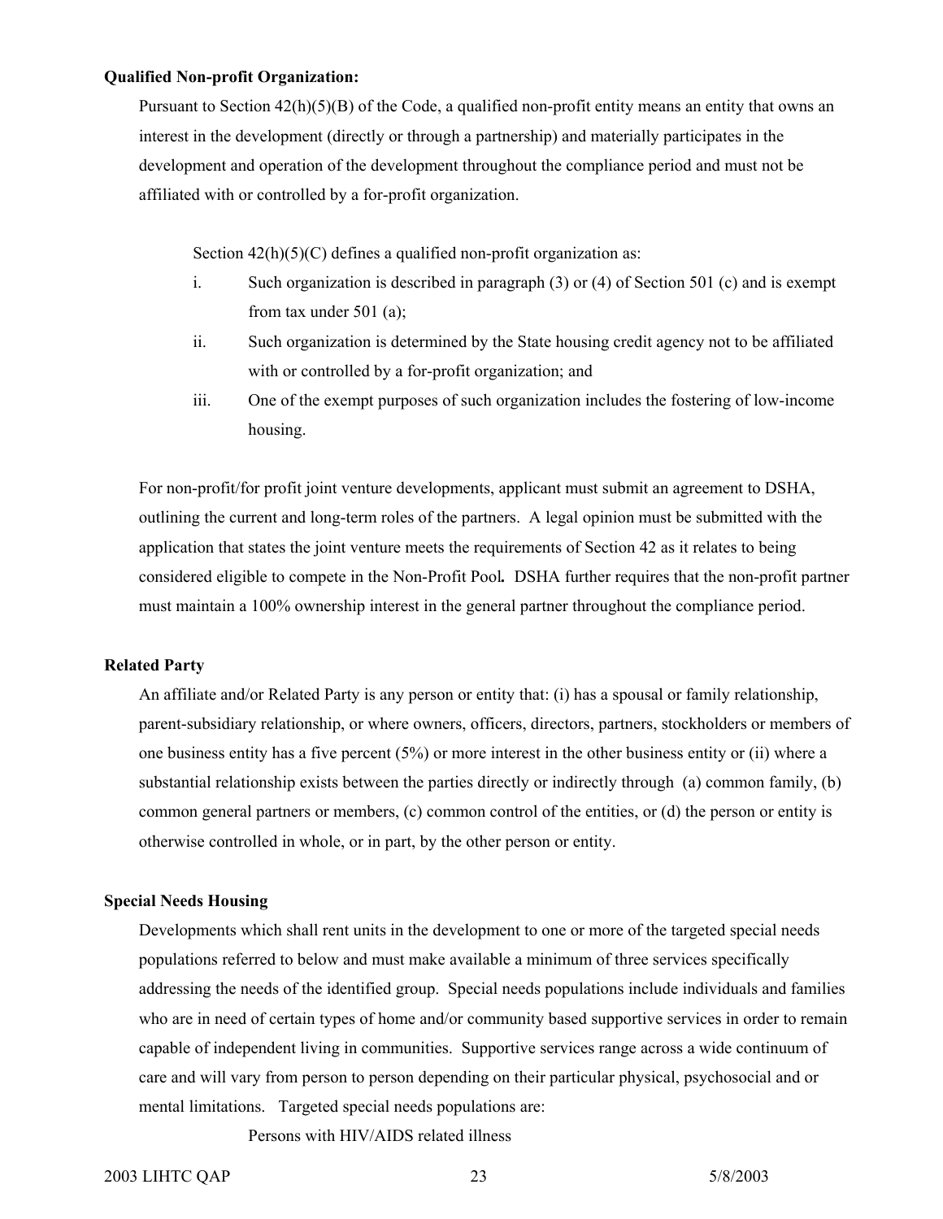**Qualified Non-profit Organization:**

Pursuant to Section 42(h)(5)(B) of the Code, a qualified non-profit entity means an entity that owns an interest in the development (directly or through a partnership) and materially participates in the development and operation of the development throughout the compliance period and must not be affiliated with or controlled by a for-profit organization.

Section 42(h)(5)(C) defines a qualified non-profit organization as:

i. Such organization is described in paragraph (3) or (4) of Section 501 (c) and is exempt from tax under 501 (a);
ii. Such organization is determined by the State housing credit agency not to be affiliated with or controlled by a for-profit organization; and
iii. One of the exempt purposes of such organization includes the fostering of low-income housing.

For non-profit/for profit joint venture developments, applicant must submit an agreement to DSHA, outlining the current and long-term roles of the partners. A legal opinion must be submitted with the application that states the joint venture meets the requirements of Section 42 as it relates to being considered eligible to compete in the Non-Profit Pool**.** DSHA further requires that the non-profit partner must maintain a 100% ownership interest in the general partner throughout the compliance period.

**Related Party**

An affiliate and/or Related Party is any person or entity that: (i) has a spousal or family relationship, parent-subsidiary relationship, or where owners, officers, directors, partners, stockholders or members of one business entity has a five percent (5%) or more interest in the other business entity or (ii) where a substantial relationship exists between the parties directly or indirectly through (a) common family, (b) common general partners or members, (c) common control of the entities, or (d) the person or entity is otherwise controlled in whole, or in part, by the other person or entity.

**Special Needs Housing**

Developments which shall rent units in the development to one or more of the targeted special needs populations referred to below and must make available a minimum of three services specifically addressing the needs of the identified group. Special needs populations include individuals and families who are in need of certain types of home and/or community based supportive services in order to remain capable of independent living in communities. Supportive services range across a wide continuum of care and will vary from person to person depending on their particular physical, psychosocial and or mental limitations. Targeted special needs populations are:

Persons with HIV/AIDS related illness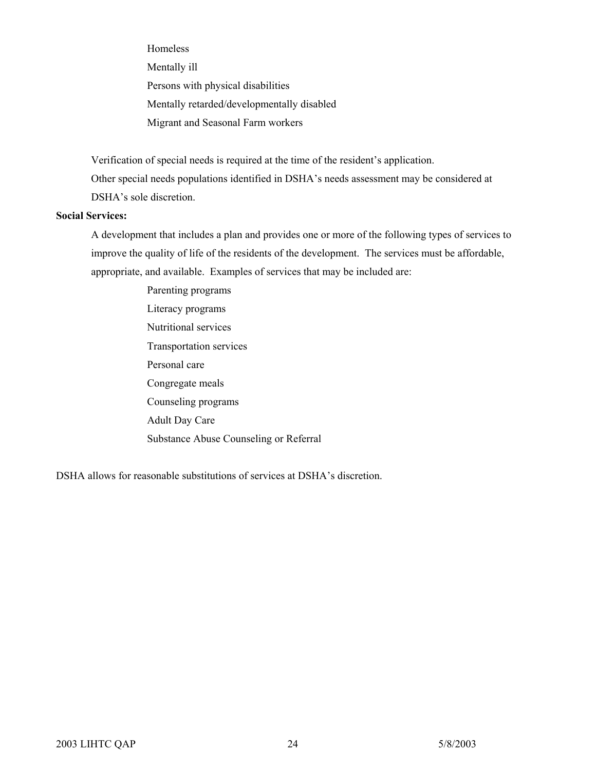- Homeless
- Mentally ill
- Persons with physical disabilities
- Mentally retarded/developmentally disabled
- Migrant and Seasonal Farm workers

Verification of special needs is required at the time of the resident's application.

Other special needs populations identified in DSHA's needs assessment may be considered at DSHA's sole discretion.

**Social Services:**

A development that includes a plan and provides one or more of the following types of services to improve the quality of life of the residents of the development. The services must be affordable, appropriate, and available. Examples of services that may be included are:

- Parenting programs
- Literacy programs
- Nutritional services
- Transportation services
- Personal care
- Congregate meals
- Counseling programs
- Adult Day Care
- Substance Abuse Counseling or Referral

DSHA allows for reasonable substitutions of services at DSHA's discretion.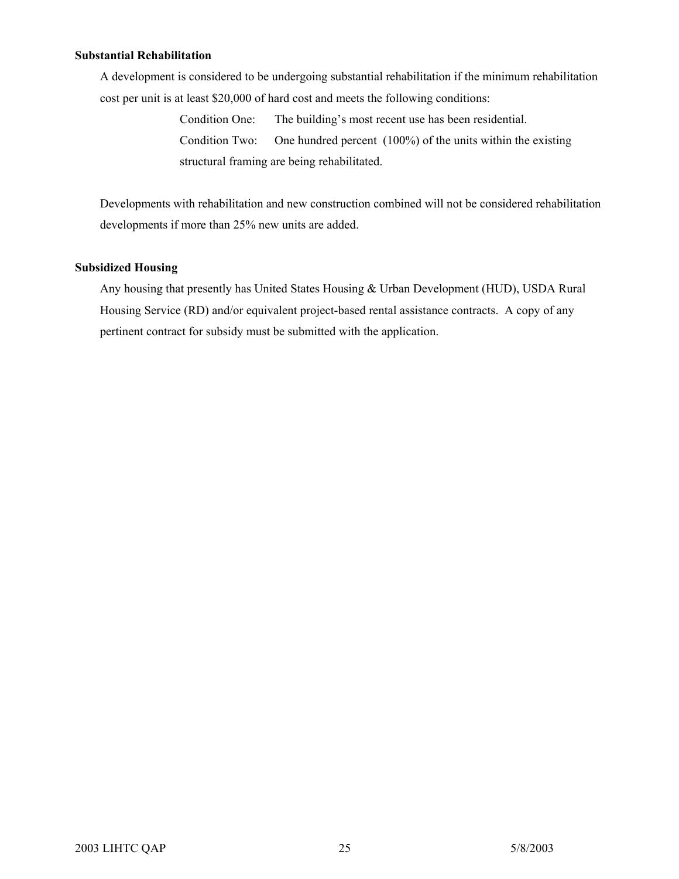**Substantial Rehabilitation**

A development is considered to be undergoing substantial rehabilitation if the minimum rehabilitation cost per unit is at least $20,000 of hard cost and meets the following conditions:

Condition One: The building's most recent use has been residential.

Condition Two: One hundred percent (100%) of the units within the existing structural framing are being rehabilitated.

Developments with rehabilitation and new construction combined will not be considered rehabilitation developments if more than 25% new units are added.

**Subsidized Housing**

Any housing that presently has United States Housing & Urban Development (HUD), USDA Rural Housing Service (RD) and/or equivalent project-based rental assistance contracts. A copy of any pertinent contract for subsidy must be submitted with the application.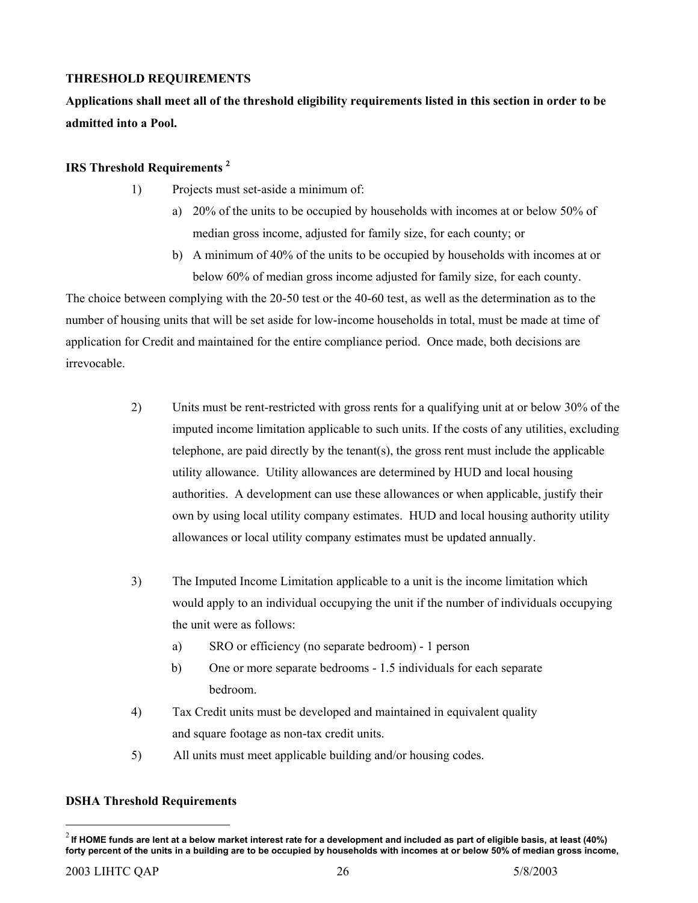**THRESHOLD REQUIREMENTS**

**Applications shall meet all of the threshold eligibility requirements listed in this section in order to be admitted into a Pool.**

**IRS Threshold Requirements [2]**

1) Projects must set-aside a minimum of:

   a) 20% of the units to be occupied by households with incomes at or below 50% of median gross income, adjusted for family size, for each county; or

   b) A minimum of 40% of the units to be occupied by households with incomes at or below 60% of median gross income adjusted for family size, for each county.

The choice between complying with the 20-50 test or the 40-60 test, as well as the determination as to the number of housing units that will be set aside for low-income households in total, must be made at time of application for Credit and maintained for the entire compliance period. Once made, both decisions are irrevocable.

2) Units must be rent-restricted with gross rents for a qualifying unit at or below 30% of the imputed income limitation applicable to such units. If the costs of any utilities, excluding telephone, are paid directly by the tenant(s), the gross rent must include the applicable utility allowance. Utility allowances are determined by HUD and local housing authorities. A development can use these allowances or when applicable, justify their own by using local utility company estimates. HUD and local housing authority utility allowances or local utility company estimates must be updated annually.

3) The Imputed Income Limitation applicable to a unit is the income limitation which would apply to an individual occupying the unit if the number of individuals occupying the unit were as follows:

   a) SRO or efficiency (no separate bedroom) - 1 person

   b) One or more separate bedrooms - 1.5 individuals for each separate bedroom.

4) Tax Credit units must be developed and maintained in equivalent quality and square footage as non-tax credit units.

5) All units must meet applicable building and/or housing codes.

**DSHA Threshold Requirements**

[2] **If HOME funds are lent at a below market interest rate for a development and included as part of eligible basis, at least (40%) forty percent of the units in a building are to be occupied by households with incomes at or below 50% of median gross income,**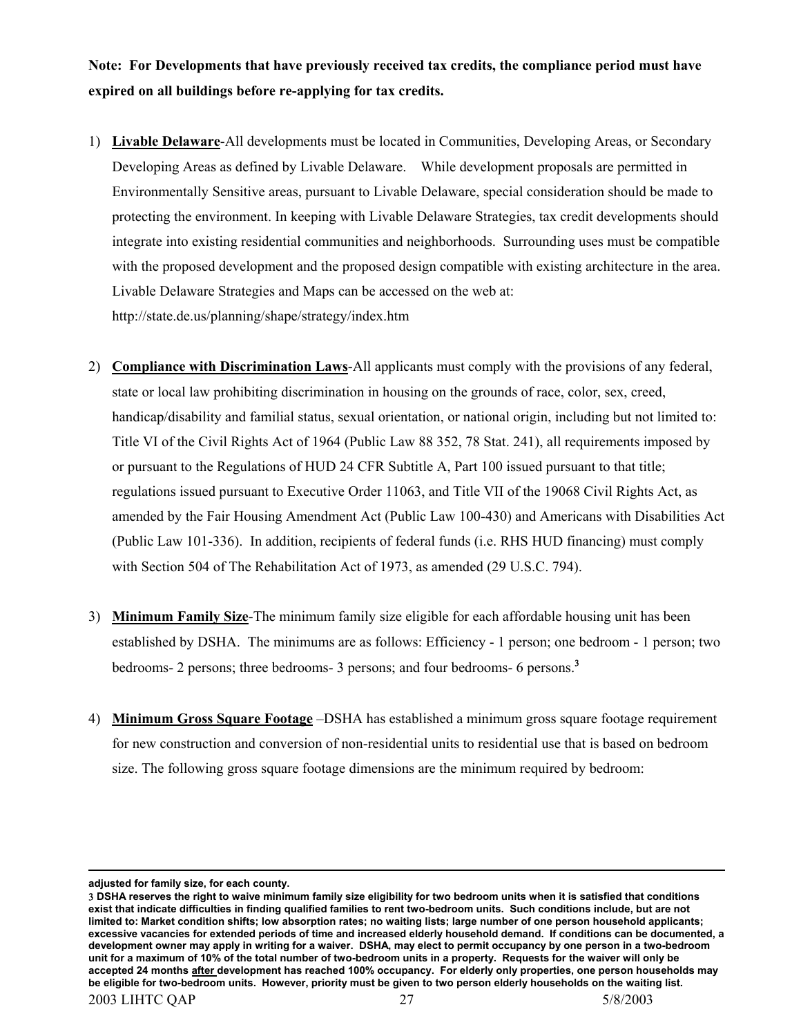**Note: For Developments that have previously received tax credits, the compliance period must have expired on all buildings before re-applying for tax credits.**

1) **Livable Delaware**-All developments must be located in Communities, Developing Areas, or Secondary Developing Areas as defined by Livable Delaware. While development proposals are permitted in Environmentally Sensitive areas, pursuant to Livable Delaware, special consideration should be made to protecting the environment. In keeping with Livable Delaware Strategies, tax credit developments should integrate into existing residential communities and neighborhoods. Surrounding uses must be compatible with the proposed development and the proposed design compatible with existing architecture in the area. Livable Delaware Strategies and Maps can be accessed on the web at: http://state.de.us/planning/shape/strategy/index.htm

2) **Compliance with Discrimination Laws**-All applicants must comply with the provisions of any federal, state or local law prohibiting discrimination in housing on the grounds of race, color, sex, creed, handicap/disability and familial status, sexual orientation, or national origin, including but not limited to: Title VI of the Civil Rights Act of 1964 (Public Law 88 352, 78 Stat. 241), all requirements imposed by or pursuant to the Regulations of HUD 24 CFR Subtitle A, Part 100 issued pursuant to that title; regulations issued pursuant to Executive Order 11063, and Title VII of the 19068 Civil Rights Act, as amended by the Fair Housing Amendment Act (Public Law 100-430) and Americans with Disabilities Act (Public Law 101-336). In addition, recipients of federal funds (i.e. RHS HUD financing) must comply with Section 504 of The Rehabilitation Act of 1973, as amended (29 U.S.C. 794).

3) **Minimum Family Size**-The minimum family size eligible for each affordable housing unit has been established by DSHA. The minimums are as follows: Efficiency - 1 person; one bedroom - 1 person; two bedrooms- 2 persons; three bedrooms- 3 persons; and four bedrooms- 6 persons.[3]

4) **Minimum Gross Square Footage** –DSHA has established a minimum gross square footage requirement for new construction and conversion of non-residential units to residential use that is based on bedroom size. The following gross square footage dimensions are the minimum required by bedroom:

---

**adjusted for family size, for each county.**

**3 DSHA reserves the right to waive minimum family size eligibility for two bedroom units when it is satisfied that conditions exist that indicate difficulties in finding qualified families to rent two-bedroom units. Such conditions include, but are not limited to: Market condition shifts; low absorption rates; no waiting lists; large number of one person household applicants; excessive vacancies for extended periods of time and increased elderly household demand. If conditions can be documented, a development owner may apply in writing for a waiver. DSHA, may elect to permit occupancy by one person in a two-bedroom unit for a maximum of 10% of the total number of two-bedroom units in a property. Requests for the waiver will only be accepted 24 months after development has reached 100% occupancy. For elderly only properties, one person households may be eligible for two-bedroom units. However, priority must be given to two person elderly households on the waiting list.**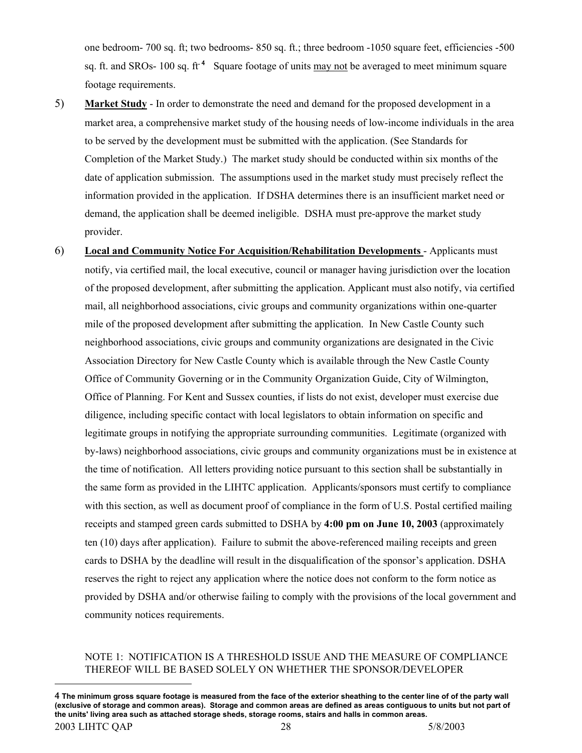one bedroom- 700 sq. ft; two bedrooms- 850 sq. ft.; three bedroom -1050 square feet, efficiencies -500 sq. ft. and SROs- 100 sq. ft.[4] Square footage of units may not be averaged to meet minimum square footage requirements.

5) **Market Study** - In order to demonstrate the need and demand for the proposed development in a market area, a comprehensive market study of the housing needs of low-income individuals in the area to be served by the development must be submitted with the application. (See Standards for Completion of the Market Study.) The market study should be conducted within six months of the date of application submission. The assumptions used in the market study must precisely reflect the information provided in the application. If DSHA determines there is an insufficient market need or demand, the application shall be deemed ineligible. DSHA must pre-approve the market study provider.

6) **Local and Community Notice For Acquisition/Rehabilitation Developments** - Applicants must notify, via certified mail, the local executive, council or manager having jurisdiction over the location of the proposed development, after submitting the application. Applicant must also notify, via certified mail, all neighborhood associations, civic groups and community organizations within one-quarter mile of the proposed development after submitting the application. In New Castle County such neighborhood associations, civic groups and community organizations are designated in the Civic Association Directory for New Castle County which is available through the New Castle County Office of Community Governing or in the Community Organization Guide, City of Wilmington, Office of Planning. For Kent and Sussex counties, if lists do not exist, developer must exercise due diligence, including specific contact with local legislators to obtain information on specific and legitimate groups in notifying the appropriate surrounding communities. Legitimate (organized with by-laws) neighborhood associations, civic groups and community organizations must be in existence at the time of notification. All letters providing notice pursuant to this section shall be substantially in the same form as provided in the LIHTC application. Applicants/sponsors must certify to compliance with this section, as well as document proof of compliance in the form of U.S. Postal certified mailing receipts and stamped green cards submitted to DSHA by **4:00 pm on June 10, 2003** (approximately ten (10) days after application). Failure to submit the above-referenced mailing receipts and green cards to DSHA by the deadline will result in the disqualification of the sponsor's application. DSHA reserves the right to reject any application where the notice does not conform to the form notice as provided by DSHA and/or otherwise failing to comply with the provisions of the local government and community notices requirements.

NOTE 1: NOTIFICATION IS A THRESHOLD ISSUE AND THE MEASURE OF COMPLIANCE THEREOF WILL BE BASED SOLELY ON WHETHER THE SPONSOR/DEVELOPER

---

[4] **The minimum gross square footage is measured from the face of the exterior sheathing to the center line of of of the party wall (exclusive of storage and common areas). Storage and common areas are defined as areas contiguous to units but not part of the units' living area such as attached storage sheds, storage rooms, stairs and halls in common areas.**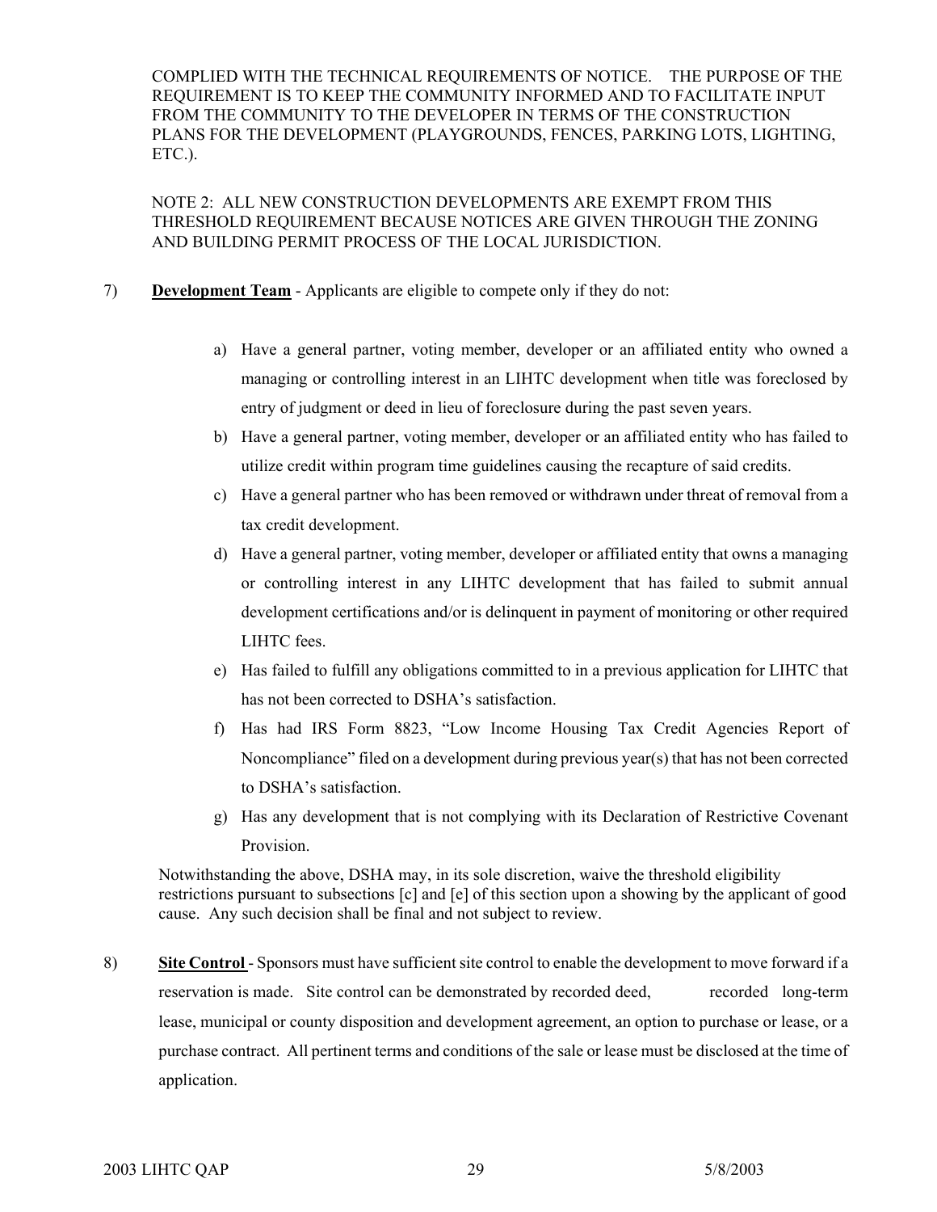COMPLIED WITH THE TECHNICAL REQUIREMENTS OF NOTICE. THE PURPOSE OF THE REQUIREMENT IS TO KEEP THE COMMUNITY INFORMED AND TO FACILITATE INPUT FROM THE COMMUNITY TO THE DEVELOPER IN TERMS OF THE CONSTRUCTION PLANS FOR THE DEVELOPMENT (PLAYGROUNDS, FENCES, PARKING LOTS, LIGHTING, ETC.).

NOTE 2: ALL NEW CONSTRUCTION DEVELOPMENTS ARE EXEMPT FROM THIS THRESHOLD REQUIREMENT BECAUSE NOTICES ARE GIVEN THROUGH THE ZONING AND BUILDING PERMIT PROCESS OF THE LOCAL JURISDICTION.

7) **Development Team** - Applicants are eligible to compete only if they do not:

   a) Have a general partner, voting member, developer or an affiliated entity who owned a managing or controlling interest in an LIHTC development when title was foreclosed by entry of judgment or deed in lieu of foreclosure during the past seven years.
   b) Have a general partner, voting member, developer or an affiliated entity who has failed to utilize credit within program time guidelines causing the recapture of said credits.
   c) Have a general partner who has been removed or withdrawn under threat of removal from a tax credit development.
   d) Have a general partner, voting member, developer or affiliated entity that owns a managing or controlling interest in any LIHTC development that has failed to submit annual development certifications and/or is delinquent in payment of monitoring or other required LIHTC fees.
   e) Has failed to fulfill any obligations committed to in a previous application for LIHTC that has not been corrected to DSHA's satisfaction.
   f) Has had IRS Form 8823, "Low Income Housing Tax Credit Agencies Report of Noncompliance" filed on a development during previous year(s) that has not been corrected to DSHA's satisfaction.
   g) Has any development that is not complying with its Declaration of Restrictive Covenant Provision.

   Notwithstanding the above, DSHA may, in its sole discretion, waive the threshold eligibility restrictions pursuant to subsections [c] and [e] of this section upon a showing by the applicant of good cause. Any such decision shall be final and not subject to review.

8) **Site Control** - Sponsors must have sufficient site control to enable the development to move forward if a reservation is made. Site control can be demonstrated by recorded deed, recorded long-term lease, municipal or county disposition and development agreement, an option to purchase or lease, or a purchase contract. All pertinent terms and conditions of the sale or lease must be disclosed at the time of application.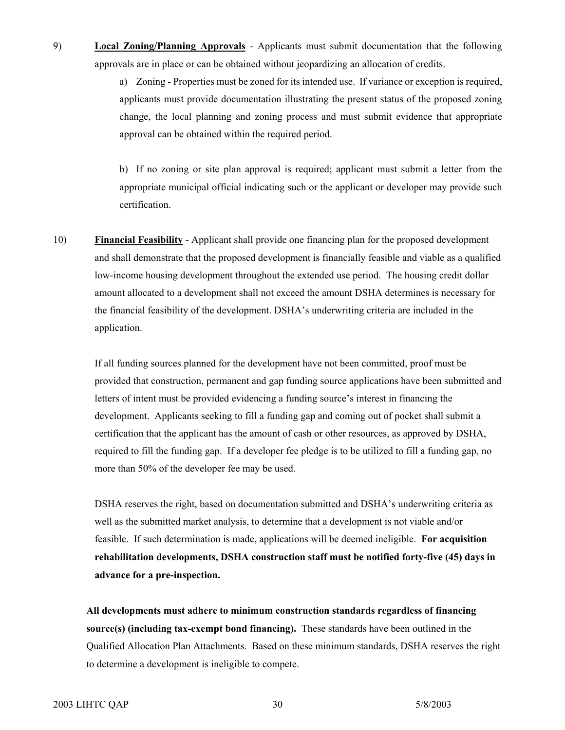9) **<u>Local Zoning/Planning Approvals</u>** - Applicants must submit documentation that the following approvals are in place or can be obtained without jeopardizing an allocation of credits.

a) Zoning - Properties must be zoned for its intended use. If variance or exception is required, applicants must provide documentation illustrating the present status of the proposed zoning change, the local planning and zoning process and must submit evidence that appropriate approval can be obtained within the required period.

b) If no zoning or site plan approval is required; applicant must submit a letter from the appropriate municipal official indicating such or the applicant or developer may provide such certification.

10) **<u>Financial Feasibility</u>** - Applicant shall provide one financing plan for the proposed development and shall demonstrate that the proposed development is financially feasible and viable as a qualified low-income housing development throughout the extended use period. The housing credit dollar amount allocated to a development shall not exceed the amount DSHA determines is necessary for the financial feasibility of the development. DSHA's underwriting criteria are included in the application.

If all funding sources planned for the development have not been committed, proof must be provided that construction, permanent and gap funding source applications have been submitted and letters of intent must be provided evidencing a funding source's interest in financing the development. Applicants seeking to fill a funding gap and coming out of pocket shall submit a certification that the applicant has the amount of cash or other resources, as approved by DSHA, required to fill the funding gap. If a developer fee pledge is to be utilized to fill a funding gap, no more than 50% of the developer fee may be used.

DSHA reserves the right, based on documentation submitted and DSHA's underwriting criteria as well as the submitted market analysis, to determine that a development is not viable and/or feasible. If such determination is made, applications will be deemed ineligible. **For acquisition rehabilitation developments, DSHA construction staff must be notified forty-five (45) days in advance for a pre-inspection.**

**All developments must adhere to minimum construction standards regardless of financing source(s) (including tax-exempt bond financing).** These standards have been outlined in the Qualified Allocation Plan Attachments. Based on these minimum standards, DSHA reserves the right to determine a development is ineligible to compete.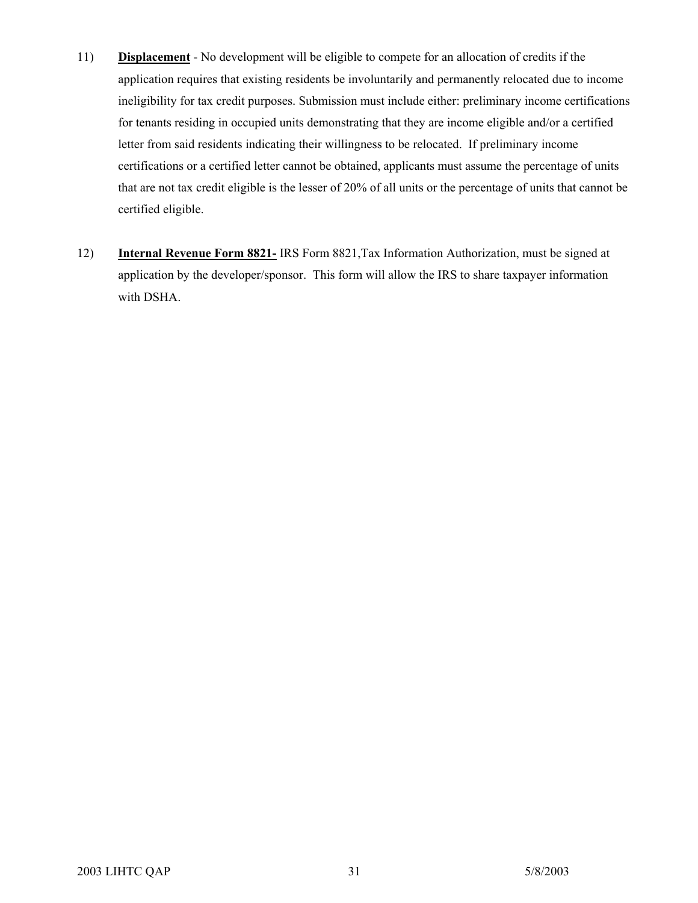11) **Displacement** - No development will be eligible to compete for an allocation of credits if the application requires that existing residents be involuntarily and permanently relocated due to income ineligibility for tax credit purposes. Submission must include either: preliminary income certifications for tenants residing in occupied units demonstrating that they are income eligible and/or a certified letter from said residents indicating their willingness to be relocated. If preliminary income certifications or a certified letter cannot be obtained, applicants must assume the percentage of units that are not tax credit eligible is the lesser of 20% of all units or the percentage of units that cannot be certified eligible.

12) **Internal Revenue Form 8821-** IRS Form 8821,Tax Information Authorization, must be signed at application by the developer/sponsor. This form will allow the IRS to share taxpayer information with DSHA.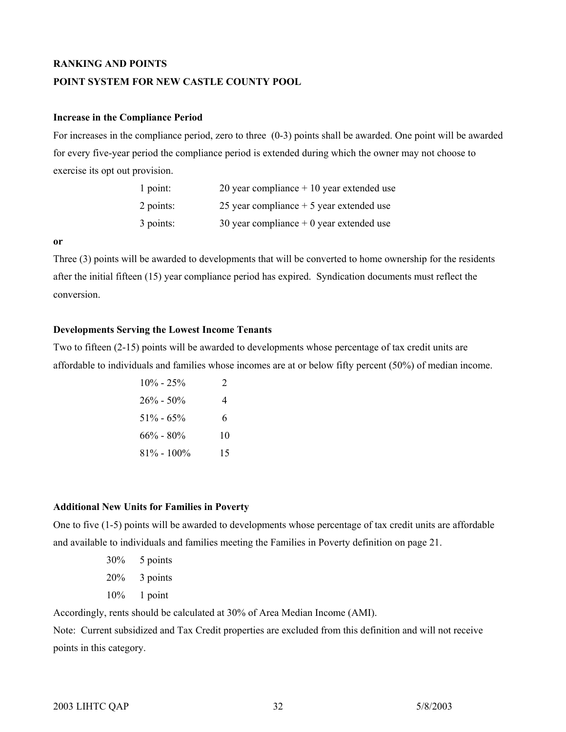# RANKING AND POINTS

## POINT SYSTEM FOR NEW CASTLE COUNTY POOL

### Increase in the Compliance Period

For increases in the compliance period, zero to three (0-3) points shall be awarded. One point will be awarded for every five-year period the compliance period is extended during which the owner may not choose to exercise its opt out provision.

| | |
|---|---|
| 1 point: | 20 year compliance + 10 year extended use |
| 2 points: | 25 year compliance + 5 year extended use |
| 3 points: | 30 year compliance + 0 year extended use |

**or**

Three (3) points will be awarded to developments that will be converted to home ownership for the residents after the initial fifteen (15) year compliance period has expired. Syndication documents must reflect the conversion.

### Developments Serving the Lowest Income Tenants

Two to fifteen (2-15) points will be awarded to developments whose percentage of tax credit units are affordable to individuals and families whose incomes are at or below fifty percent (50%) of median income.

| | |
|---|---|
| 10% - 25% | 2 |
| 26% - 50% | 4 |
| 51% - 65% | 6 |
| 66% - 80% | 10 |
| 81% - 100% | 15 |

### Additional New Units for Families in Poverty

One to five (1-5) points will be awarded to developments whose percentage of tax credit units are affordable and available to individuals and families meeting the Families in Poverty definition on page 21.

| | |
|---|---|
| 30% | 5 points |
| 20% | 3 points |
| 10% | 1 point |

Accordingly, rents should be calculated at 30% of Area Median Income (AMI).

Note: Current subsidized and Tax Credit properties are excluded from this definition and will not receive points in this category.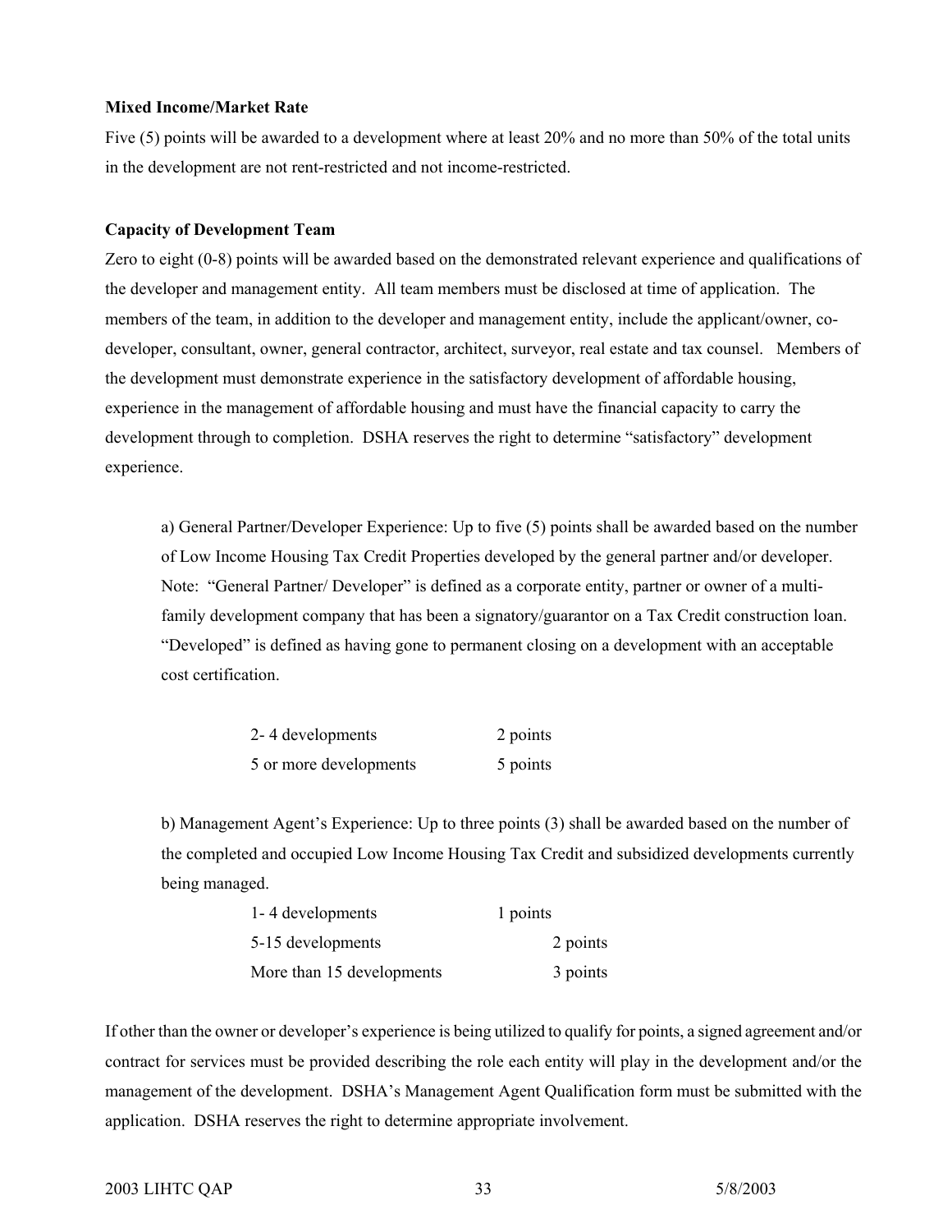**Mixed Income/Market Rate**

Five (5) points will be awarded to a development where at least 20% and no more than 50% of the total units in the development are not rent-restricted and not income-restricted.

**Capacity of Development Team**

Zero to eight (0-8) points will be awarded based on the demonstrated relevant experience and qualifications of the developer and management entity. All team members must be disclosed at time of application. The members of the team, in addition to the developer and management entity, include the applicant/owner, co-developer, consultant, owner, general contractor, architect, surveyor, real estate and tax counsel. Members of the development must demonstrate experience in the satisfactory development of affordable housing, experience in the management of affordable housing and must have the financial capacity to carry the development through to completion. DSHA reserves the right to determine "satisfactory" development experience.

a) General Partner/Developer Experience: Up to five (5) points shall be awarded based on the number of Low Income Housing Tax Credit Properties developed by the general partner and/or developer. Note: "General Partner/ Developer" is defined as a corporate entity, partner or owner of a multi-family development company that has been a signatory/guarantor on a Tax Credit construction loan. "Developed" is defined as having gone to permanent closing on a development with an acceptable cost certification.

| | |
|---|---|
| 2- 4 developments | 2 points |
| 5 or more developments | 5 points |

b) Management Agent's Experience: Up to three points (3) shall be awarded based on the number of the completed and occupied Low Income Housing Tax Credit and subsidized developments currently being managed.

| | |
|---|---|
| 1- 4 developments | 1 points |
| 5-15 developments | 2 points |
| More than 15 developments | 3 points |

If other than the owner or developer's experience is being utilized to qualify for points, a signed agreement and/or contract for services must be provided describing the role each entity will play in the development and/or the management of the development. DSHA's Management Agent Qualification form must be submitted with the application. DSHA reserves the right to determine appropriate involvement.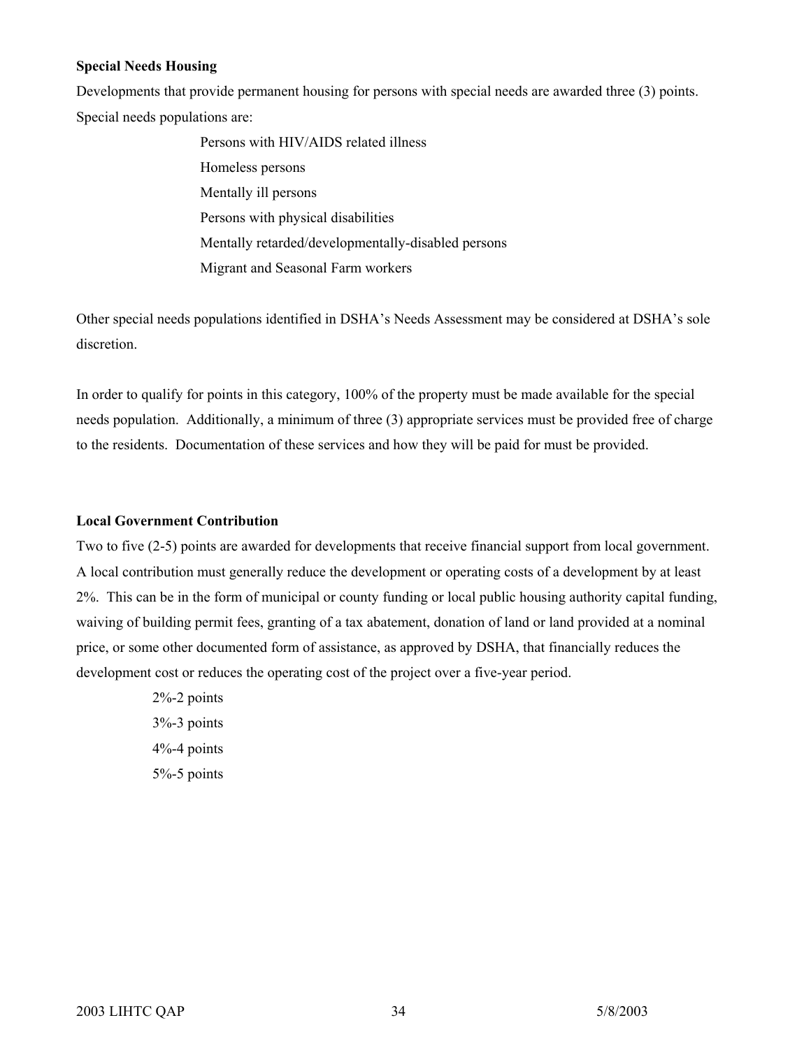**Special Needs Housing**

Developments that provide permanent housing for persons with special needs are awarded three (3) points. Special needs populations are:

- Persons with HIV/AIDS related illness
- Homeless persons
- Mentally ill persons
- Persons with physical disabilities
- Mentally retarded/developmentally-disabled persons
- Migrant and Seasonal Farm workers

Other special needs populations identified in DSHA's Needs Assessment may be considered at DSHA's sole discretion.

In order to qualify for points in this category, 100% of the property must be made available for the special needs population. Additionally, a minimum of three (3) appropriate services must be provided free of charge to the residents. Documentation of these services and how they will be paid for must be provided.

**Local Government Contribution**

Two to five (2-5) points are awarded for developments that receive financial support from local government. A local contribution must generally reduce the development or operating costs of a development by at least 2%. This can be in the form of municipal or county funding or local public housing authority capital funding, waiving of building permit fees, granting of a tax abatement, donation of land or land provided at a nominal price, or some other documented form of assistance, as approved by DSHA, that financially reduces the development cost or reduces the operating cost of the project over a five-year period.

- 2%-2 points
- 3%-3 points
- 4%-4 points
- 5%-5 points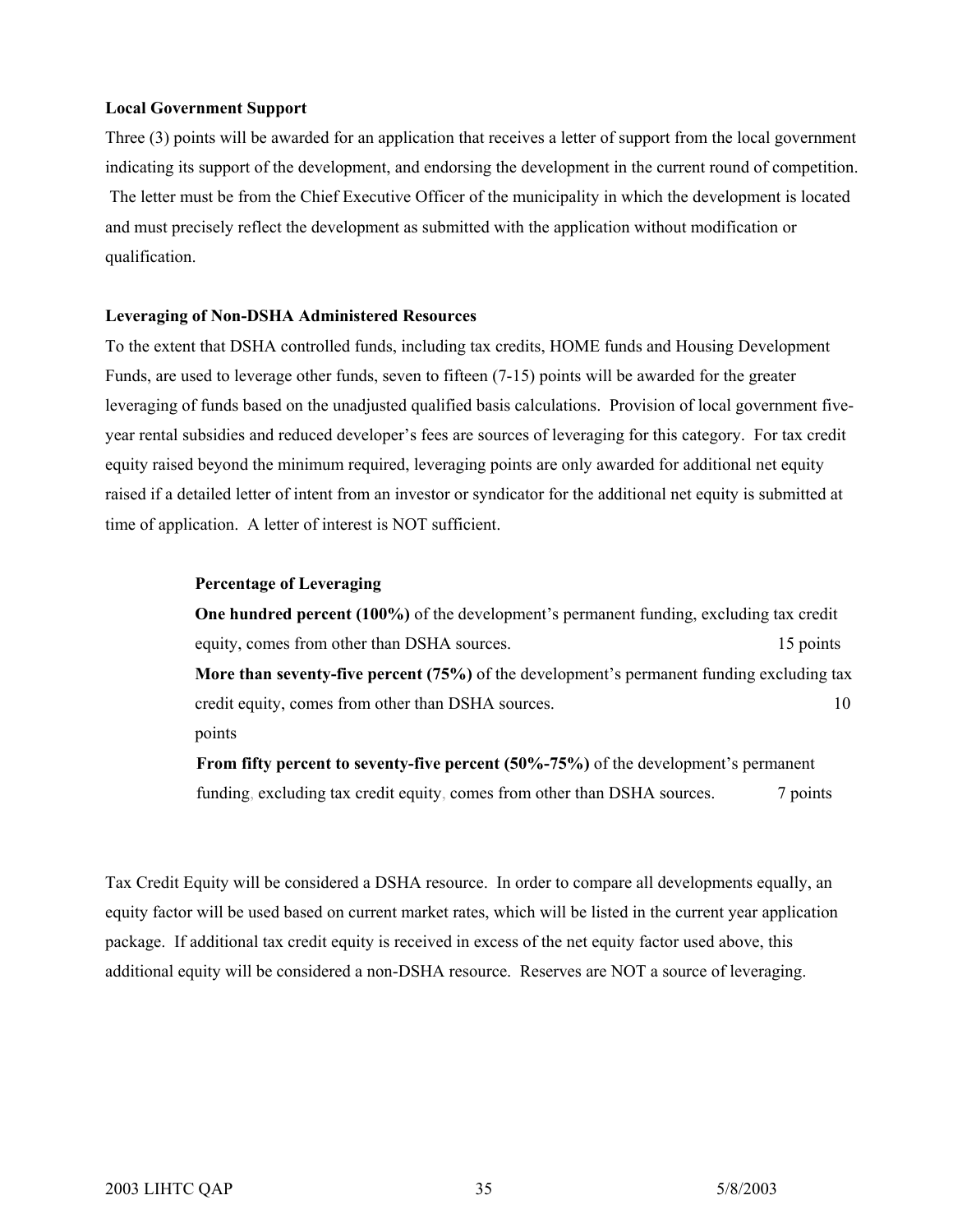**Local Government Support**

Three (3) points will be awarded for an application that receives a letter of support from the local government indicating its support of the development, and endorsing the development in the current round of competition. The letter must be from the Chief Executive Officer of the municipality in which the development is located and must precisely reflect the development as submitted with the application without modification or qualification.

**Leveraging of Non-DSHA Administered Resources**

To the extent that DSHA controlled funds, including tax credits, HOME funds and Housing Development Funds, are used to leverage other funds, seven to fifteen (7-15) points will be awarded for the greater leveraging of funds based on the unadjusted qualified basis calculations. Provision of local government five-year rental subsidies and reduced developer's fees are sources of leveraging for this category. For tax credit equity raised beyond the minimum required, leveraging points are only awarded for additional net equity raised if a detailed letter of intent from an investor or syndicator for the additional net equity is submitted at time of application. A letter of interest is NOT sufficient.

**Percentage of Leveraging**

**One hundred percent (100%)** of the development's permanent funding, excluding tax credit equity, comes from other than DSHA sources. 15 points

**More than seventy-five percent (75%)** of the development's permanent funding excluding tax credit equity, comes from other than DSHA sources. 10 points

**From fifty percent to seventy-five percent (50%-75%)** of the development's permanent funding, excluding tax credit equity, comes from other than DSHA sources. 7 points

Tax Credit Equity will be considered a DSHA resource. In order to compare all developments equally, an equity factor will be used based on current market rates, which will be listed in the current year application package. If additional tax credit equity is received in excess of the net equity factor used above, this additional equity will be considered a non-DSHA resource. Reserves are NOT a source of leveraging.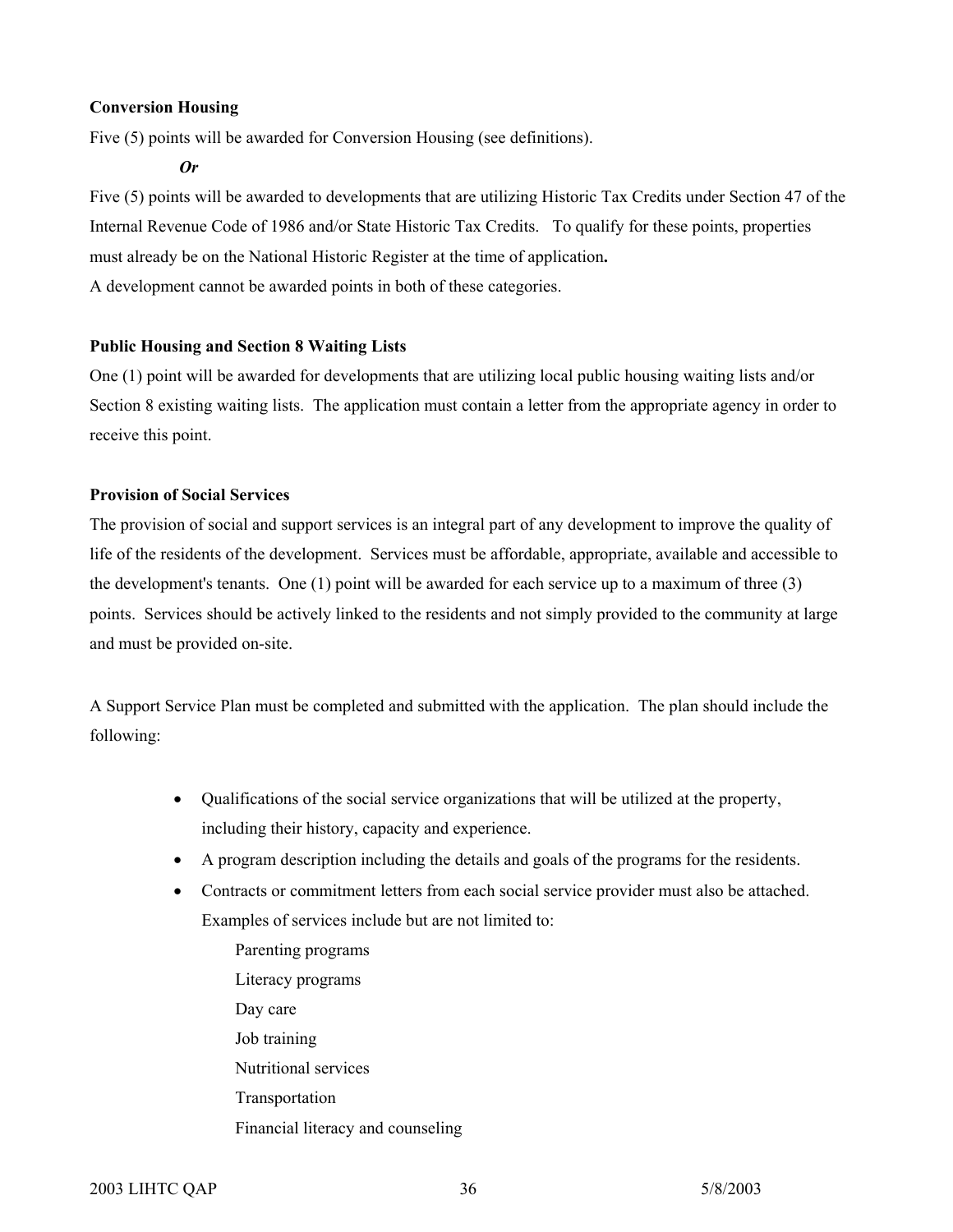**Conversion Housing**

Five (5) points will be awarded for Conversion Housing (see definitions).

***Or***

Five (5) points will be awarded to developments that are utilizing Historic Tax Credits under Section 47 of the Internal Revenue Code of 1986 and/or State Historic Tax Credits. To qualify for these points, properties must already be on the National Historic Register at the time of application**.**

A development cannot be awarded points in both of these categories.

**Public Housing and Section 8 Waiting Lists**

One (1) point will be awarded for developments that are utilizing local public housing waiting lists and/or Section 8 existing waiting lists. The application must contain a letter from the appropriate agency in order to receive this point.

**Provision of Social Services**

The provision of social and support services is an integral part of any development to improve the quality of life of the residents of the development. Services must be affordable, appropriate, available and accessible to the development's tenants. One (1) point will be awarded for each service up to a maximum of three (3) points. Services should be actively linked to the residents and not simply provided to the community at large and must be provided on-site.

A Support Service Plan must be completed and submitted with the application. The plan should include the following:

- Qualifications of the social service organizations that will be utilized at the property, including their history, capacity and experience.
- A program description including the details and goals of the programs for the residents.
- Contracts or commitment letters from each social service provider must also be attached. Examples of services include but are not limited to:

  Parenting programs
  Literacy programs
  Day care
  Job training
  Nutritional services
  Transportation
  Financial literacy and counseling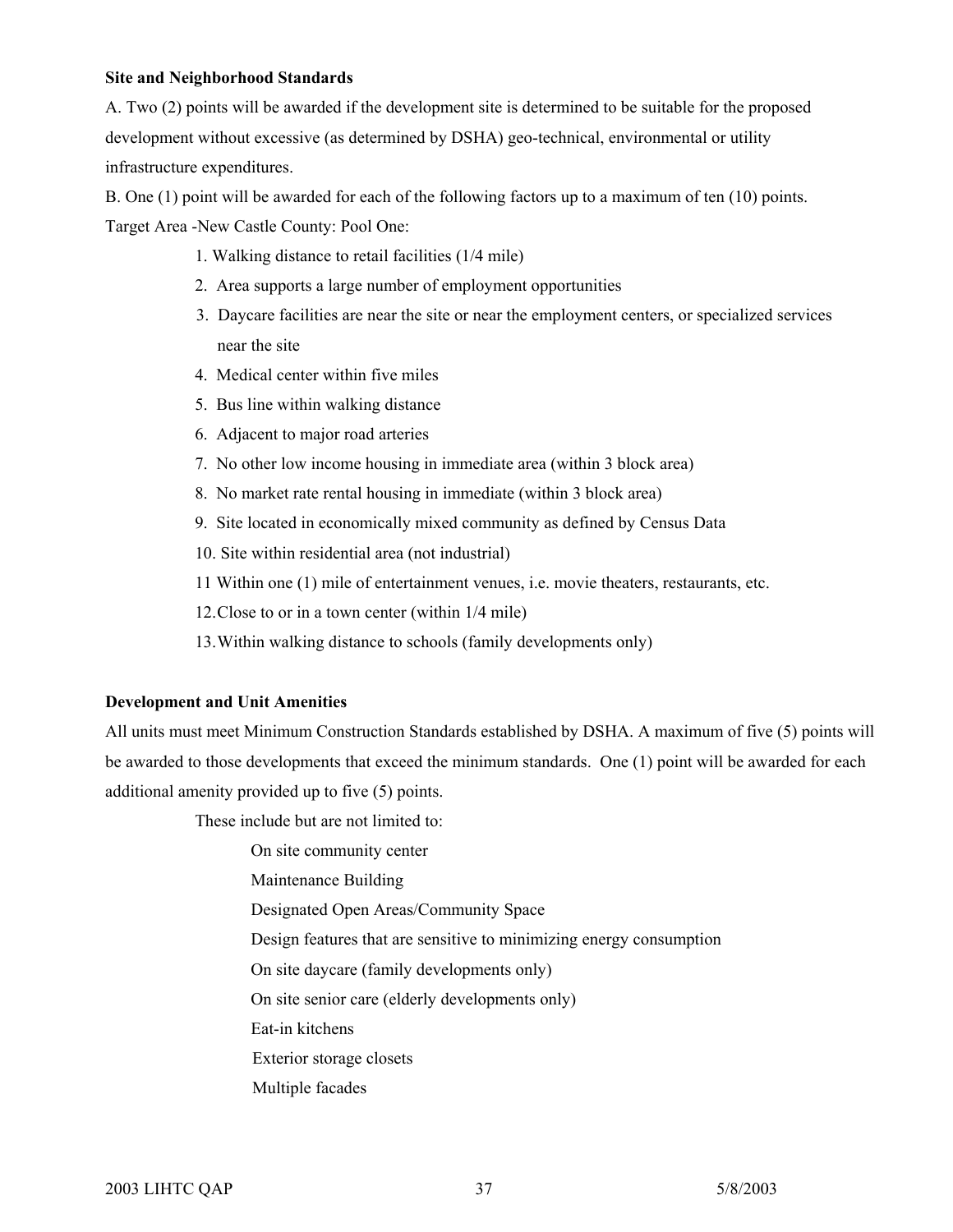**Site and Neighborhood Standards**

A. Two (2) points will be awarded if the development site is determined to be suitable for the proposed development without excessive (as determined by DSHA) geo-technical, environmental or utility infrastructure expenditures.

B. One (1) point will be awarded for each of the following factors up to a maximum of ten (10) points.

Target Area -New Castle County: Pool One:

1. Walking distance to retail facilities (1/4 mile)
2. Area supports a large number of employment opportunities
3. Daycare facilities are near the site or near the employment centers, or specialized services near the site
4. Medical center within five miles
5. Bus line within walking distance
6. Adjacent to major road arteries
7. No other low income housing in immediate area (within 3 block area)
8. No market rate rental housing in immediate (within 3 block area)
9. Site located in economically mixed community as defined by Census Data
10. Site within residential area (not industrial)
11. Within one (1) mile of entertainment venues, i.e. movie theaters, restaurants, etc.
12. Close to or in a town center (within 1/4 mile)
13. Within walking distance to schools (family developments only)

**Development and Unit Amenities**

All units must meet Minimum Construction Standards established by DSHA. A maximum of five (5) points will be awarded to those developments that exceed the minimum standards. One (1) point will be awarded for each additional amenity provided up to five (5) points.

These include but are not limited to:

- On site community center
- Maintenance Building
- Designated Open Areas/Community Space
- Design features that are sensitive to minimizing energy consumption
- On site daycare (family developments only)
- On site senior care (elderly developments only)
- Eat-in kitchens
- Exterior storage closets
- Multiple facades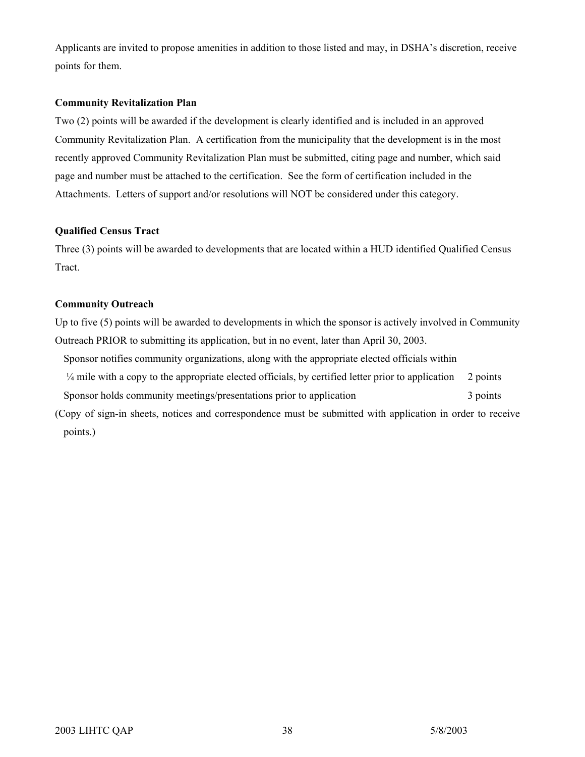Applicants are invited to propose amenities in addition to those listed and may, in DSHA's discretion, receive points for them.

**Community Revitalization Plan**

Two (2) points will be awarded if the development is clearly identified and is included in an approved Community Revitalization Plan. A certification from the municipality that the development is in the most recently approved Community Revitalization Plan must be submitted, citing page and number, which said page and number must be attached to the certification. See the form of certification included in the Attachments. Letters of support and/or resolutions will NOT be considered under this category.

**Qualified Census Tract**

Three (3) points will be awarded to developments that are located within a HUD identified Qualified Census Tract.

**Community Outreach**

Up to five (5) points will be awarded to developments in which the sponsor is actively involved in Community Outreach PRIOR to submitting its application, but in no event, later than April 30, 2003.

| | |
|---|---|
| Sponsor notifies community organizations, along with the appropriate elected officials within ¼ mile with a copy to the appropriate elected officials, by certified letter prior to application | 2 points |
| Sponsor holds community meetings/presentations prior to application | 3 points |

(Copy of sign-in sheets, notices and correspondence must be submitted with application in order to receive points.)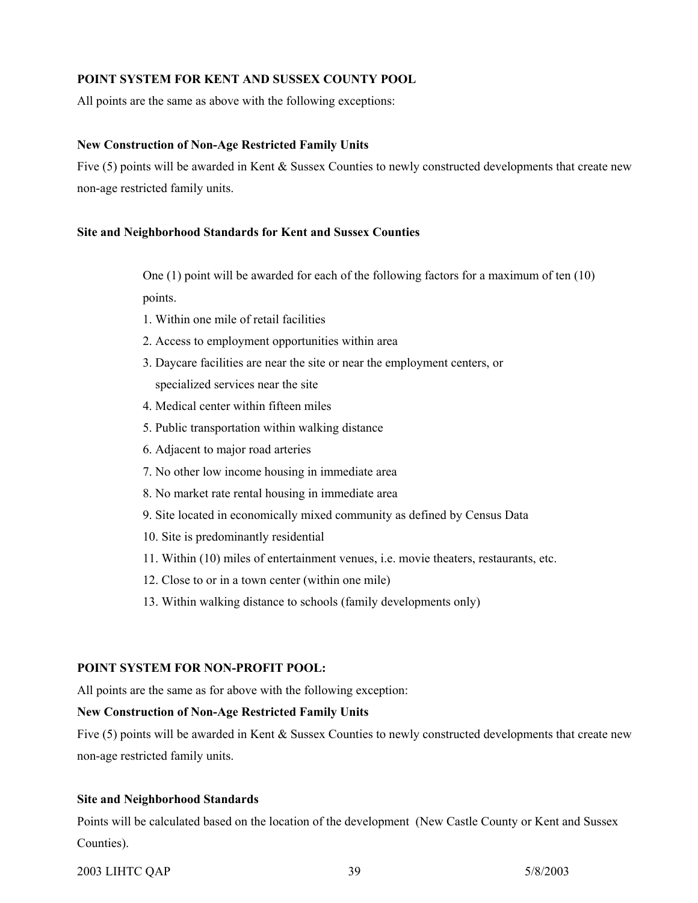**POINT SYSTEM FOR KENT AND SUSSEX COUNTY POOL**

All points are the same as above with the following exceptions:

**New Construction of Non-Age Restricted Family Units**

Five (5) points will be awarded in Kent & Sussex Counties to newly constructed developments that create new non-age restricted family units.

**Site and Neighborhood Standards for Kent and Sussex Counties**

One (1) point will be awarded for each of the following factors for a maximum of ten (10) points.

1. Within one mile of retail facilities
2. Access to employment opportunities within area
3. Daycare facilities are near the site or near the employment centers, or specialized services near the site
4. Medical center within fifteen miles
5. Public transportation within walking distance
6. Adjacent to major road arteries
7. No other low income housing in immediate area
8. No market rate rental housing in immediate area
9. Site located in economically mixed community as defined by Census Data
10. Site is predominantly residential
11. Within (10) miles of entertainment venues, i.e. movie theaters, restaurants, etc.
12. Close to or in a town center (within one mile)
13. Within walking distance to schools (family developments only)

**POINT SYSTEM FOR NON-PROFIT POOL:**

All points are the same as for above with the following exception:

**New Construction of Non-Age Restricted Family Units**

Five (5) points will be awarded in Kent & Sussex Counties to newly constructed developments that create new non-age restricted family units.

**Site and Neighborhood Standards**

Points will be calculated based on the location of the development (New Castle County or Kent and Sussex Counties).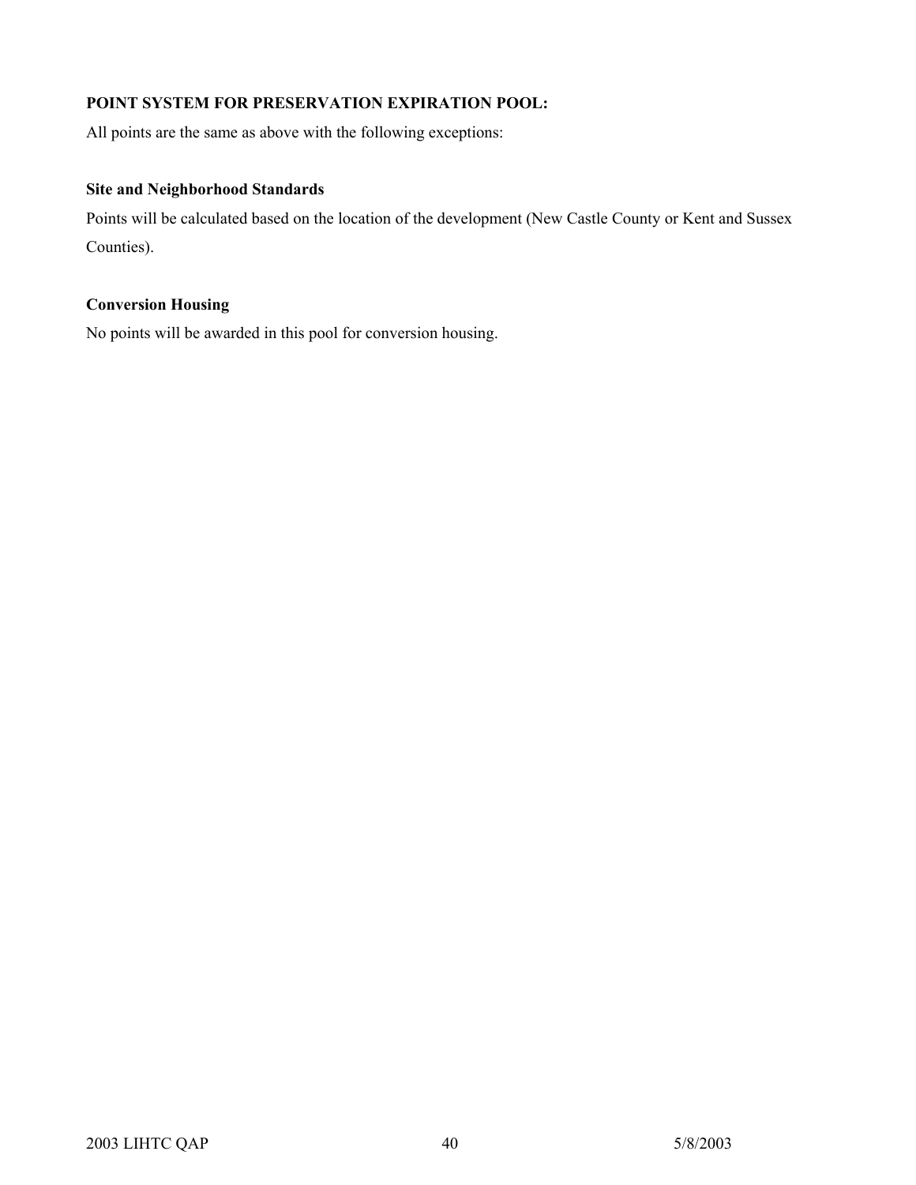**POINT SYSTEM FOR PRESERVATION EXPIRATION POOL:**

All points are the same as above with the following exceptions:

**Site and Neighborhood Standards**

Points will be calculated based on the location of the development (New Castle County or Kent and Sussex Counties).

**Conversion Housing**

No points will be awarded in this pool for conversion housing.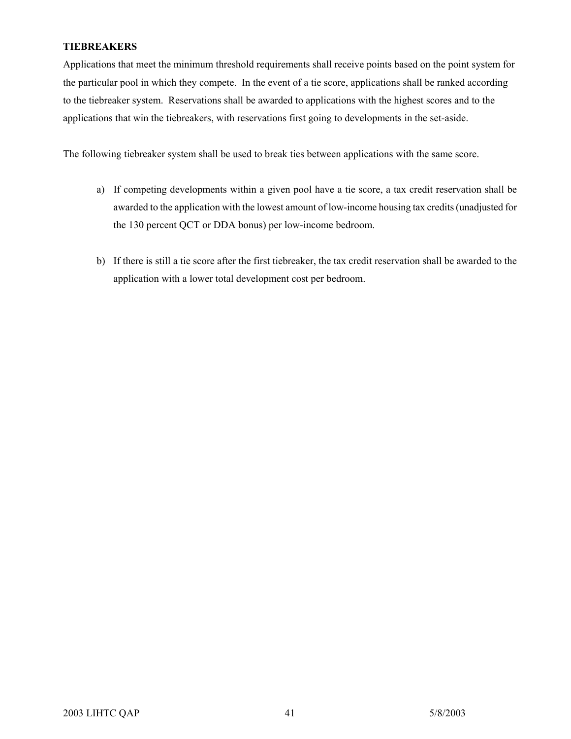**TIEBREAKERS**

Applications that meet the minimum threshold requirements shall receive points based on the point system for the particular pool in which they compete. In the event of a tie score, applications shall be ranked according to the tiebreaker system. Reservations shall be awarded to applications with the highest scores and to the applications that win the tiebreakers, with reservations first going to developments in the set-aside.

The following tiebreaker system shall be used to break ties between applications with the same score.

a) If competing developments within a given pool have a tie score, a tax credit reservation shall be awarded to the application with the lowest amount of low-income housing tax credits (unadjusted for the 130 percent QCT or DDA bonus) per low-income bedroom.

b) If there is still a tie score after the first tiebreaker, the tax credit reservation shall be awarded to the application with a lower total development cost per bedroom.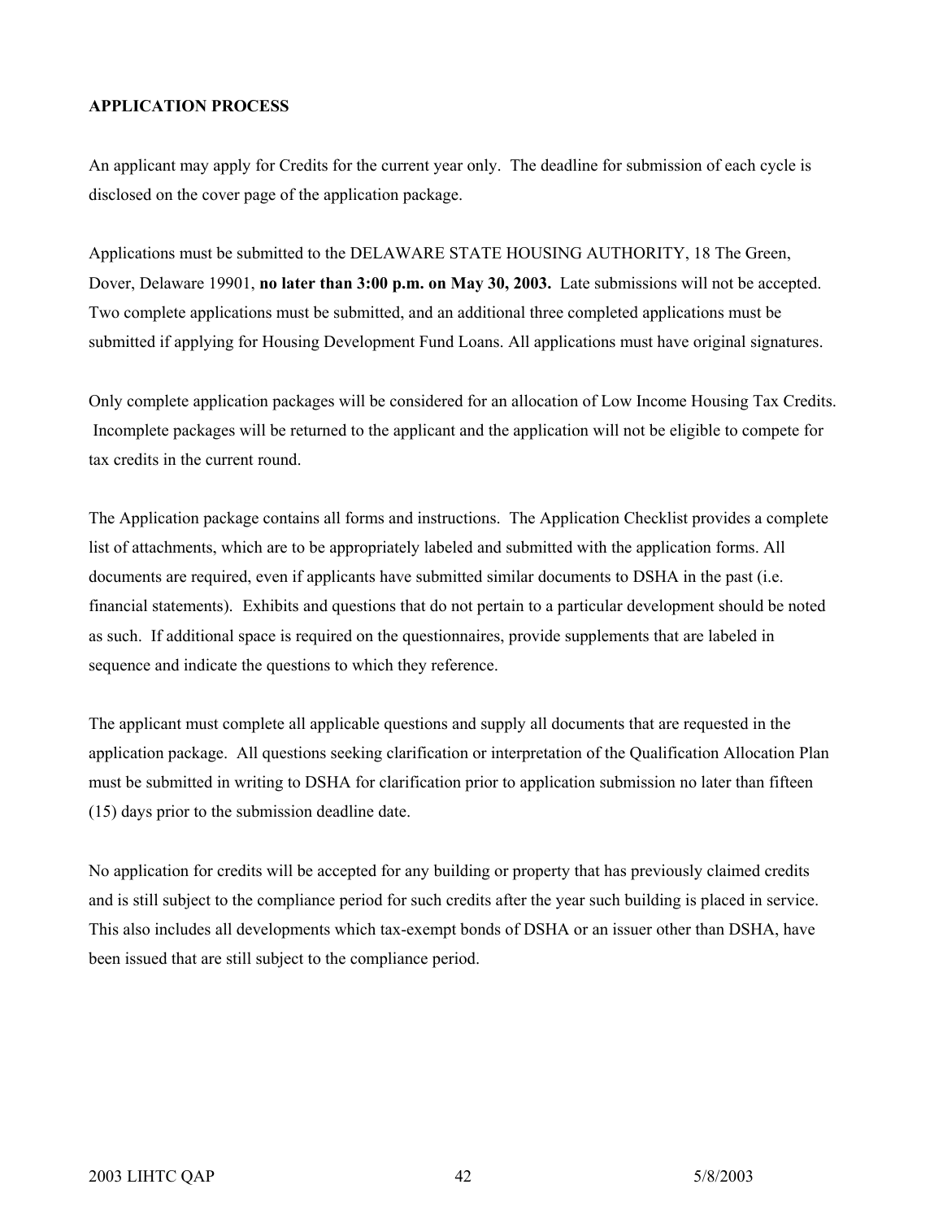## APPLICATION PROCESS

An applicant may apply for Credits for the current year only. The deadline for submission of each cycle is disclosed on the cover page of the application package.

Applications must be submitted to the DELAWARE STATE HOUSING AUTHORITY, 18 The Green, Dover, Delaware 19901, **no later than 3:00 p.m. on May 30, 2003.** Late submissions will not be accepted. Two complete applications must be submitted, and an additional three completed applications must be submitted if applying for Housing Development Fund Loans. All applications must have original signatures.

Only complete application packages will be considered for an allocation of Low Income Housing Tax Credits. Incomplete packages will be returned to the applicant and the application will not be eligible to compete for tax credits in the current round.

The Application package contains all forms and instructions. The Application Checklist provides a complete list of attachments, which are to be appropriately labeled and submitted with the application forms. All documents are required, even if applicants have submitted similar documents to DSHA in the past (i.e. financial statements). Exhibits and questions that do not pertain to a particular development should be noted as such. If additional space is required on the questionnaires, provide supplements that are labeled in sequence and indicate the questions to which they reference.

The applicant must complete all applicable questions and supply all documents that are requested in the application package. All questions seeking clarification or interpretation of the Qualification Allocation Plan must be submitted in writing to DSHA for clarification prior to application submission no later than fifteen (15) days prior to the submission deadline date.

No application for credits will be accepted for any building or property that has previously claimed credits and is still subject to the compliance period for such credits after the year such building is placed in service. This also includes all developments which tax-exempt bonds of DSHA or an issuer other than DSHA, have been issued that are still subject to the compliance period.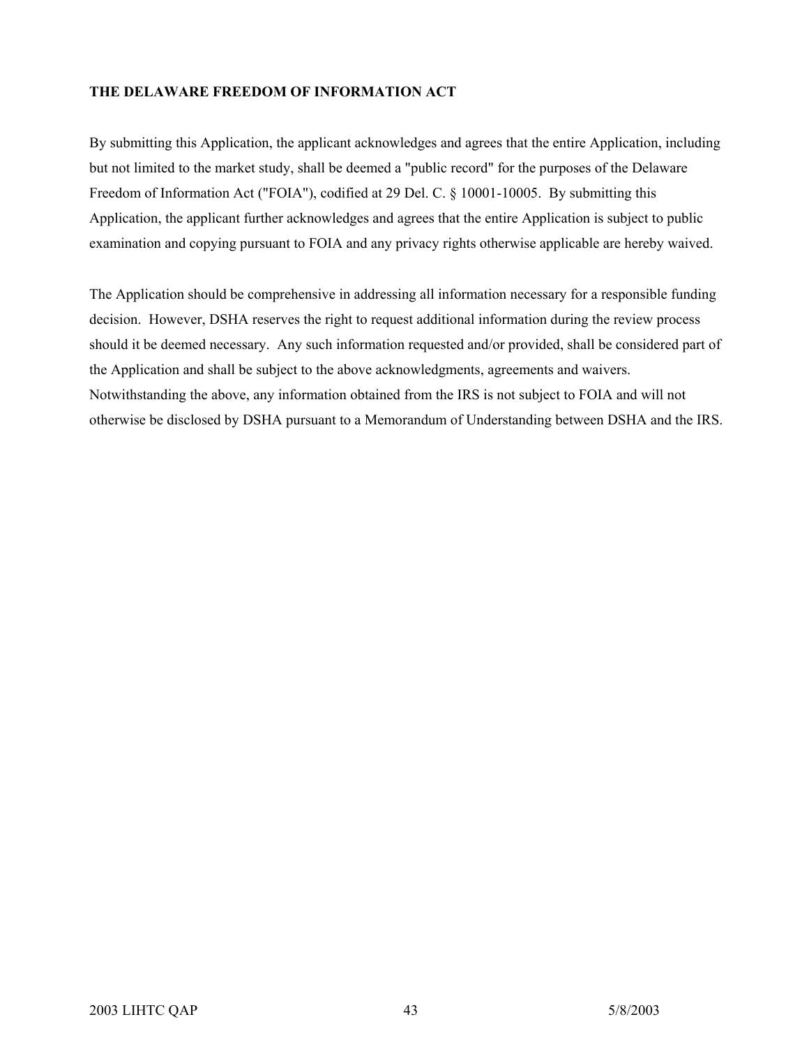**THE DELAWARE FREEDOM OF INFORMATION ACT**

By submitting this Application, the applicant acknowledges and agrees that the entire Application, including but not limited to the market study, shall be deemed a "public record" for the purposes of the Delaware Freedom of Information Act ("FOIA"), codified at 29 Del. C. § 10001-10005. By submitting this Application, the applicant further acknowledges and agrees that the entire Application is subject to public examination and copying pursuant to FOIA and any privacy rights otherwise applicable are hereby waived.

The Application should be comprehensive in addressing all information necessary for a responsible funding decision. However, DSHA reserves the right to request additional information during the review process should it be deemed necessary. Any such information requested and/or provided, shall be considered part of the Application and shall be subject to the above acknowledgments, agreements and waivers. Notwithstanding the above, any information obtained from the IRS is not subject to FOIA and will not otherwise be disclosed by DSHA pursuant to a Memorandum of Understanding between DSHA and the IRS.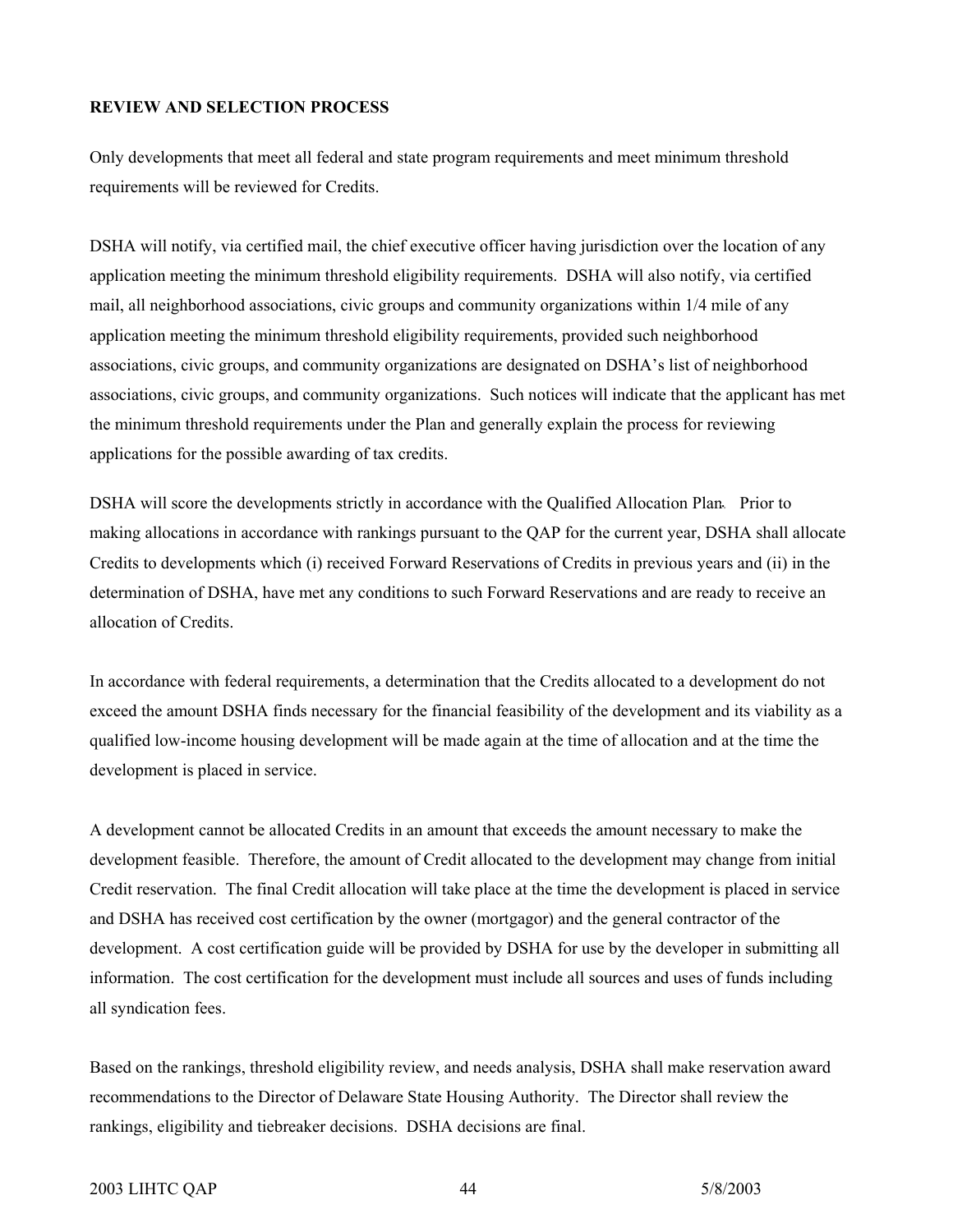**REVIEW AND SELECTION PROCESS**

Only developments that meet all federal and state program requirements and meet minimum threshold requirements will be reviewed for Credits.

DSHA will notify, via certified mail, the chief executive officer having jurisdiction over the location of any application meeting the minimum threshold eligibility requirements. DSHA will also notify, via certified mail, all neighborhood associations, civic groups and community organizations within 1/4 mile of any application meeting the minimum threshold eligibility requirements, provided such neighborhood associations, civic groups, and community organizations are designated on DSHA's list of neighborhood associations, civic groups, and community organizations. Such notices will indicate that the applicant has met the minimum threshold requirements under the Plan and generally explain the process for reviewing applications for the possible awarding of tax credits.

DSHA will score the developments strictly in accordance with the Qualified Allocation Plan. Prior to making allocations in accordance with rankings pursuant to the QAP for the current year, DSHA shall allocate Credits to developments which (i) received Forward Reservations of Credits in previous years and (ii) in the determination of DSHA, have met any conditions to such Forward Reservations and are ready to receive an allocation of Credits.

In accordance with federal requirements, a determination that the Credits allocated to a development do not exceed the amount DSHA finds necessary for the financial feasibility of the development and its viability as a qualified low-income housing development will be made again at the time of allocation and at the time the development is placed in service.

A development cannot be allocated Credits in an amount that exceeds the amount necessary to make the development feasible. Therefore, the amount of Credit allocated to the development may change from initial Credit reservation. The final Credit allocation will take place at the time the development is placed in service and DSHA has received cost certification by the owner (mortgagor) and the general contractor of the development. A cost certification guide will be provided by DSHA for use by the developer in submitting all information. The cost certification for the development must include all sources and uses of funds including all syndication fees.

Based on the rankings, threshold eligibility review, and needs analysis, DSHA shall make reservation award recommendations to the Director of Delaware State Housing Authority. The Director shall review the rankings, eligibility and tiebreaker decisions. DSHA decisions are final.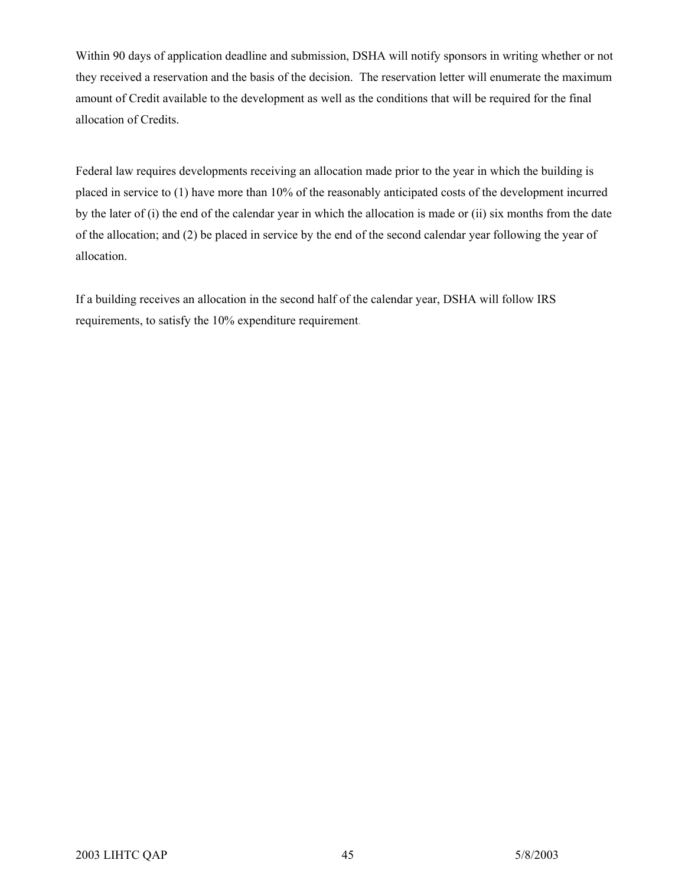Within 90 days of application deadline and submission, DSHA will notify sponsors in writing whether or not they received a reservation and the basis of the decision. The reservation letter will enumerate the maximum amount of Credit available to the development as well as the conditions that will be required for the final allocation of Credits.

Federal law requires developments receiving an allocation made prior to the year in which the building is placed in service to (1) have more than 10% of the reasonably anticipated costs of the development incurred by the later of (i) the end of the calendar year in which the allocation is made or (ii) six months from the date of the allocation; and (2) be placed in service by the end of the second calendar year following the year of allocation.

If a building receives an allocation in the second half of the calendar year, DSHA will follow IRS requirements, to satisfy the 10% expenditure requirement.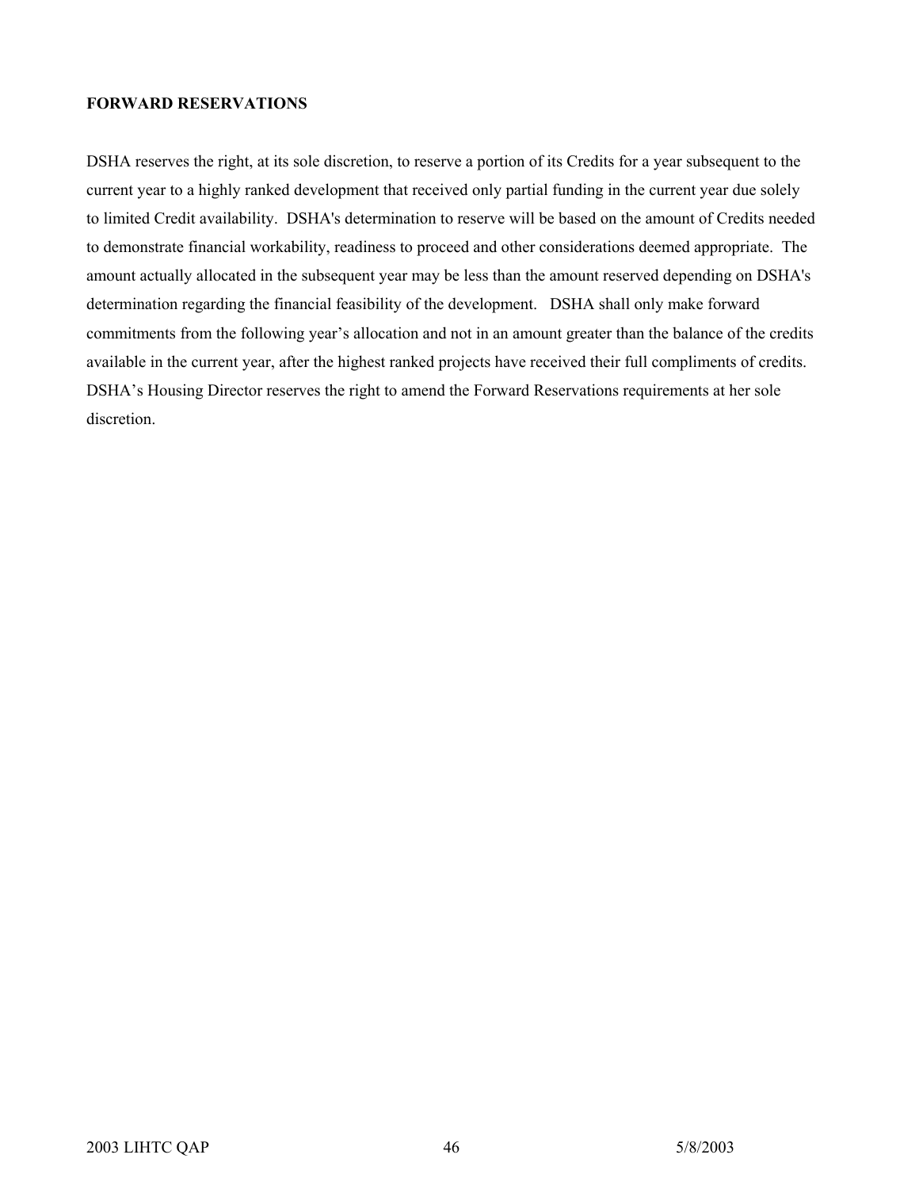**FORWARD RESERVATIONS**

DSHA reserves the right, at its sole discretion, to reserve a portion of its Credits for a year subsequent to the current year to a highly ranked development that received only partial funding in the current year due solely to limited Credit availability. DSHA's determination to reserve will be based on the amount of Credits needed to demonstrate financial workability, readiness to proceed and other considerations deemed appropriate. The amount actually allocated in the subsequent year may be less than the amount reserved depending on DSHA's determination regarding the financial feasibility of the development. DSHA shall only make forward commitments from the following year's allocation and not in an amount greater than the balance of the credits available in the current year, after the highest ranked projects have received their full compliments of credits. DSHA's Housing Director reserves the right to amend the Forward Reservations requirements at her sole discretion.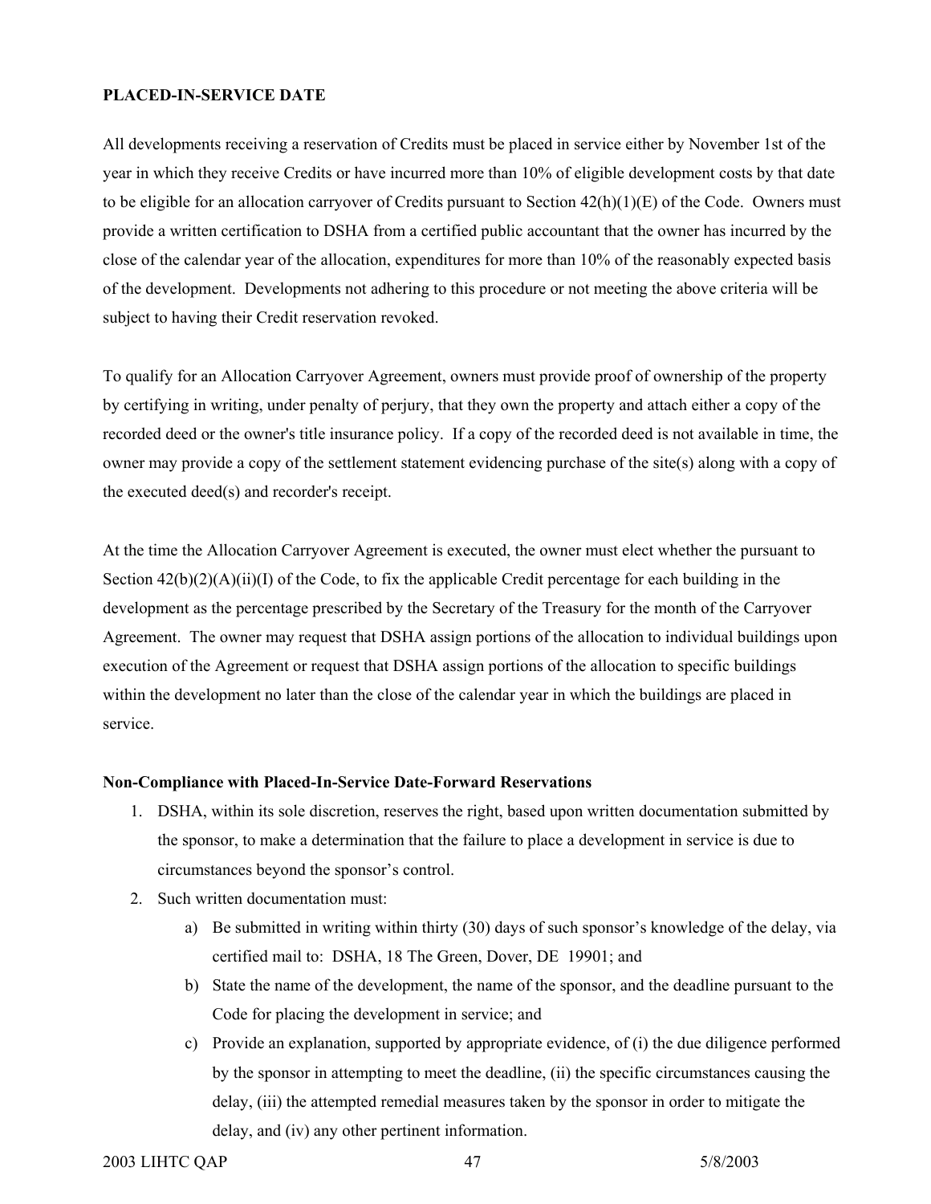**PLACED-IN-SERVICE DATE**

All developments receiving a reservation of Credits must be placed in service either by November 1st of the year in which they receive Credits or have incurred more than 10% of eligible development costs by that date to be eligible for an allocation carryover of Credits pursuant to Section 42(h)(1)(E) of the Code. Owners must provide a written certification to DSHA from a certified public accountant that the owner has incurred by the close of the calendar year of the allocation, expenditures for more than 10% of the reasonably expected basis of the development. Developments not adhering to this procedure or not meeting the above criteria will be subject to having their Credit reservation revoked.

To qualify for an Allocation Carryover Agreement, owners must provide proof of ownership of the property by certifying in writing, under penalty of perjury, that they own the property and attach either a copy of the recorded deed or the owner's title insurance policy. If a copy of the recorded deed is not available in time, the owner may provide a copy of the settlement statement evidencing purchase of the site(s) along with a copy of the executed deed(s) and recorder's receipt.

At the time the Allocation Carryover Agreement is executed, the owner must elect whether the pursuant to Section 42(b)(2)(A)(ii)(I) of the Code, to fix the applicable Credit percentage for each building in the development as the percentage prescribed by the Secretary of the Treasury for the month of the Carryover Agreement. The owner may request that DSHA assign portions of the allocation to individual buildings upon execution of the Agreement or request that DSHA assign portions of the allocation to specific buildings within the development no later than the close of the calendar year in which the buildings are placed in service.

**Non-Compliance with Placed-In-Service Date-Forward Reservations**

1. DSHA, within its sole discretion, reserves the right, based upon written documentation submitted by the sponsor, to make a determination that the failure to place a development in service is due to circumstances beyond the sponsor's control.
2. Such written documentation must:
   a) Be submitted in writing within thirty (30) days of such sponsor's knowledge of the delay, via certified mail to: DSHA, 18 The Green, Dover, DE 19901; and
   b) State the name of the development, the name of the sponsor, and the deadline pursuant to the Code for placing the development in service; and
   c) Provide an explanation, supported by appropriate evidence, of (i) the due diligence performed by the sponsor in attempting to meet the deadline, (ii) the specific circumstances causing the delay, (iii) the attempted remedial measures taken by the sponsor in order to mitigate the delay, and (iv) any other pertinent information.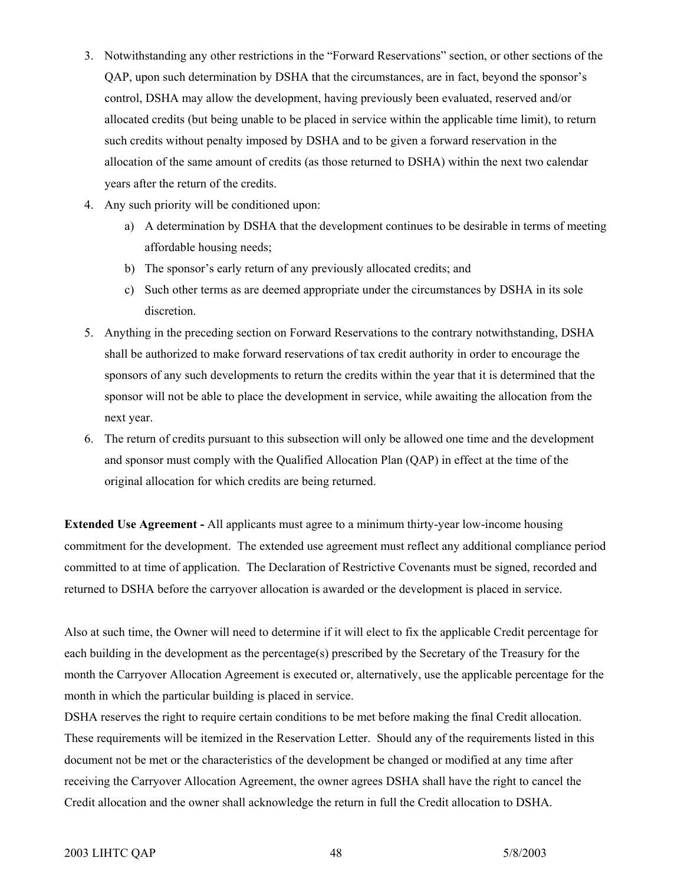3. Notwithstanding any other restrictions in the "Forward Reservations" section, or other sections of the QAP, upon such determination by DSHA that the circumstances, are in fact, beyond the sponsor's control, DSHA may allow the development, having previously been evaluated, reserved and/or allocated credits (but being unable to be placed in service within the applicable time limit), to return such credits without penalty imposed by DSHA and to be given a forward reservation in the allocation of the same amount of credits (as those returned to DSHA) within the next two calendar years after the return of the credits.
4. Any such priority will be conditioned upon:
   a) A determination by DSHA that the development continues to be desirable in terms of meeting affordable housing needs;
   b) The sponsor's early return of any previously allocated credits; and
   c) Such other terms as are deemed appropriate under the circumstances by DSHA in its sole discretion.
5. Anything in the preceding section on Forward Reservations to the contrary notwithstanding, DSHA shall be authorized to make forward reservations of tax credit authority in order to encourage the sponsors of any such developments to return the credits within the year that it is determined that the sponsor will not be able to place the development in service, while awaiting the allocation from the next year.
6. The return of credits pursuant to this subsection will only be allowed one time and the development and sponsor must comply with the Qualified Allocation Plan (QAP) in effect at the time of the original allocation for which credits are being returned.

**Extended Use Agreement -** All applicants must agree to a minimum thirty-year low-income housing commitment for the development. The extended use agreement must reflect any additional compliance period committed to at time of application. The Declaration of Restrictive Covenants must be signed, recorded and returned to DSHA before the carryover allocation is awarded or the development is placed in service.

Also at such time, the Owner will need to determine if it will elect to fix the applicable Credit percentage for each building in the development as the percentage(s) prescribed by the Secretary of the Treasury for the month the Carryover Allocation Agreement is executed or, alternatively, use the applicable percentage for the month in which the particular building is placed in service.

DSHA reserves the right to require certain conditions to be met before making the final Credit allocation. These requirements will be itemized in the Reservation Letter. Should any of the requirements listed in this document not be met or the characteristics of the development be changed or modified at any time after receiving the Carryover Allocation Agreement, the owner agrees DSHA shall have the right to cancel the Credit allocation and the owner shall acknowledge the return in full the Credit allocation to DSHA.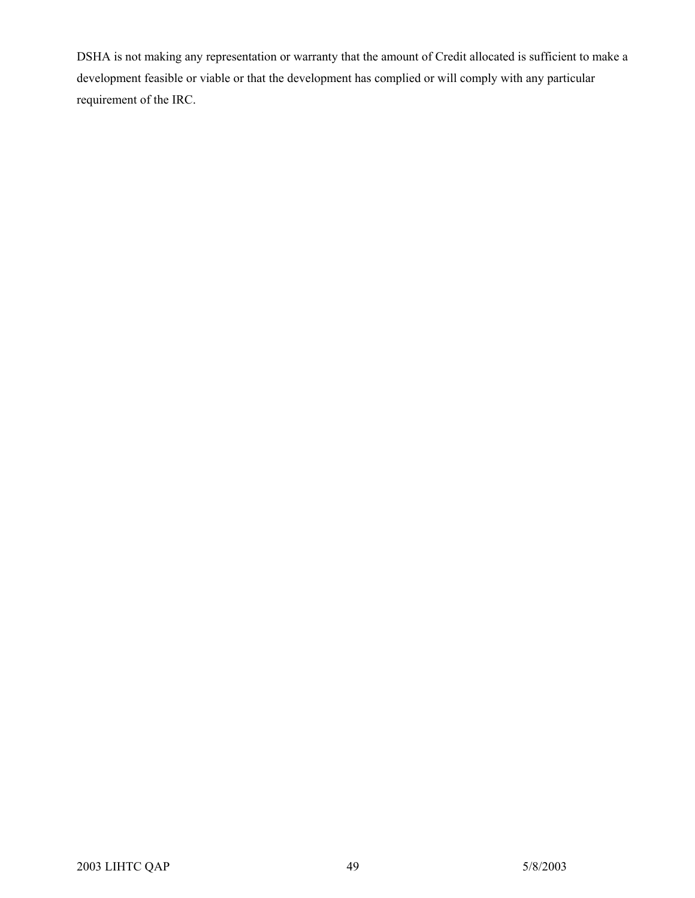DSHA is not making any representation or warranty that the amount of Credit allocated is sufficient to make a development feasible or viable or that the development has complied or will comply with any particular requirement of the IRC.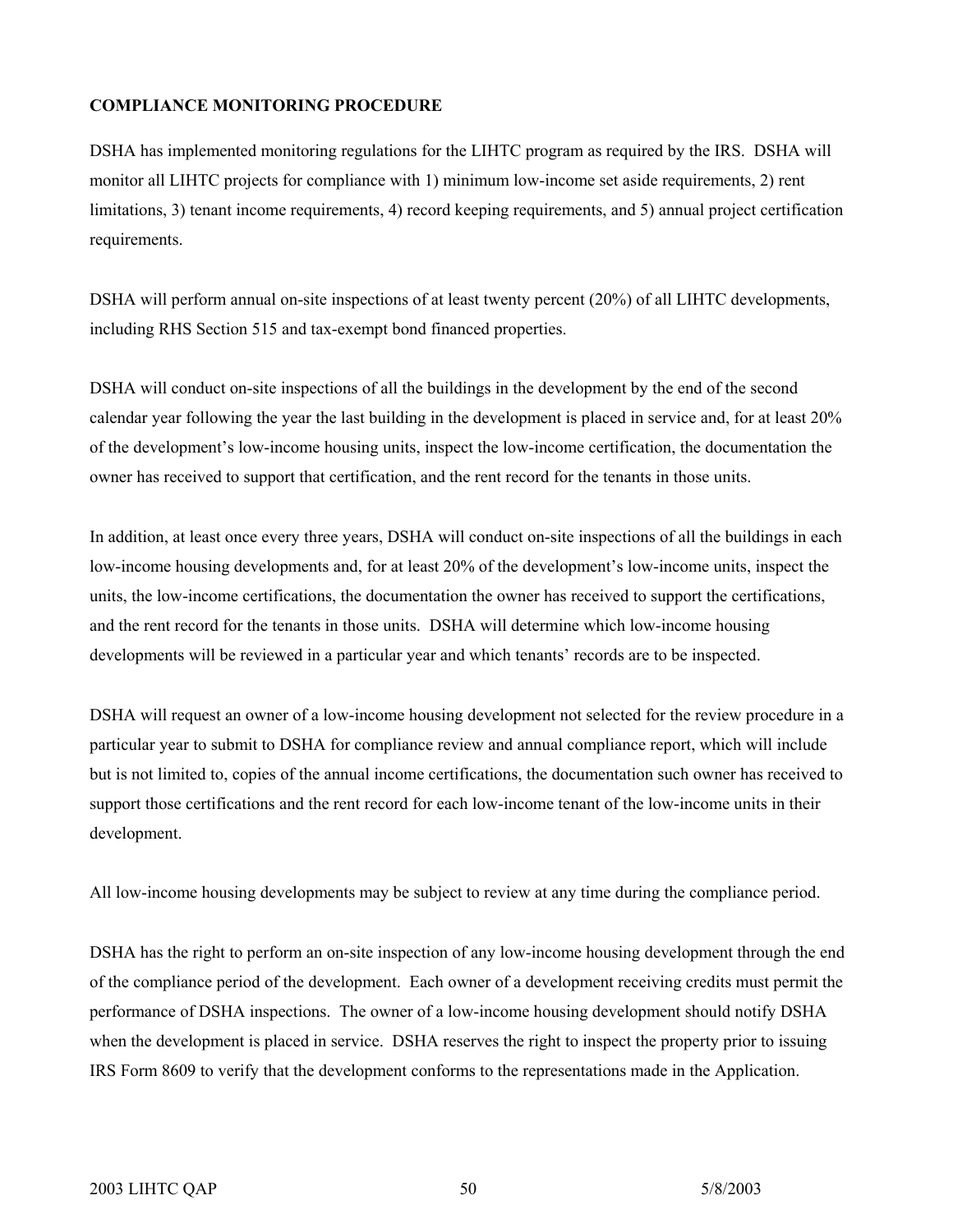**COMPLIANCE MONITORING PROCEDURE**

DSHA has implemented monitoring regulations for the LIHTC program as required by the IRS. DSHA will monitor all LIHTC projects for compliance with 1) minimum low-income set aside requirements, 2) rent limitations, 3) tenant income requirements, 4) record keeping requirements, and 5) annual project certification requirements.

DSHA will perform annual on-site inspections of at least twenty percent (20%) of all LIHTC developments, including RHS Section 515 and tax-exempt bond financed properties.

DSHA will conduct on-site inspections of all the buildings in the development by the end of the second calendar year following the year the last building in the development is placed in service and, for at least 20% of the development's low-income housing units, inspect the low-income certification, the documentation the owner has received to support that certification, and the rent record for the tenants in those units.

In addition, at least once every three years, DSHA will conduct on-site inspections of all the buildings in each low-income housing developments and, for at least 20% of the development's low-income units, inspect the units, the low-income certifications, the documentation the owner has received to support the certifications, and the rent record for the tenants in those units. DSHA will determine which low-income housing developments will be reviewed in a particular year and which tenants' records are to be inspected.

DSHA will request an owner of a low-income housing development not selected for the review procedure in a particular year to submit to DSHA for compliance review and annual compliance report, which will include but is not limited to, copies of the annual income certifications, the documentation such owner has received to support those certifications and the rent record for each low-income tenant of the low-income units in their development.

All low-income housing developments may be subject to review at any time during the compliance period.

DSHA has the right to perform an on-site inspection of any low-income housing development through the end of the compliance period of the development. Each owner of a development receiving credits must permit the performance of DSHA inspections. The owner of a low-income housing development should notify DSHA when the development is placed in service. DSHA reserves the right to inspect the property prior to issuing IRS Form 8609 to verify that the development conforms to the representations made in the Application.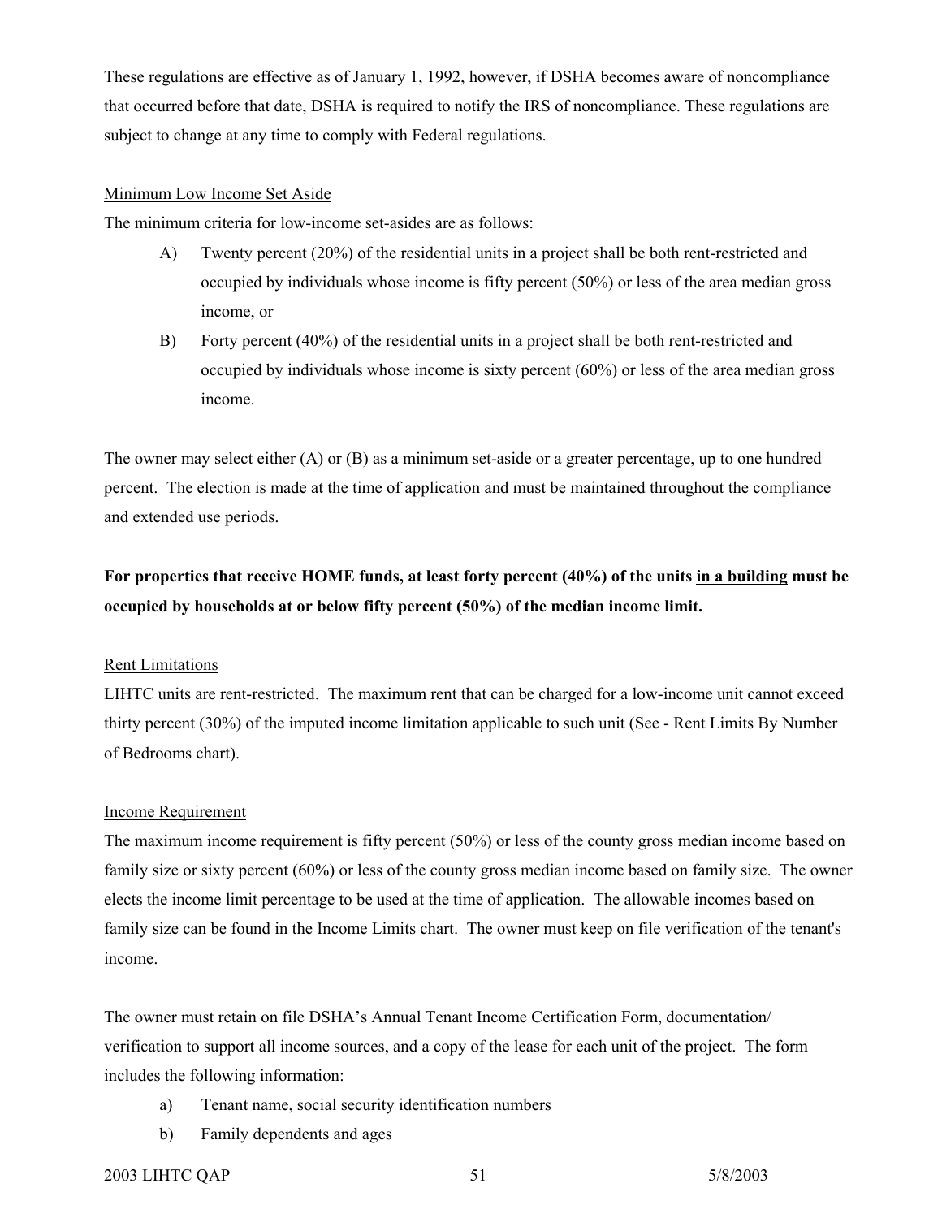These regulations are effective as of January 1, 1992, however, if DSHA becomes aware of noncompliance that occurred before that date, DSHA is required to notify the IRS of noncompliance. These regulations are subject to change at any time to comply with Federal regulations.

<u>Minimum Low Income Set Aside</u>

The minimum criteria for low-income set-asides are as follows:

A) Twenty percent (20%) of the residential units in a project shall be both rent-restricted and occupied by individuals whose income is fifty percent (50%) or less of the area median gross income, or

B) Forty percent (40%) of the residential units in a project shall be both rent-restricted and occupied by individuals whose income is sixty percent (60%) or less of the area median gross income.

The owner may select either (A) or (B) as a minimum set-aside or a greater percentage, up to one hundred percent. The election is made at the time of application and must be maintained throughout the compliance and extended use periods.

**For properties that receive HOME funds, at least forty percent (40%) of the units <u>in a building</u> must be occupied by households at or below fifty percent (50%) of the median income limit.**

<u>Rent Limitations</u>

LIHTC units are rent-restricted. The maximum rent that can be charged for a low-income unit cannot exceed thirty percent (30%) of the imputed income limitation applicable to such unit (See - Rent Limits By Number of Bedrooms chart).

<u>Income Requirement</u>

The maximum income requirement is fifty percent (50%) or less of the county gross median income based on family size or sixty percent (60%) or less of the county gross median income based on family size. The owner elects the income limit percentage to be used at the time of application. The allowable incomes based on family size can be found in the Income Limits chart. The owner must keep on file verification of the tenant's income.

The owner must retain on file DSHA's Annual Tenant Income Certification Form, documentation/ verification to support all income sources, and a copy of the lease for each unit of the project. The form includes the following information:

a) Tenant name, social security identification numbers

b) Family dependents and ages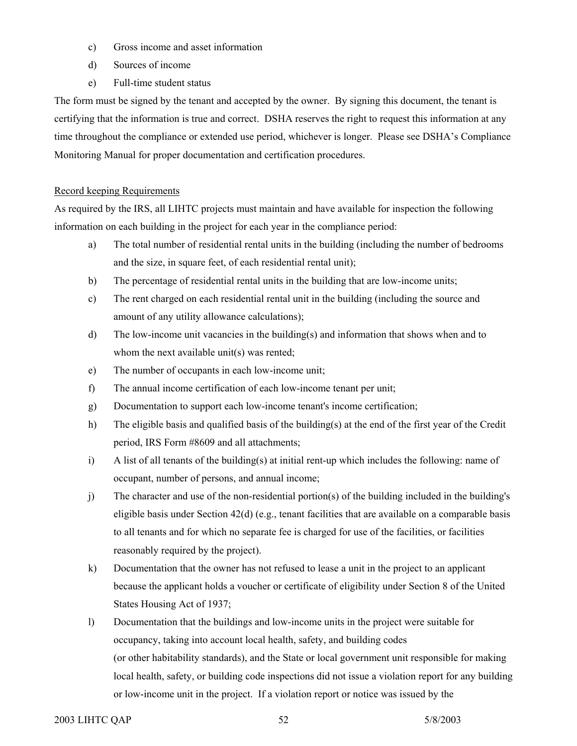c) Gross income and asset information

d) Sources of income

e) Full-time student status

The form must be signed by the tenant and accepted by the owner. By signing this document, the tenant is certifying that the information is true and correct. DSHA reserves the right to request this information at any time throughout the compliance or extended use period, whichever is longer. Please see DSHA's Compliance Monitoring Manual for proper documentation and certification procedures.

<u>Record keeping Requirements</u>

As required by the IRS, all LIHTC projects must maintain and have available for inspection the following information on each building in the project for each year in the compliance period:

a) The total number of residential rental units in the building (including the number of bedrooms and the size, in square feet, of each residential rental unit);

b) The percentage of residential rental units in the building that are low-income units;

c) The rent charged on each residential rental unit in the building (including the source and amount of any utility allowance calculations);

d) The low-income unit vacancies in the building(s) and information that shows when and to whom the next available unit(s) was rented;

e) The number of occupants in each low-income unit;

f) The annual income certification of each low-income tenant per unit;

g) Documentation to support each low-income tenant's income certification;

h) The eligible basis and qualified basis of the building(s) at the end of the first year of the Credit period, IRS Form #8609 and all attachments;

i) A list of all tenants of the building(s) at initial rent-up which includes the following: name of occupant, number of persons, and annual income;

j) The character and use of the non-residential portion(s) of the building included in the building's eligible basis under Section 42(d) (e.g., tenant facilities that are available on a comparable basis to all tenants and for which no separate fee is charged for use of the facilities, or facilities reasonably required by the project).

k) Documentation that the owner has not refused to lease a unit in the project to an applicant because the applicant holds a voucher or certificate of eligibility under Section 8 of the United States Housing Act of 1937;

l) Documentation that the buildings and low-income units in the project were suitable for occupancy, taking into account local health, safety, and building codes (or other habitability standards), and the State or local government unit responsible for making local health, safety, or building code inspections did not issue a violation report for any building or low-income unit in the project. If a violation report or notice was issued by the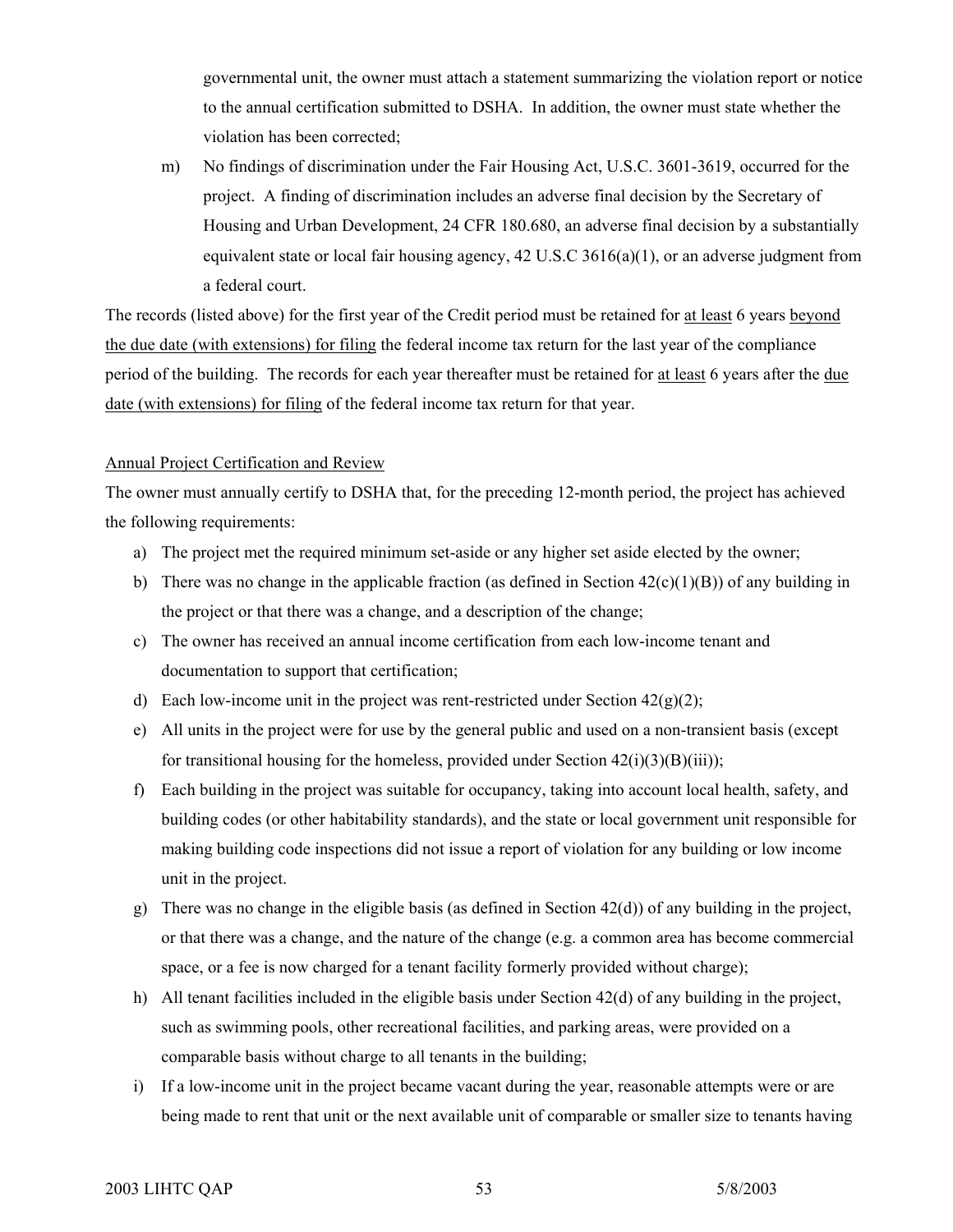governmental unit, the owner must attach a statement summarizing the violation report or notice to the annual certification submitted to DSHA. In addition, the owner must state whether the violation has been corrected;

m) No findings of discrimination under the Fair Housing Act, U.S.C. 3601-3619, occurred for the project. A finding of discrimination includes an adverse final decision by the Secretary of Housing and Urban Development, 24 CFR 180.680, an adverse final decision by a substantially equivalent state or local fair housing agency, 42 U.S.C 3616(a)(1), or an adverse judgment from a federal court.

The records (listed above) for the first year of the Credit period must be retained for <u>at least</u> 6 years <u>beyond the due date (with extensions) for filing</u> the federal income tax return for the last year of the compliance period of the building. The records for each year thereafter must be retained for <u>at least</u> 6 years after the <u>due date (with extensions) for filing</u> of the federal income tax return for that year.

<u>Annual Project Certification and Review</u>

The owner must annually certify to DSHA that, for the preceding 12-month period, the project has achieved the following requirements:

a) The project met the required minimum set-aside or any higher set aside elected by the owner;
b) There was no change in the applicable fraction (as defined in Section 42(c)(1)(B)) of any building in the project or that there was a change, and a description of the change;
c) The owner has received an annual income certification from each low-income tenant and documentation to support that certification;
d) Each low-income unit in the project was rent-restricted under Section 42(g)(2);
e) All units in the project were for use by the general public and used on a non-transient basis (except for transitional housing for the homeless, provided under Section 42(i)(3)(B)(iii));
f) Each building in the project was suitable for occupancy, taking into account local health, safety, and building codes (or other habitability standards), and the state or local government unit responsible for making building code inspections did not issue a report of violation for any building or low income unit in the project.
g) There was no change in the eligible basis (as defined in Section 42(d)) of any building in the project, or that there was a change, and the nature of the change (e.g. a common area has become commercial space, or a fee is now charged for a tenant facility formerly provided without charge);
h) All tenant facilities included in the eligible basis under Section 42(d) of any building in the project, such as swimming pools, other recreational facilities, and parking areas, were provided on a comparable basis without charge to all tenants in the building;
i) If a low-income unit in the project became vacant during the year, reasonable attempts were or are being made to rent that unit or the next available unit of comparable or smaller size to tenants having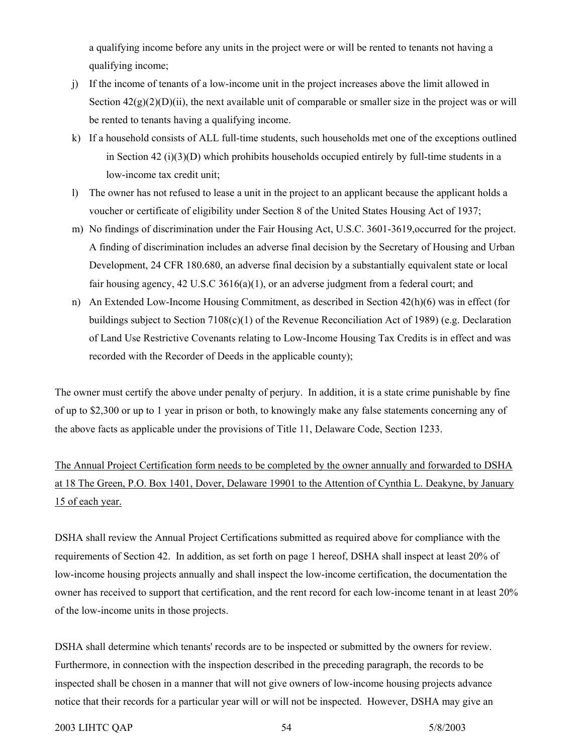a qualifying income before any units in the project were or will be rented to tenants not having a qualifying income;

j) If the income of tenants of a low-income unit in the project increases above the limit allowed in Section 42(g)(2)(D)(ii), the next available unit of comparable or smaller size in the project was or will be rented to tenants having a qualifying income.

k) If a household consists of ALL full-time students, such households met one of the exceptions outlined in Section 42 (i)(3)(D) which prohibits households occupied entirely by full-time students in a low-income tax credit unit;

l) The owner has not refused to lease a unit in the project to an applicant because the applicant holds a voucher or certificate of eligibility under Section 8 of the United States Housing Act of 1937;

m) No findings of discrimination under the Fair Housing Act, U.S.C. 3601-3619,occurred for the project. A finding of discrimination includes an adverse final decision by the Secretary of Housing and Urban Development, 24 CFR 180.680, an adverse final decision by a substantially equivalent state or local fair housing agency, 42 U.S.C 3616(a)(1), or an adverse judgment from a federal court; and

n) An Extended Low-Income Housing Commitment, as described in Section 42(h)(6) was in effect (for buildings subject to Section 7108(c)(1) of the Revenue Reconciliation Act of 1989) (e.g. Declaration of Land Use Restrictive Covenants relating to Low-Income Housing Tax Credits is in effect and was recorded with the Recorder of Deeds in the applicable county);

The owner must certify the above under penalty of perjury. In addition, it is a state crime punishable by fine of up to $2,300 or up to 1 year in prison or both, to knowingly make any false statements concerning any of the above facts as applicable under the provisions of Title 11, Delaware Code, Section 1233.

<u>The Annual Project Certification form needs to be completed by the owner annually and forwarded to DSHA at 18 The Green, P.O. Box 1401, Dover, Delaware 19901 to the Attention of Cynthia L. Deakyne, by January 15 of each year.</u>

DSHA shall review the Annual Project Certifications submitted as required above for compliance with the requirements of Section 42. In addition, as set forth on page 1 hereof, DSHA shall inspect at least 20% of low-income housing projects annually and shall inspect the low-income certification, the documentation the owner has received to support that certification, and the rent record for each low-income tenant in at least 20% of the low-income units in those projects.

DSHA shall determine which tenants' records are to be inspected or submitted by the owners for review. Furthermore, in connection with the inspection described in the preceding paragraph, the records to be inspected shall be chosen in a manner that will not give owners of low-income housing projects advance notice that their records for a particular year will or will not be inspected. However, DSHA may give an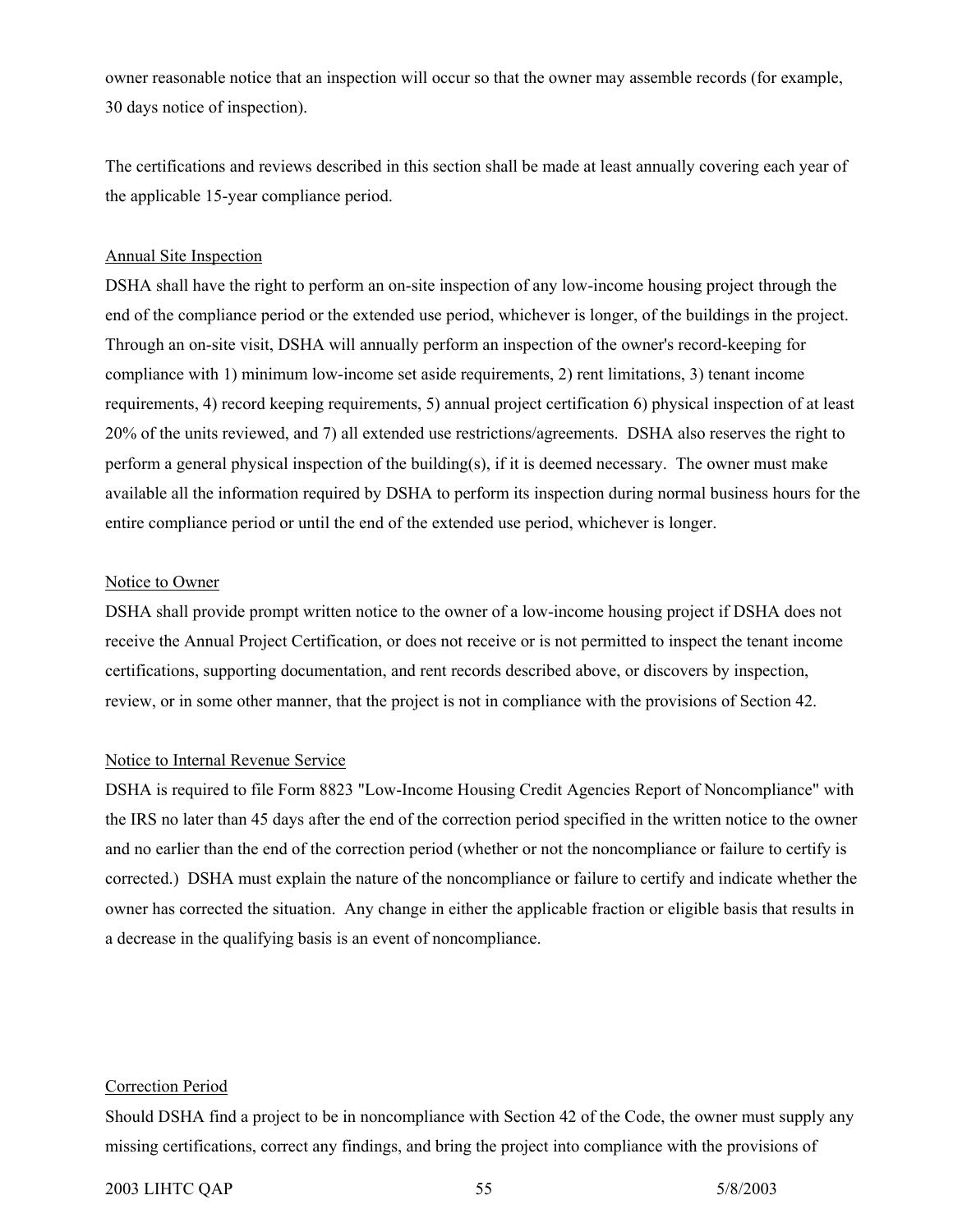owner reasonable notice that an inspection will occur so that the owner may assemble records (for example, 30 days notice of inspection).

The certifications and reviews described in this section shall be made at least annually covering each year of the applicable 15-year compliance period.

Annual Site Inspection

DSHA shall have the right to perform an on-site inspection of any low-income housing project through the end of the compliance period or the extended use period, whichever is longer, of the buildings in the project. Through an on-site visit, DSHA will annually perform an inspection of the owner's record-keeping for compliance with 1) minimum low-income set aside requirements, 2) rent limitations, 3) tenant income requirements, 4) record keeping requirements, 5) annual project certification 6) physical inspection of at least 20% of the units reviewed, and 7) all extended use restrictions/agreements. DSHA also reserves the right to perform a general physical inspection of the building(s), if it is deemed necessary. The owner must make available all the information required by DSHA to perform its inspection during normal business hours for the entire compliance period or until the end of the extended use period, whichever is longer.

Notice to Owner

DSHA shall provide prompt written notice to the owner of a low-income housing project if DSHA does not receive the Annual Project Certification, or does not receive or is not permitted to inspect the tenant income certifications, supporting documentation, and rent records described above, or discovers by inspection, review, or in some other manner, that the project is not in compliance with the provisions of Section 42.

Notice to Internal Revenue Service

DSHA is required to file Form 8823 "Low-Income Housing Credit Agencies Report of Noncompliance" with the IRS no later than 45 days after the end of the correction period specified in the written notice to the owner and no earlier than the end of the correction period (whether or not the noncompliance or failure to certify is corrected.) DSHA must explain the nature of the noncompliance or failure to certify and indicate whether the owner has corrected the situation. Any change in either the applicable fraction or eligible basis that results in a decrease in the qualifying basis is an event of noncompliance.

Correction Period

Should DSHA find a project to be in noncompliance with Section 42 of the Code, the owner must supply any missing certifications, correct any findings, and bring the project into compliance with the provisions of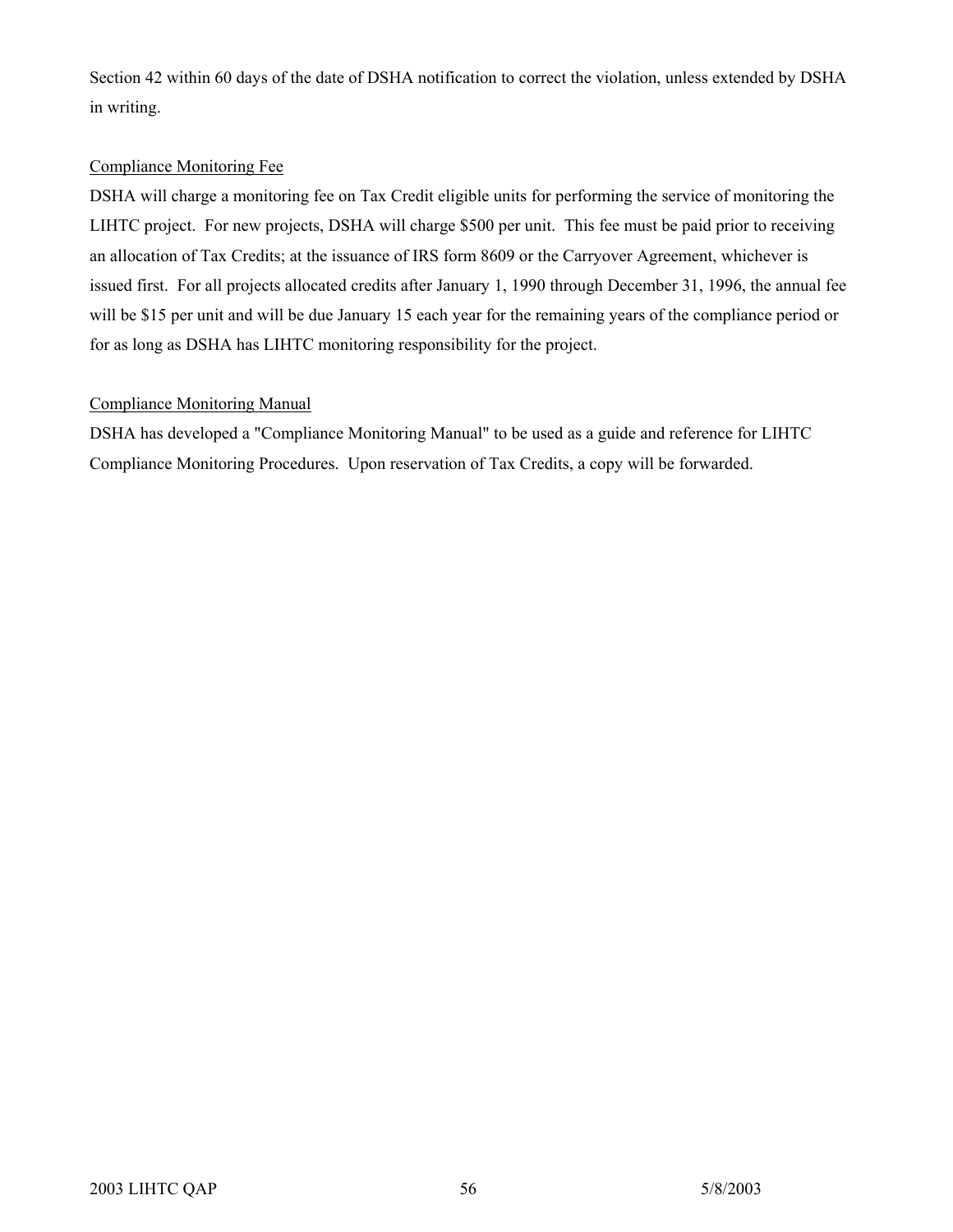Section 42 within 60 days of the date of DSHA notification to correct the violation, unless extended by DSHA in writing.

<u>Compliance Monitoring Fee</u>

DSHA will charge a monitoring fee on Tax Credit eligible units for performing the service of monitoring the LIHTC project. For new projects, DSHA will charge $500 per unit. This fee must be paid prior to receiving an allocation of Tax Credits; at the issuance of IRS form 8609 or the Carryover Agreement, whichever is issued first. For all projects allocated credits after January 1, 1990 through December 31, 1996, the annual fee will be $15 per unit and will be due January 15 each year for the remaining years of the compliance period or for as long as DSHA has LIHTC monitoring responsibility for the project.

<u>Compliance Monitoring Manual</u>

DSHA has developed a "Compliance Monitoring Manual" to be used as a guide and reference for LIHTC Compliance Monitoring Procedures. Upon reservation of Tax Credits, a copy will be forwarded.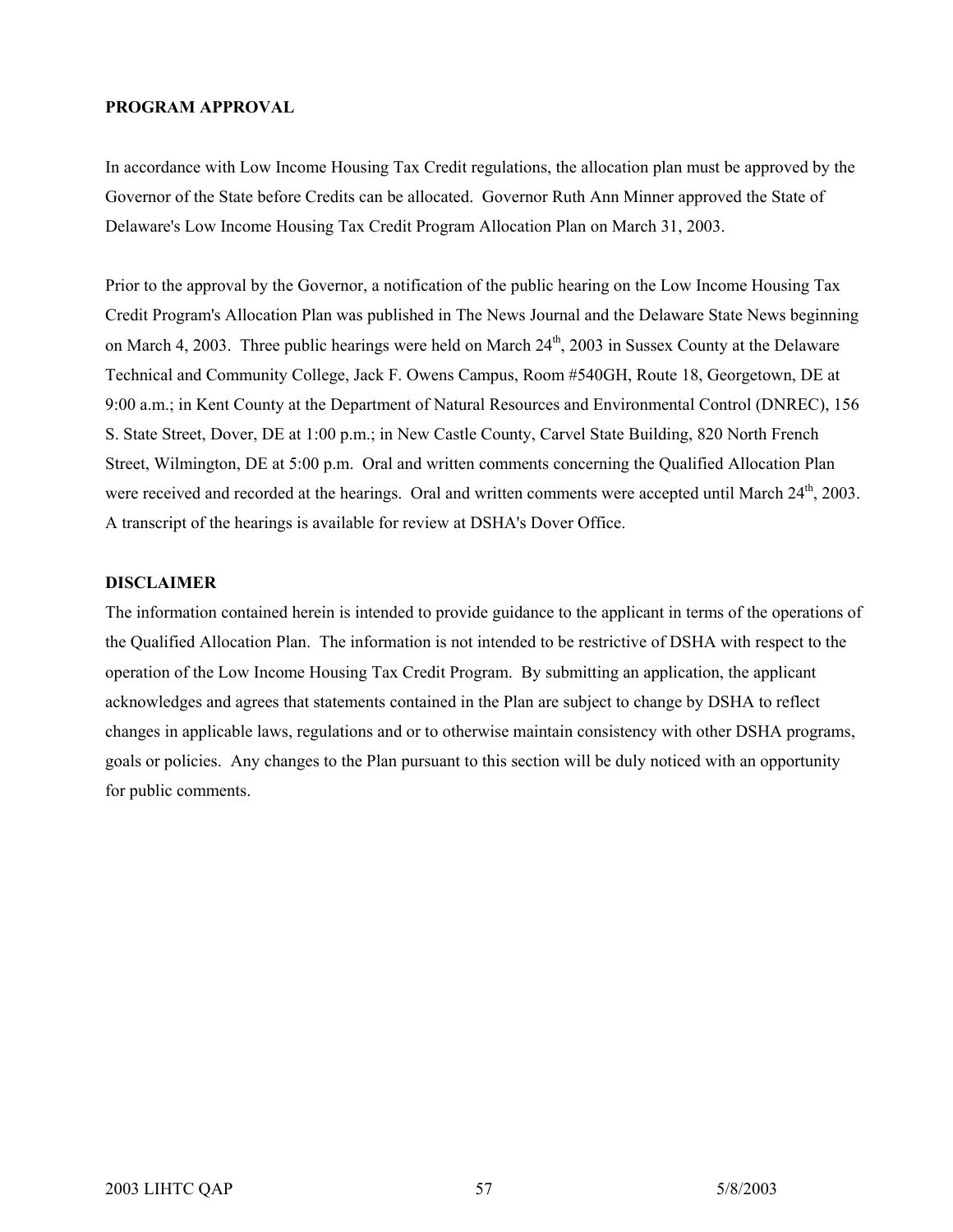**PROGRAM APPROVAL**

In accordance with Low Income Housing Tax Credit regulations, the allocation plan must be approved by the Governor of the State before Credits can be allocated. Governor Ruth Ann Minner approved the State of Delaware's Low Income Housing Tax Credit Program Allocation Plan on March 31, 2003.

Prior to the approval by the Governor, a notification of the public hearing on the Low Income Housing Tax Credit Program's Allocation Plan was published in The News Journal and the Delaware State News beginning on March 4, 2003. Three public hearings were held on March 24th, 2003 in Sussex County at the Delaware Technical and Community College, Jack F. Owens Campus, Room #540GH, Route 18, Georgetown, DE at 9:00 a.m.; in Kent County at the Department of Natural Resources and Environmental Control (DNREC), 156 S. State Street, Dover, DE at 1:00 p.m.; in New Castle County, Carvel State Building, 820 North French Street, Wilmington, DE at 5:00 p.m. Oral and written comments concerning the Qualified Allocation Plan were received and recorded at the hearings. Oral and written comments were accepted until March 24th, 2003. A transcript of the hearings is available for review at DSHA's Dover Office.

**DISCLAIMER**

The information contained herein is intended to provide guidance to the applicant in terms of the operations of the Qualified Allocation Plan. The information is not intended to be restrictive of DSHA with respect to the operation of the Low Income Housing Tax Credit Program. By submitting an application, the applicant acknowledges and agrees that statements contained in the Plan are subject to change by DSHA to reflect changes in applicable laws, regulations and or to otherwise maintain consistency with other DSHA programs, goals or policies. Any changes to the Plan pursuant to this section will be duly noticed with an opportunity for public comments.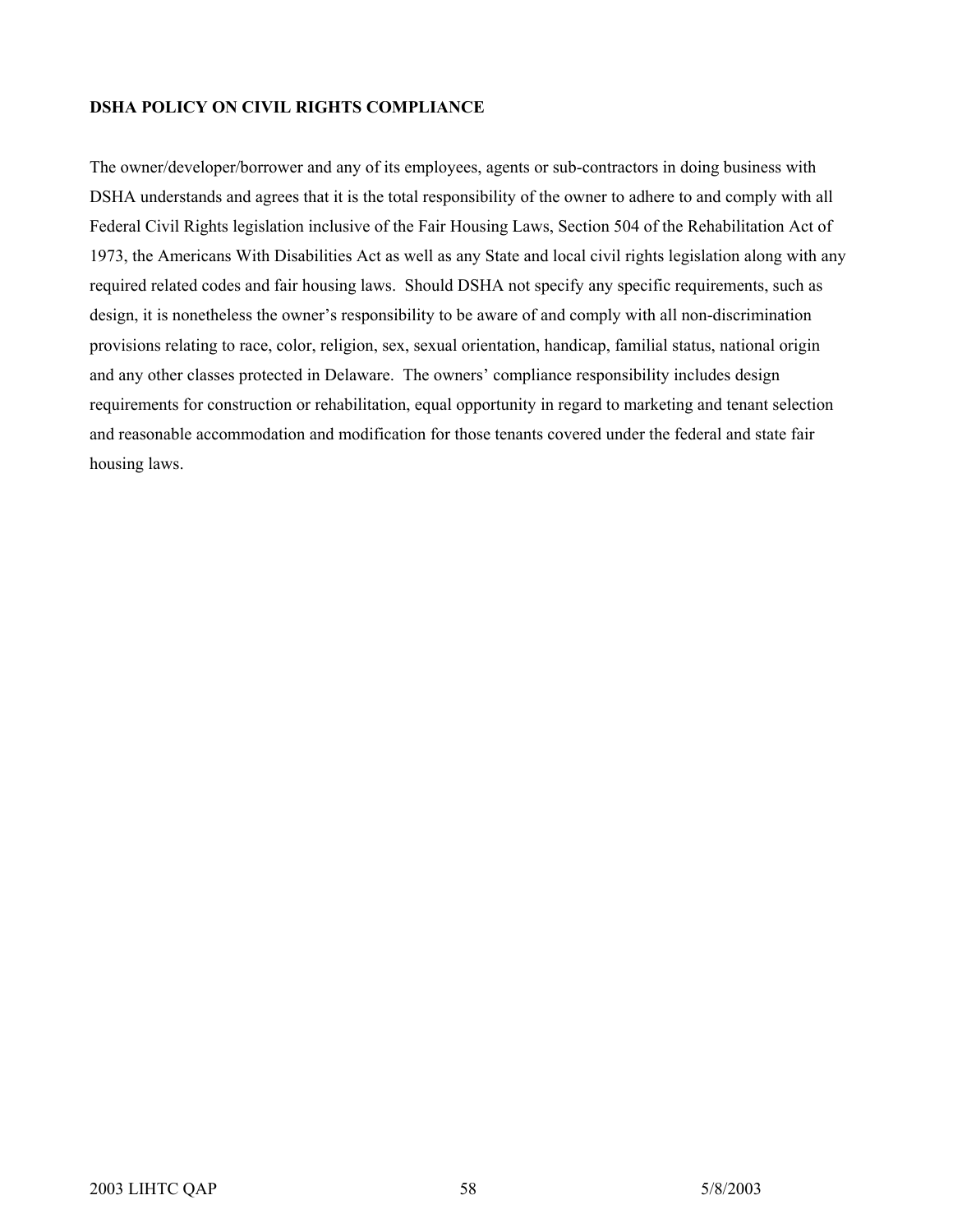**DSHA POLICY ON CIVIL RIGHTS COMPLIANCE**

The owner/developer/borrower and any of its employees, agents or sub-contractors in doing business with DSHA understands and agrees that it is the total responsibility of the owner to adhere to and comply with all Federal Civil Rights legislation inclusive of the Fair Housing Laws, Section 504 of the Rehabilitation Act of 1973, the Americans With Disabilities Act as well as any State and local civil rights legislation along with any required related codes and fair housing laws. Should DSHA not specify any specific requirements, such as design, it is nonetheless the owner's responsibility to be aware of and comply with all non-discrimination provisions relating to race, color, religion, sex, sexual orientation, handicap, familial status, national origin and any other classes protected in Delaware. The owners' compliance responsibility includes design requirements for construction or rehabilitation, equal opportunity in regard to marketing and tenant selection and reasonable accommodation and modification for those tenants covered under the federal and state fair housing laws.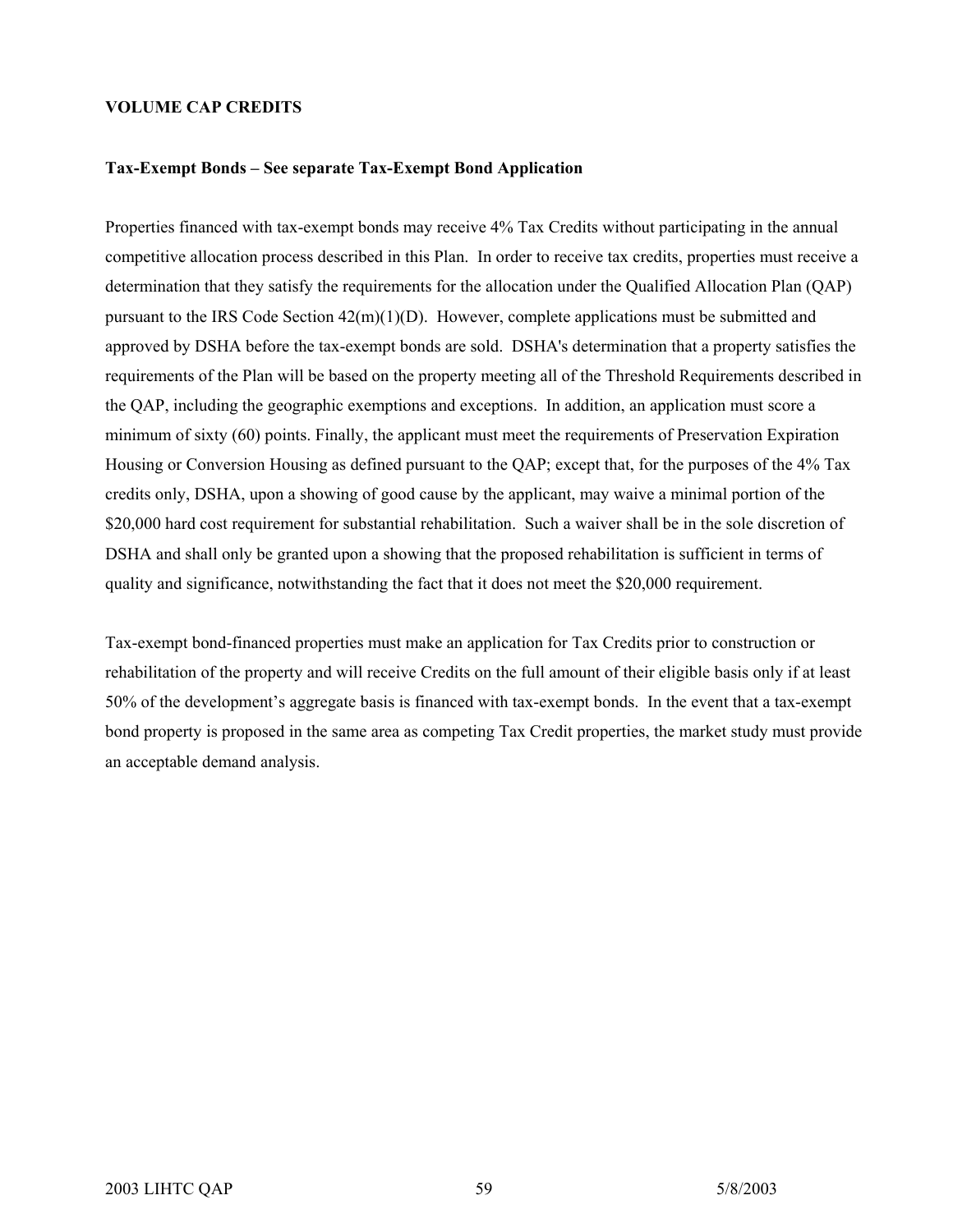**VOLUME CAP CREDITS**

**Tax-Exempt Bonds – See separate Tax-Exempt Bond Application**

Properties financed with tax-exempt bonds may receive 4% Tax Credits without participating in the annual competitive allocation process described in this Plan. In order to receive tax credits, properties must receive a determination that they satisfy the requirements for the allocation under the Qualified Allocation Plan (QAP) pursuant to the IRS Code Section 42(m)(1)(D). However, complete applications must be submitted and approved by DSHA before the tax-exempt bonds are sold. DSHA's determination that a property satisfies the requirements of the Plan will be based on the property meeting all of the Threshold Requirements described in the QAP, including the geographic exemptions and exceptions. In addition, an application must score a minimum of sixty (60) points. Finally, the applicant must meet the requirements of Preservation Expiration Housing or Conversion Housing as defined pursuant to the QAP; except that, for the purposes of the 4% Tax credits only, DSHA, upon a showing of good cause by the applicant, may waive a minimal portion of the $20,000 hard cost requirement for substantial rehabilitation. Such a waiver shall be in the sole discretion of DSHA and shall only be granted upon a showing that the proposed rehabilitation is sufficient in terms of quality and significance, notwithstanding the fact that it does not meet the $20,000 requirement.

Tax-exempt bond-financed properties must make an application for Tax Credits prior to construction or rehabilitation of the property and will receive Credits on the full amount of their eligible basis only if at least 50% of the development's aggregate basis is financed with tax-exempt bonds. In the event that a tax-exempt bond property is proposed in the same area as competing Tax Credit properties, the market study must provide an acceptable demand analysis.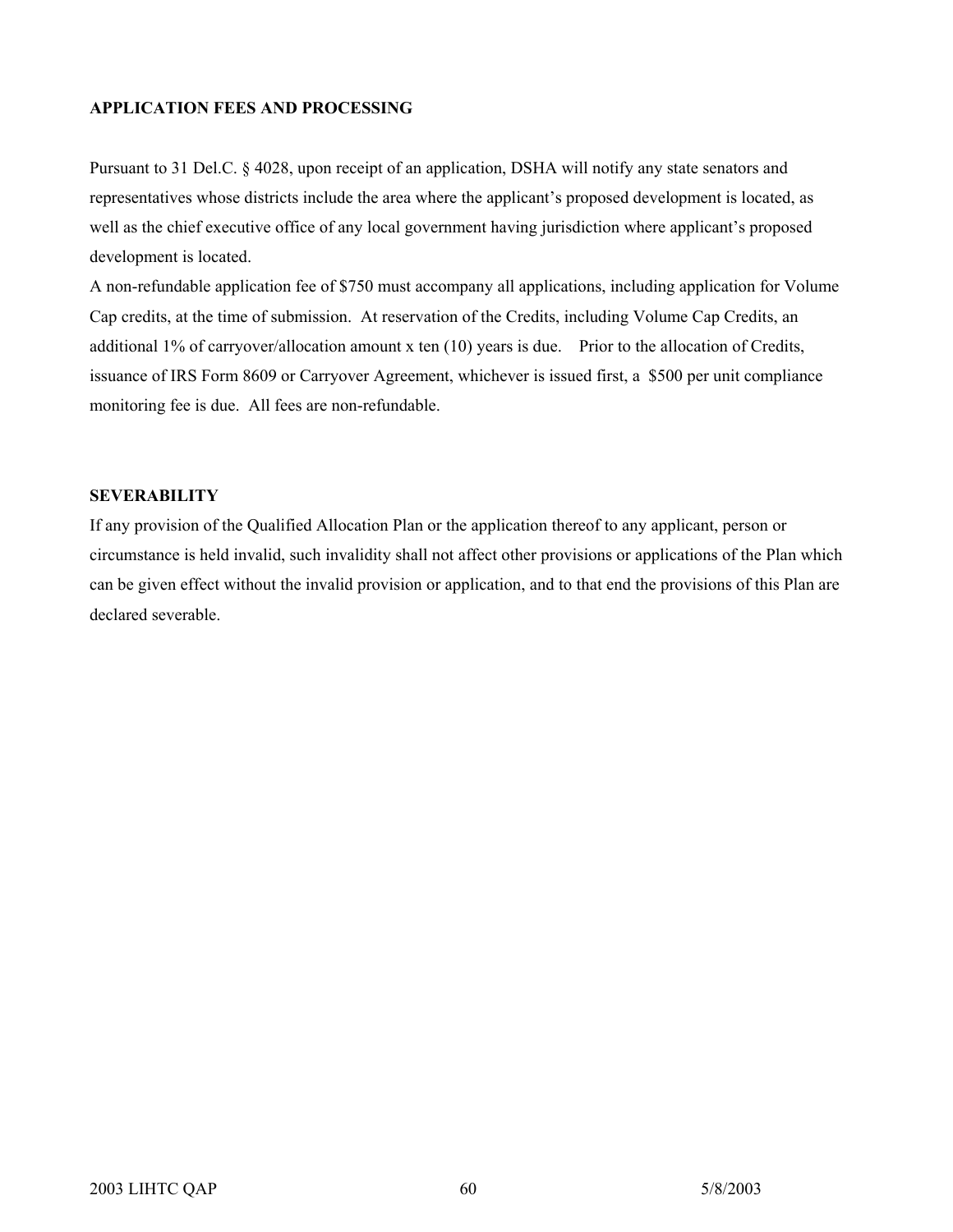**APPLICATION FEES AND PROCESSING**

Pursuant to 31 Del.C. § 4028, upon receipt of an application, DSHA will notify any state senators and representatives whose districts include the area where the applicant's proposed development is located, as well as the chief executive office of any local government having jurisdiction where applicant's proposed development is located.

A non-refundable application fee of $750 must accompany all applications, including application for Volume Cap credits, at the time of submission. At reservation of the Credits, including Volume Cap Credits, an additional 1% of carryover/allocation amount x ten (10) years is due. Prior to the allocation of Credits, issuance of IRS Form 8609 or Carryover Agreement, whichever is issued first, a $500 per unit compliance monitoring fee is due. All fees are non-refundable.

**SEVERABILITY**

If any provision of the Qualified Allocation Plan or the application thereof to any applicant, person or circumstance is held invalid, such invalidity shall not affect other provisions or applications of the Plan which can be given effect without the invalid provision or application, and to that end the provisions of this Plan are declared severable.